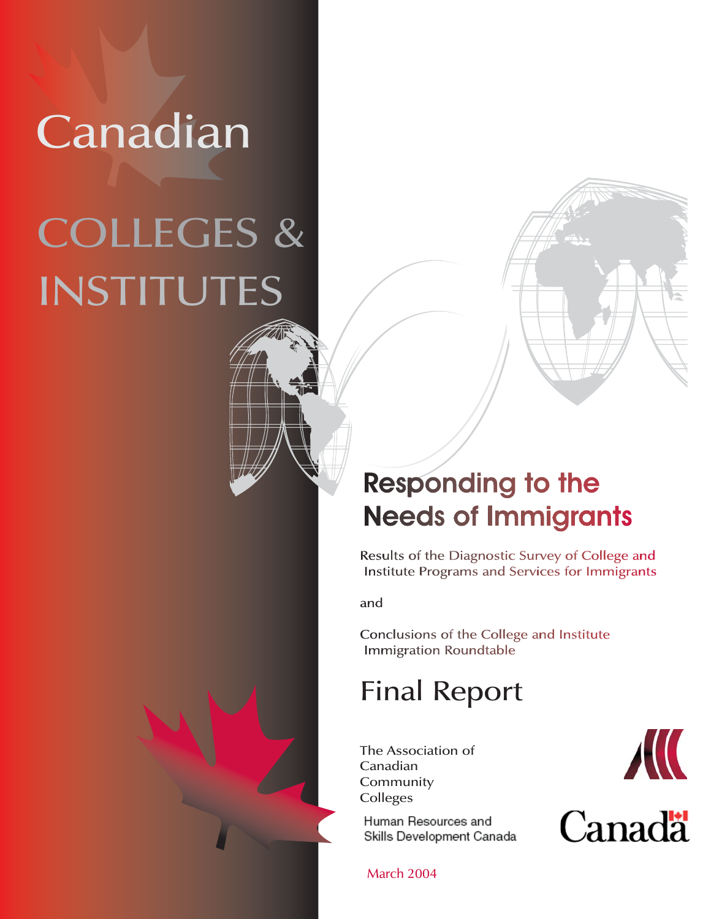# Canadian

# COLLEGES & INSTITUTES

## Responding to the Needs of Immigrants

Results of the Diagnostic Survey of College and Institute Programs and Services for Immigrants

and

Conclusions of the College and Institute Immigration Roundtable

# Final Report

The Association of Canadian Community Colleges

Human Resources and Skills Development Canada

Canada

March 2004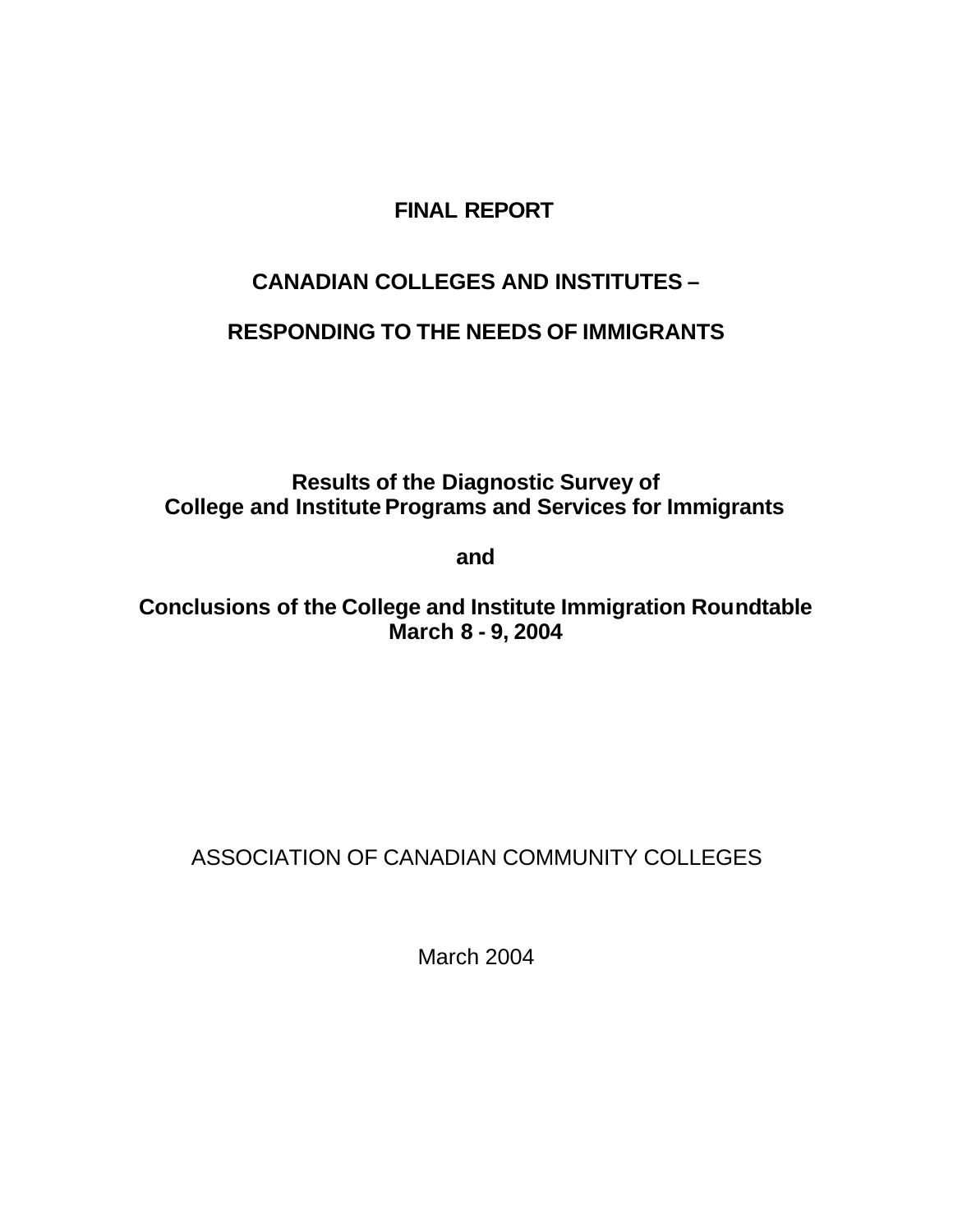# FINAL REPORT

# CANADIAN COLLEGES AND INSTITUTES –

# RESPONDING TO THE NEEDS OF IMMIGRANTS

**Results of the Diagnostic Survey of College and Institute Programs and Services for Immigrants**

**and**

**Conclusions of the College and Institute Immigration Roundtable March 8 - 9, 2004**

ASSOCIATION OF CANADIAN COMMUNITY COLLEGES

March 2004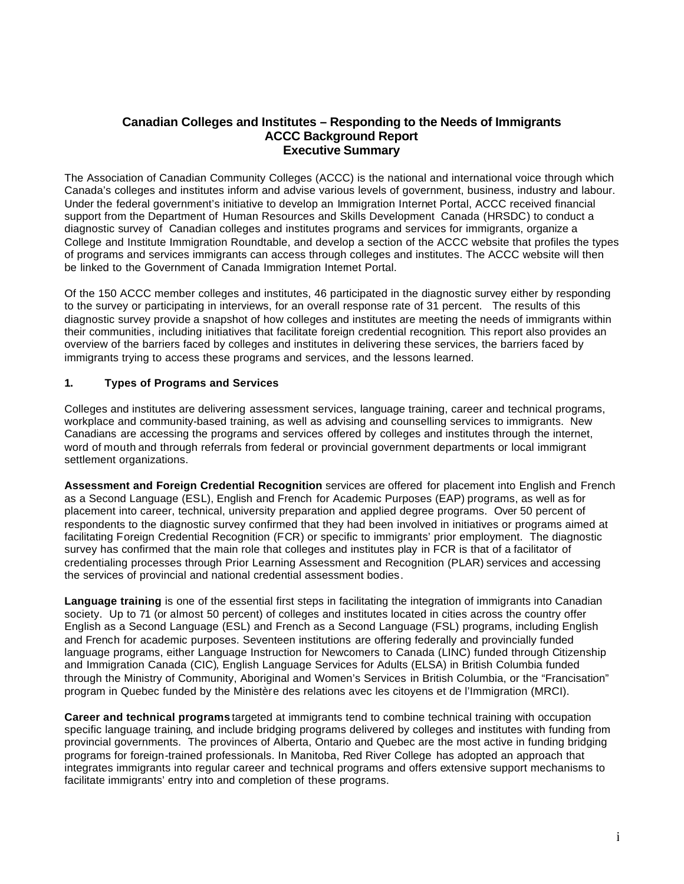# Canadian Colleges and Institutes – Responding to the Needs of Immigrants
## ACCC Background Report
## Executive Summary

The Association of Canadian Community Colleges (ACCC) is the national and international voice through which Canada's colleges and institutes inform and advise various levels of government, business, industry and labour. Under the federal government's initiative to develop an Immigration Internet Portal, ACCC received financial support from the Department of Human Resources and Skills Development Canada (HRSDC) to conduct a diagnostic survey of Canadian colleges and institutes programs and services for immigrants, organize a College and Institute Immigration Roundtable, and develop a section of the ACCC website that profiles the types of programs and services immigrants can access through colleges and institutes. The ACCC website will then be linked to the Government of Canada Immigration Internet Portal.

Of the 150 ACCC member colleges and institutes, 46 participated in the diagnostic survey either by responding to the survey or participating in interviews, for an overall response rate of 31 percent. The results of this diagnostic survey provide a snapshot of how colleges and institutes are meeting the needs of immigrants within their communities, including initiatives that facilitate foreign credential recognition. This report also provides an overview of the barriers faced by colleges and institutes in delivering these services, the barriers faced by immigrants trying to access these programs and services, and the lessons learned.

### 1. Types of Programs and Services

Colleges and institutes are delivering assessment services, language training, career and technical programs, workplace and community-based training, as well as advising and counselling services to immigrants. New Canadians are accessing the programs and services offered by colleges and institutes through the internet, word of mouth and through referrals from federal or provincial government departments or local immigrant settlement organizations.

**Assessment and Foreign Credential Recognition** services are offered for placement into English and French as a Second Language (ESL), English and French for Academic Purposes (EAP) programs, as well as for placement into career, technical, university preparation and applied degree programs. Over 50 percent of respondents to the diagnostic survey confirmed that they had been involved in initiatives or programs aimed at facilitating Foreign Credential Recognition (FCR) or specific to immigrants' prior employment. The diagnostic survey has confirmed that the main role that colleges and institutes play in FCR is that of a facilitator of credentialing processes through Prior Learning Assessment and Recognition (PLAR) services and accessing the services of provincial and national credential assessment bodies.

**Language training** is one of the essential first steps in facilitating the integration of immigrants into Canadian society. Up to 71 (or almost 50 percent) of colleges and institutes located in cities across the country offer English as a Second Language (ESL) and French as a Second Language (FSL) programs, including English and French for academic purposes. Seventeen institutions are offering federally and provincially funded language programs, either Language Instruction for Newcomers to Canada (LINC) funded through Citizenship and Immigration Canada (CIC), English Language Services for Adults (ELSA) in British Columbia funded through the Ministry of Community, Aboriginal and Women's Services in British Columbia, or the "Francisation" program in Quebec funded by the Ministère des relations avec les citoyens et de l'Immigration (MRCI).

**Career and technical programs** targeted at immigrants tend to combine technical training with occupation specific language training, and include bridging programs delivered by colleges and institutes with funding from provincial governments. The provinces of Alberta, Ontario and Quebec are the most active in funding bridging programs for foreign-trained professionals. In Manitoba, Red River College has adopted an approach that integrates immigrants into regular career and technical programs and offers extensive support mechanisms to facilitate immigrants' entry into and completion of these programs.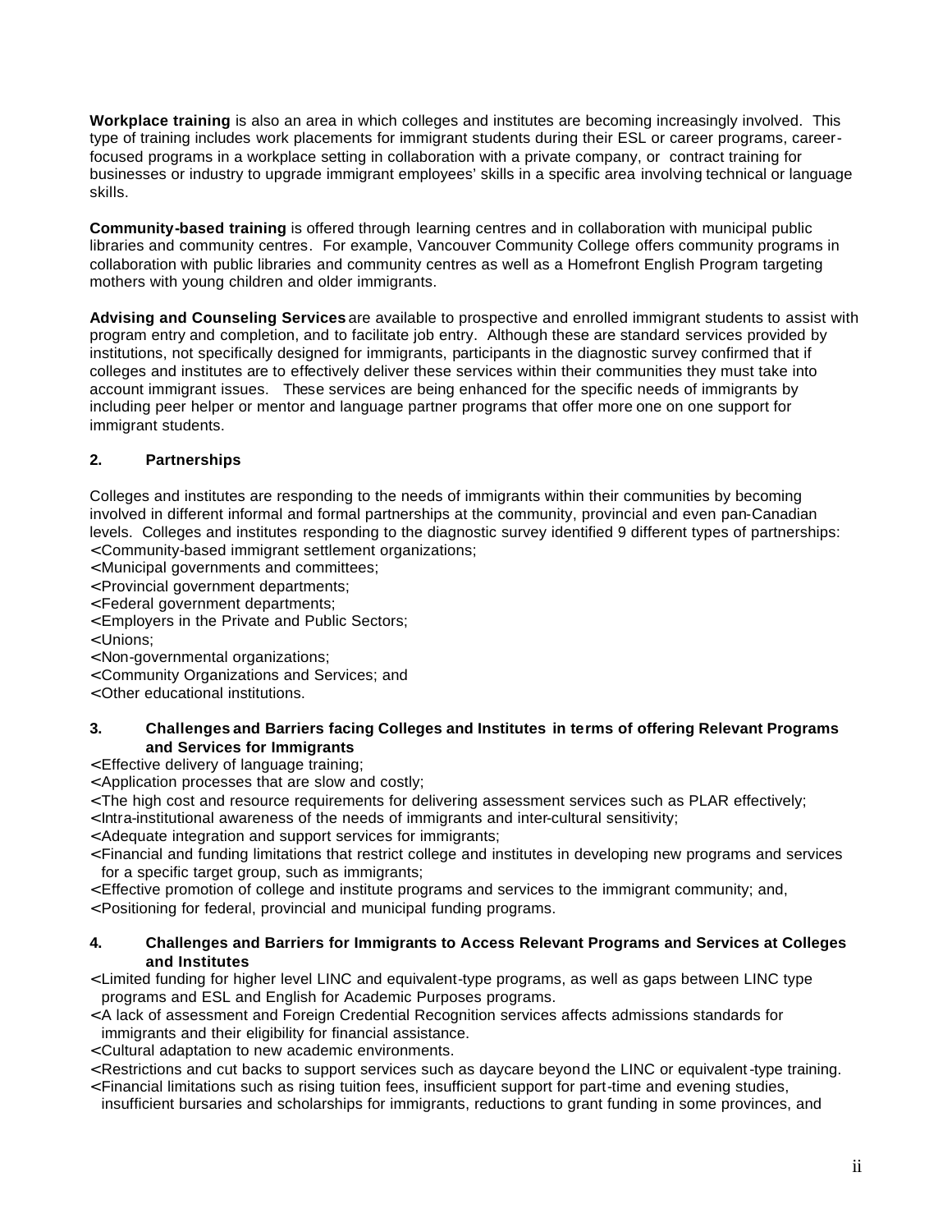**Workplace training** is also an area in which colleges and institutes are becoming increasingly involved. This type of training includes work placements for immigrant students during their ESL or career programs, career-focused programs in a workplace setting in collaboration with a private company, or contract training for businesses or industry to upgrade immigrant employees' skills in a specific area involving technical or language skills.

**Community-based training** is offered through learning centres and in collaboration with municipal public libraries and community centres. For example, Vancouver Community College offers community programs in collaboration with public libraries and community centres as well as a Homefront English Program targeting mothers with young children and older immigrants.

**Advising and Counseling Services** are available to prospective and enrolled immigrant students to assist with program entry and completion, and to facilitate job entry. Although these are standard services provided by institutions, not specifically designed for immigrants, participants in the diagnostic survey confirmed that if colleges and institutes are to effectively deliver these services within their communities they must take into account immigrant issues. These services are being enhanced for the specific needs of immigrants by including peer helper or mentor and language partner programs that offer more one on one support for immigrant students.

## 2. Partnerships

Colleges and institutes are responding to the needs of immigrants within their communities by becoming involved in different informal and formal partnerships at the community, provincial and even pan-Canadian levels. Colleges and institutes responding to the diagnostic survey identified 9 different types of partnerships:

- Community-based immigrant settlement organizations;
- Municipal governments and committees;
- Provincial government departments;
- Federal government departments;
- Employers in the Private and Public Sectors;
- Unions;
- Non-governmental organizations;
- Community Organizations and Services; and
- Other educational institutions.

## 3. Challenges and Barriers facing Colleges and Institutes in terms of offering Relevant Programs and Services for Immigrants

- Effective delivery of language training;
- Application processes that are slow and costly;
- The high cost and resource requirements for delivering assessment services such as PLAR effectively;
- Intra-institutional awareness of the needs of immigrants and inter-cultural sensitivity;
- Adequate integration and support services for immigrants;
- Financial and funding limitations that restrict college and institutes in developing new programs and services for a specific target group, such as immigrants;
- Effective promotion of college and institute programs and services to the immigrant community; and,
- Positioning for federal, provincial and municipal funding programs.

## 4. Challenges and Barriers for Immigrants to Access Relevant Programs and Services at Colleges and Institutes

- Limited funding for higher level LINC and equivalent-type programs, as well as gaps between LINC type programs and ESL and English for Academic Purposes programs.
- A lack of assessment and Foreign Credential Recognition services affects admissions standards for immigrants and their eligibility for financial assistance.
- Cultural adaptation to new academic environments.
- Restrictions and cut backs to support services such as daycare beyond the LINC or equivalent-type training.
- Financial limitations such as rising tuition fees, insufficient support for part-time and evening studies, insufficient bursaries and scholarships for immigrants, reductions to grant funding in some provinces, and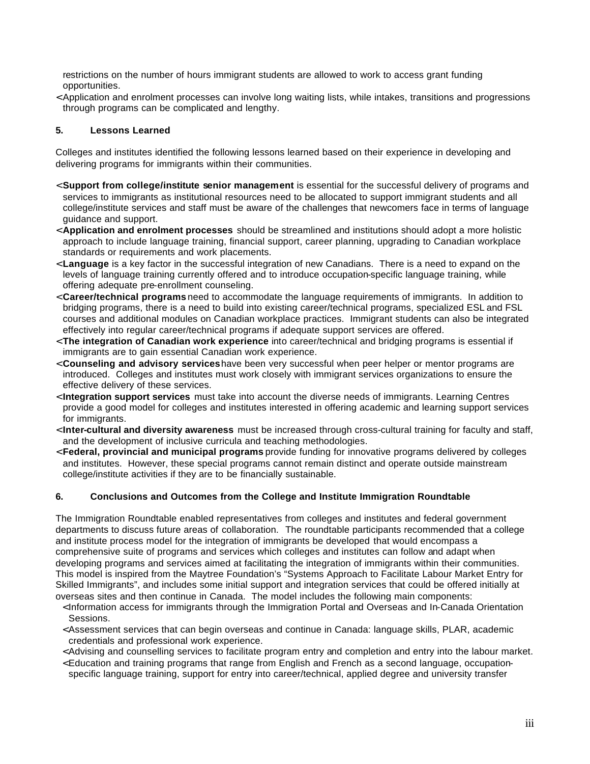restrictions on the number of hours immigrant students are allowed to work to access grant funding opportunities.

- Application and enrolment processes can involve long waiting lists, while intakes, transitions and progressions through programs can be complicated and lengthy.

## 5. Lessons Learned

Colleges and institutes identified the following lessons learned based on their experience in developing and delivering programs for immigrants within their communities.

- **Support from college/institute senior management** is essential for the successful delivery of programs and services to immigrants as institutional resources need to be allocated to support immigrant students and all college/institute services and staff must be aware of the challenges that newcomers face in terms of language guidance and support.
- **Application and enrolment processes** should be streamlined and institutions should adopt a more holistic approach to include language training, financial support, career planning, upgrading to Canadian workplace standards or requirements and work placements.
- **Language** is a key factor in the successful integration of new Canadians. There is a need to expand on the levels of language training currently offered and to introduce occupation-specific language training, while offering adequate pre-enrollment counseling.
- **Career/technical programs** need to accommodate the language requirements of immigrants. In addition to bridging programs, there is a need to build into existing career/technical programs, specialized ESL and FSL courses and additional modules on Canadian workplace practices. Immigrant students can also be integrated effectively into regular career/technical programs if adequate support services are offered.
- **The integration of Canadian work experience** into career/technical and bridging programs is essential if immigrants are to gain essential Canadian work experience.
- **Counseling and advisory services** have been very successful when peer helper or mentor programs are introduced. Colleges and institutes must work closely with immigrant services organizations to ensure the effective delivery of these services.
- **Integration support services** must take into account the diverse needs of immigrants. Learning Centres provide a good model for colleges and institutes interested in offering academic and learning support services for immigrants.
- **Inter-cultural and diversity awareness** must be increased through cross-cultural training for faculty and staff, and the development of inclusive curricula and teaching methodologies.
- **Federal, provincial and municipal programs** provide funding for innovative programs delivered by colleges and institutes. However, these special programs cannot remain distinct and operate outside mainstream college/institute activities if they are to be financially sustainable.

## 6. Conclusions and Outcomes from the College and Institute Immigration Roundtable

The Immigration Roundtable enabled representatives from colleges and institutes and federal government departments to discuss future areas of collaboration. The roundtable participants recommended that a college and institute process model for the integration of immigrants be developed that would encompass a comprehensive suite of programs and services which colleges and institutes can follow and adapt when developing programs and services aimed at facilitating the integration of immigrants within their communities. This model is inspired from the Maytree Foundation's "Systems Approach to Facilitate Labour Market Entry for Skilled Immigrants", and includes some initial support and integration services that could be offered initially at overseas sites and then continue in Canada. The model includes the following main components:

- Information access for immigrants through the Immigration Portal and Overseas and In-Canada Orientation Sessions.
- Assessment services that can begin overseas and continue in Canada: language skills, PLAR, academic credentials and professional work experience.
- Advising and counselling services to facilitate program entry and completion and entry into the labour market.
- Education and training programs that range from English and French as a second language, occupation-specific language training, support for entry into career/technical, applied degree and university transfer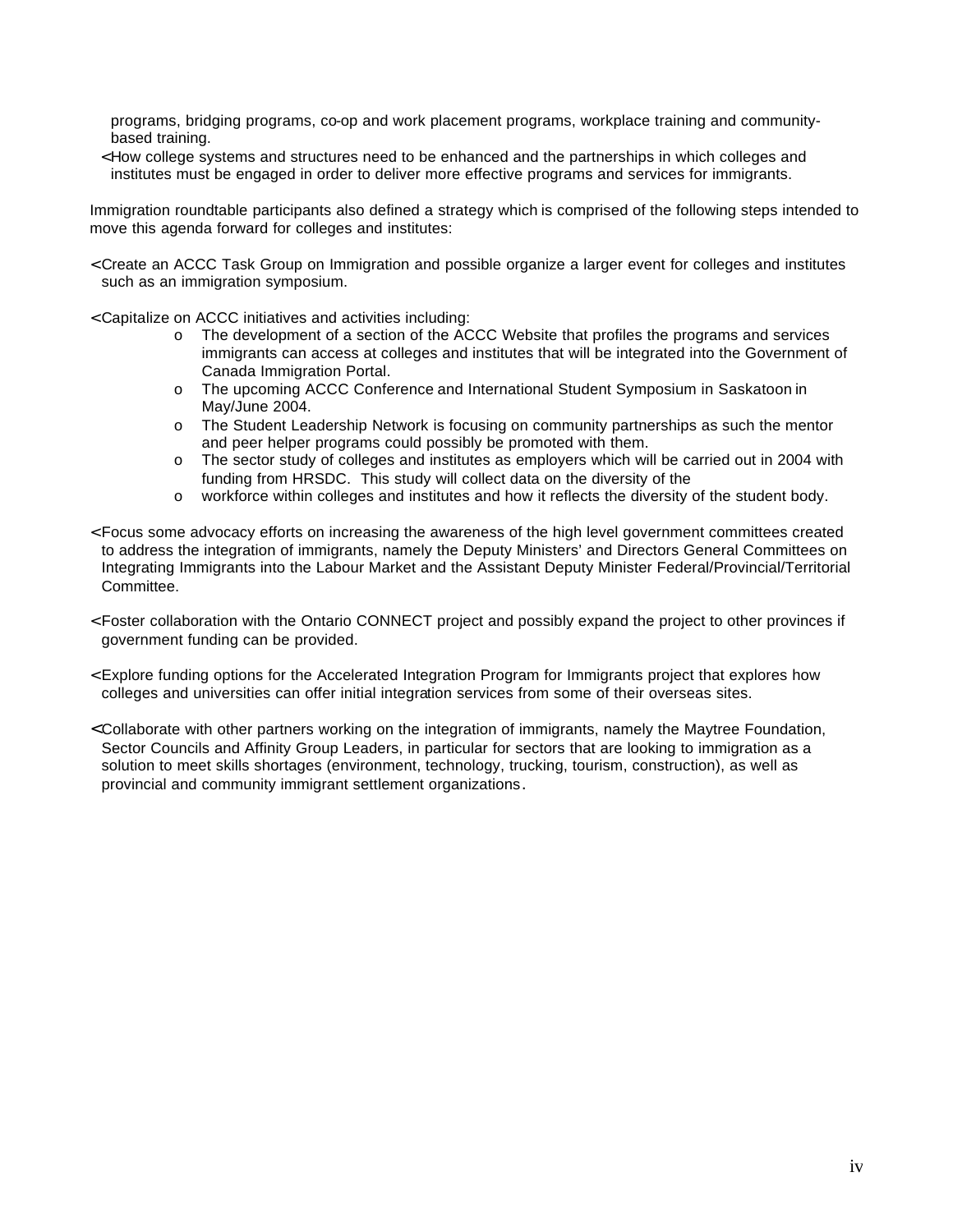programs, bridging programs, co-op and work placement programs, workplace training and community-based training.

- How college systems and structures need to be enhanced and the partnerships in which colleges and institutes must be engaged in order to deliver more effective programs and services for immigrants.

Immigration roundtable participants also defined a strategy which is comprised of the following steps intended to move this agenda forward for colleges and institutes:

- Create an ACCC Task Group on Immigration and possible organize a larger event for colleges and institutes such as an immigration symposium.

- Capitalize on ACCC initiatives and activities including:
  - The development of a section of the ACCC Website that profiles the programs and services immigrants can access at colleges and institutes that will be integrated into the Government of Canada Immigration Portal.
  - The upcoming ACCC Conference and International Student Symposium in Saskatoon in May/June 2004.
  - The Student Leadership Network is focusing on community partnerships as such the mentor and peer helper programs could possibly be promoted with them.
  - The sector study of colleges and institutes as employers which will be carried out in 2004 with funding from HRSDC. This study will collect data on the diversity of the
  - workforce within colleges and institutes and how it reflects the diversity of the student body.

- Focus some advocacy efforts on increasing the awareness of the high level government committees created to address the integration of immigrants, namely the Deputy Ministers' and Directors General Committees on Integrating Immigrants into the Labour Market and the Assistant Deputy Minister Federal/Provincial/Territorial Committee.

- Foster collaboration with the Ontario CONNECT project and possibly expand the project to other provinces if government funding can be provided.

- Explore funding options for the Accelerated Integration Program for Immigrants project that explores how colleges and universities can offer initial integration services from some of their overseas sites.

- Collaborate with other partners working on the integration of immigrants, namely the Maytree Foundation, Sector Councils and Affinity Group Leaders, in particular for sectors that are looking to immigration as a solution to meet skills shortages (environment, technology, trucking, tourism, construction), as well as provincial and community immigrant settlement organizations.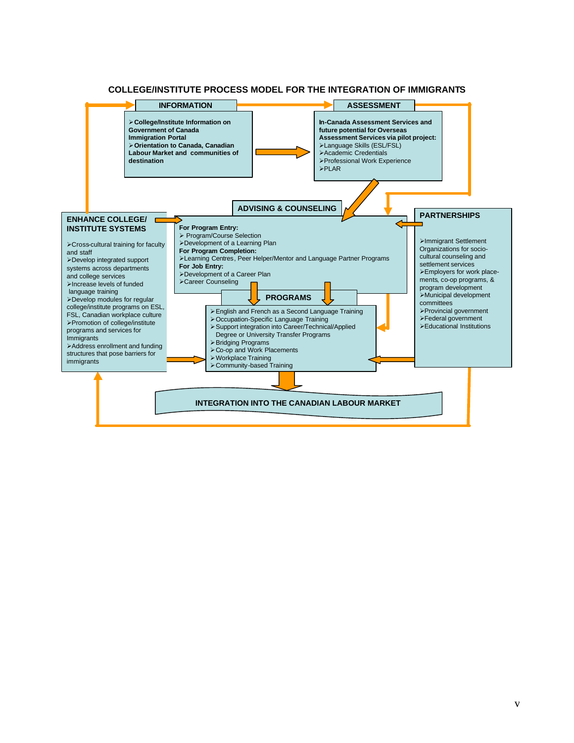## COLLEGE/INSTITUTE PROCESS MODEL FOR THE INTEGRATION OF IMMIGRANTS

### INFORMATION

- **College/Institute Information on Government of Canada Immigration Portal**
- **Orientation to Canada, Canadian Labour Market and communities of destination**

### ASSESSMENT

**In-Canada Assessment Services and future potential for Overseas Assessment Services via pilot project:**

- Language Skills (ESL/FSL)
- Academic Credentials
- Professional Work Experience
- PLAR

### ENHANCE COLLEGE/ INSTITUTE SYSTEMS

- Cross-cultural training for faculty and staff
- Develop integrated support systems across departments and college services
- Increase levels of funded language training
- Develop modules for regular college/institute programs on ESL, FSL, Canadian workplace culture
- Promotion of college/institute programs and services for Immigrants
- Address enrollment and funding structures that pose barriers for immigrants

### ADVISING & COUNSELING

**For Program Entry:**

- Program/Course Selection
- Development of a Learning Plan

**For Program Completion:**

- Learning Centres, Peer Helper/Mentor and Language Partner Programs

**For Job Entry:**

- Development of a Career Plan
- Career Counseling

### PARTNERSHIPS

- Immigrant Settlement Organizations for socio-cultural counseling and settlement services
- Employers for work place-ments, co-op programs, & program development
- Municipal development committees
- Provincial government
- Federal government
- Educational Institutions

### PROGRAMS

- English and French as a Second Language Training
- Occupation-Specific Language Training
- Support integration into Career/Technical/Applied Degree or University Transfer Programs
- Bridging Programs
- Co-op and Work Placements
- Workplace Training
- Community-based Training

### INTEGRATION INTO THE CANADIAN LABOUR MARKET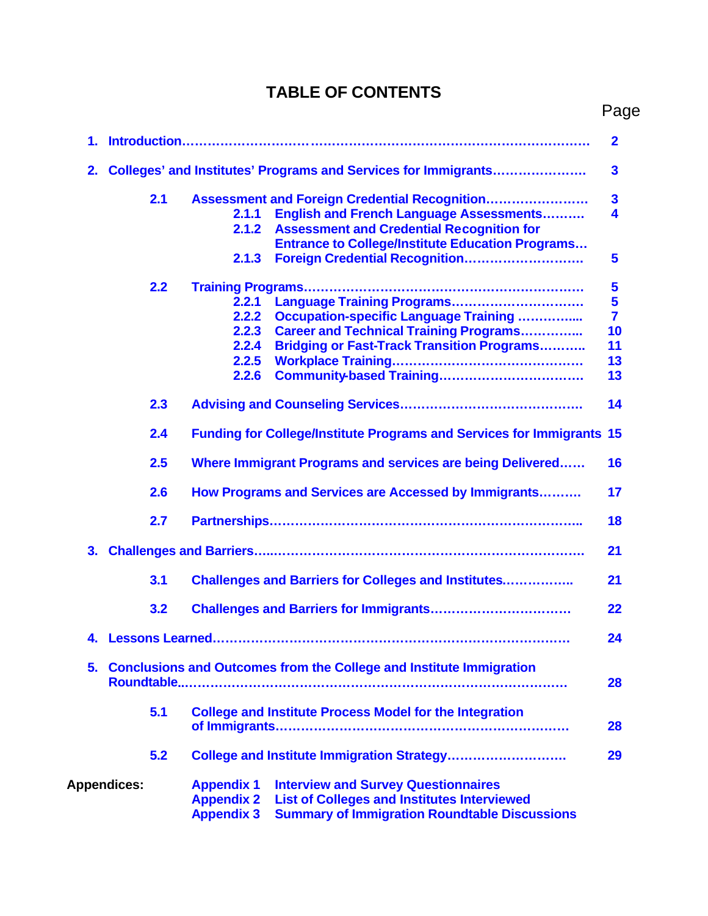# TABLE OF CONTENTS

| | Page |
|---|---|
| **1. Introduction** | **2** |
| **2. Colleges' and Institutes' Programs and Services for Immigrants** | **3** |
| **2.1 Assessment and Foreign Credential Recognition** | **3** |
| **2.1.1 English and French Language Assessments** | **4** |
| **2.1.2 Assessment and Credential Recognition for Entrance to College/Institute Education Programs** | |
| **2.1.3 Foreign Credential Recognition** | **5** |
| **2.2 Training Programs** | **5** |
| **2.2.1 Language Training Programs** | **5** |
| **2.2.2 Occupation-specific Language Training** | **7** |
| **2.2.3 Career and Technical Training Programs** | **10** |
| **2.2.4 Bridging or Fast-Track Transition Programs** | **11** |
| **2.2.5 Workplace Training** | **13** |
| **2.2.6 Community-based Training** | **13** |
| **2.3 Advising and Counseling Services** | **14** |
| **2.4 Funding for College/Institute Programs and Services for Immigrants** | **15** |
| **2.5 Where Immigrant Programs and services are being Delivered** | **16** |
| **2.6 How Programs and Services are Accessed by Immigrants** | **17** |
| **2.7 Partnerships** | **18** |
| **3. Challenges and Barriers** | **21** |
| **3.1 Challenges and Barriers for Colleges and Institutes** | **21** |
| **3.2 Challenges and Barriers for Immigrants** | **22** |
| **4. Lessons Learned** | **24** |
| **5. Conclusions and Outcomes from the College and Institute Immigration Roundtable** | **28** |
| **5.1 College and Institute Process Model for the Integration of Immigrants** | **28** |
| **5.2 College and Institute Immigration Strategy** | **29** |

**Appendices:**

- **Appendix 1 Interview and Survey Questionnaires**
- **Appendix 2 List of Colleges and Institutes Interviewed**
- **Appendix 3 Summary of Immigration Roundtable Discussions**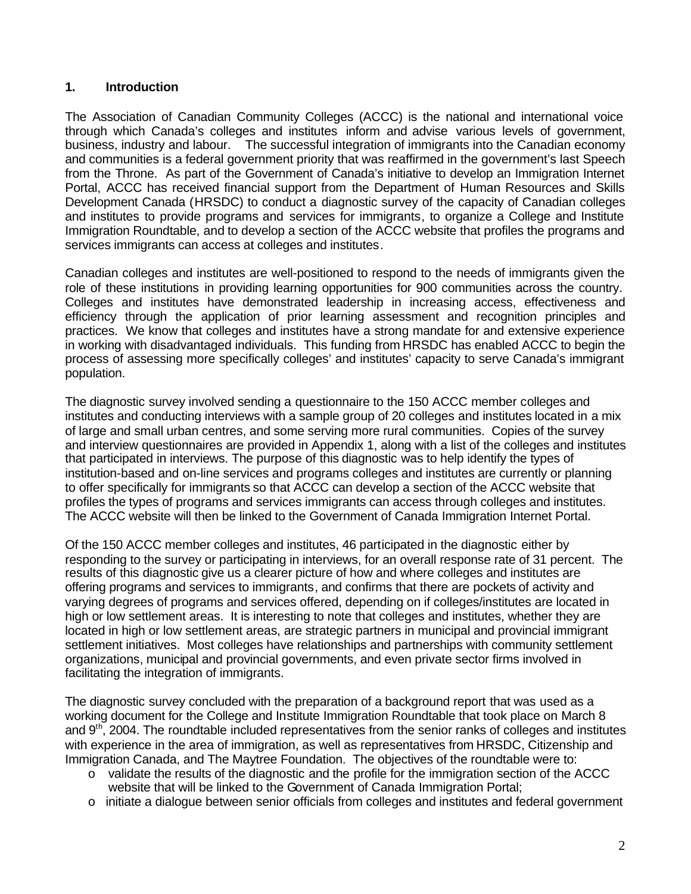## 1. Introduction

The Association of Canadian Community Colleges (ACCC) is the national and international voice through which Canada's colleges and institutes inform and advise various levels of government, business, industry and labour. The successful integration of immigrants into the Canadian economy and communities is a federal government priority that was reaffirmed in the government's last Speech from the Throne. As part of the Government of Canada's initiative to develop an Immigration Internet Portal, ACCC has received financial support from the Department of Human Resources and Skills Development Canada (HRSDC) to conduct a diagnostic survey of the capacity of Canadian colleges and institutes to provide programs and services for immigrants, to organize a College and Institute Immigration Roundtable, and to develop a section of the ACCC website that profiles the programs and services immigrants can access at colleges and institutes.

Canadian colleges and institutes are well-positioned to respond to the needs of immigrants given the role of these institutions in providing learning opportunities for 900 communities across the country. Colleges and institutes have demonstrated leadership in increasing access, effectiveness and efficiency through the application of prior learning assessment and recognition principles and practices. We know that colleges and institutes have a strong mandate for and extensive experience in working with disadvantaged individuals. This funding from HRSDC has enabled ACCC to begin the process of assessing more specifically colleges' and institutes' capacity to serve Canada's immigrant population.

The diagnostic survey involved sending a questionnaire to the 150 ACCC member colleges and institutes and conducting interviews with a sample group of 20 colleges and institutes located in a mix of large and small urban centres, and some serving more rural communities. Copies of the survey and interview questionnaires are provided in Appendix 1, along with a list of the colleges and institutes that participated in interviews. The purpose of this diagnostic was to help identify the types of institution-based and on-line services and programs colleges and institutes are currently or planning to offer specifically for immigrants so that ACCC can develop a section of the ACCC website that profiles the types of programs and services immigrants can access through colleges and institutes. The ACCC website will then be linked to the Government of Canada Immigration Internet Portal.

Of the 150 ACCC member colleges and institutes, 46 participated in the diagnostic either by responding to the survey or participating in interviews, for an overall response rate of 31 percent. The results of this diagnostic give us a clearer picture of how and where colleges and institutes are offering programs and services to immigrants, and confirms that there are pockets of activity and varying degrees of programs and services offered, depending on if colleges/institutes are located in high or low settlement areas. It is interesting to note that colleges and institutes, whether they are located in high or low settlement areas, are strategic partners in municipal and provincial immigrant settlement initiatives. Most colleges have relationships and partnerships with community settlement organizations, municipal and provincial governments, and even private sector firms involved in facilitating the integration of immigrants.

The diagnostic survey concluded with the preparation of a background report that was used as a working document for the College and Institute Immigration Roundtable that took place on March 8 and 9th, 2004. The roundtable included representatives from the senior ranks of colleges and institutes with experience in the area of immigration, as well as representatives from HRSDC, Citizenship and Immigration Canada, and The Maytree Foundation. The objectives of the roundtable were to:

- validate the results of the diagnostic and the profile for the immigration section of the ACCC website that will be linked to the Government of Canada Immigration Portal;
- initiate a dialogue between senior officials from colleges and institutes and federal government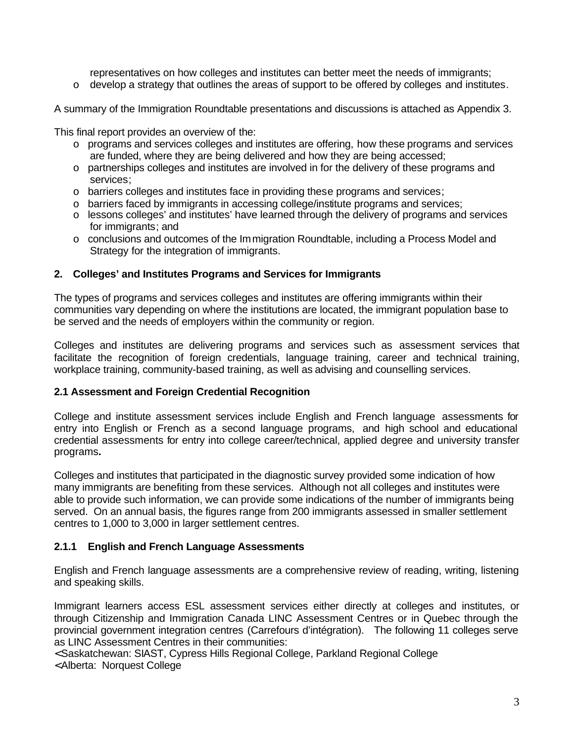representatives on how colleges and institutes can better meet the needs of immigrants;
- develop a strategy that outlines the areas of support to be offered by colleges and institutes.

A summary of the Immigration Roundtable presentations and discussions is attached as Appendix 3.

This final report provides an overview of the:

- programs and services colleges and institutes are offering, how these programs and services are funded, where they are being delivered and how they are being accessed;
- partnerships colleges and institutes are involved in for the delivery of these programs and services;
- barriers colleges and institutes face in providing these programs and services;
- barriers faced by immigrants in accessing college/institute programs and services;
- lessons colleges' and institutes' have learned through the delivery of programs and services for immigrants; and
- conclusions and outcomes of the Immigration Roundtable, including a Process Model and Strategy for the integration of immigrants.

## 2. Colleges' and Institutes Programs and Services for Immigrants

The types of programs and services colleges and institutes are offering immigrants within their communities vary depending on where the institutions are located, the immigrant population base to be served and the needs of employers within the community or region.

Colleges and institutes are delivering programs and services such as assessment services that facilitate the recognition of foreign credentials, language training, career and technical training, workplace training, community-based training, as well as advising and counselling services.

### 2.1 Assessment and Foreign Credential Recognition

College and institute assessment services include English and French language assessments for entry into English or French as a second language programs, and high school and educational credential assessments for entry into college career/technical, applied degree and university transfer programs**.**

Colleges and institutes that participated in the diagnostic survey provided some indication of how many immigrants are benefiting from these services. Although not all colleges and institutes were able to provide such information, we can provide some indications of the number of immigrants being served. On an annual basis, the figures range from 200 immigrants assessed in smaller settlement centres to 1,000 to 3,000 in larger settlement centres.

### 2.1.1 English and French Language Assessments

English and French language assessments are a comprehensive review of reading, writing, listening and speaking skills.

Immigrant learners access ESL assessment services either directly at colleges and institutes, or through Citizenship and Immigration Canada LINC Assessment Centres or in Quebec through the provincial government integration centres (Carrefours d'intégration). The following 11 colleges serve as LINC Assessment Centres in their communities:

- Saskatchewan: SIAST, Cypress Hills Regional College, Parkland Regional College
- Alberta: Norquest College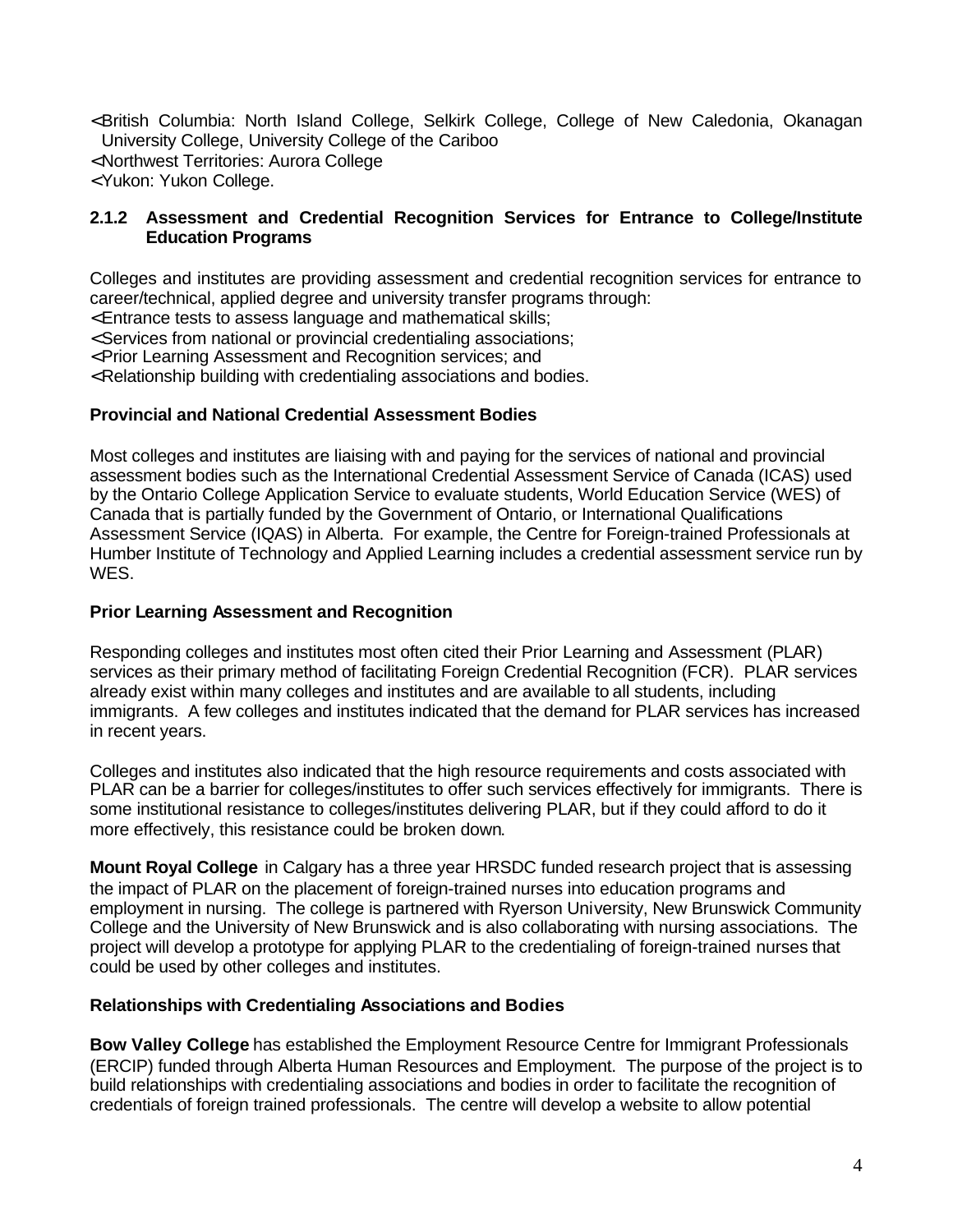- British Columbia: North Island College, Selkirk College, College of New Caledonia, Okanagan University College, University College of the Cariboo
- Northwest Territories: Aurora College
- Yukon: Yukon College.

### 2.1.2 Assessment and Credential Recognition Services for Entrance to College/Institute Education Programs

Colleges and institutes are providing assessment and credential recognition services for entrance to career/technical, applied degree and university transfer programs through:

- Entrance tests to assess language and mathematical skills;
- Services from national or provincial credentialing associations;
- Prior Learning Assessment and Recognition services; and
- Relationship building with credentialing associations and bodies.

**Provincial and National Credential Assessment Bodies**

Most colleges and institutes are liaising with and paying for the services of national and provincial assessment bodies such as the International Credential Assessment Service of Canada (ICAS) used by the Ontario College Application Service to evaluate students, World Education Service (WES) of Canada that is partially funded by the Government of Ontario, or International Qualifications Assessment Service (IQAS) in Alberta. For example, the Centre for Foreign-trained Professionals at Humber Institute of Technology and Applied Learning includes a credential assessment service run by WES.

**Prior Learning Assessment and Recognition**

Responding colleges and institutes most often cited their Prior Learning and Assessment (PLAR) services as their primary method of facilitating Foreign Credential Recognition (FCR). PLAR services already exist within many colleges and institutes and are available to all students, including immigrants. A few colleges and institutes indicated that the demand for PLAR services has increased in recent years.

Colleges and institutes also indicated that the high resource requirements and costs associated with PLAR can be a barrier for colleges/institutes to offer such services effectively for immigrants. There is some institutional resistance to colleges/institutes delivering PLAR, but if they could afford to do it more effectively, this resistance could be broken down.

**Mount Royal College** in Calgary has a three year HRSDC funded research project that is assessing the impact of PLAR on the placement of foreign-trained nurses into education programs and employment in nursing. The college is partnered with Ryerson University, New Brunswick Community College and the University of New Brunswick and is also collaborating with nursing associations. The project will develop a prototype for applying PLAR to the credentialing of foreign-trained nurses that could be used by other colleges and institutes.

**Relationships with Credentialing Associations and Bodies**

**Bow Valley College** has established the Employment Resource Centre for Immigrant Professionals (ERCIP) funded through Alberta Human Resources and Employment. The purpose of the project is to build relationships with credentialing associations and bodies in order to facilitate the recognition of credentials of foreign trained professionals. The centre will develop a website to allow potential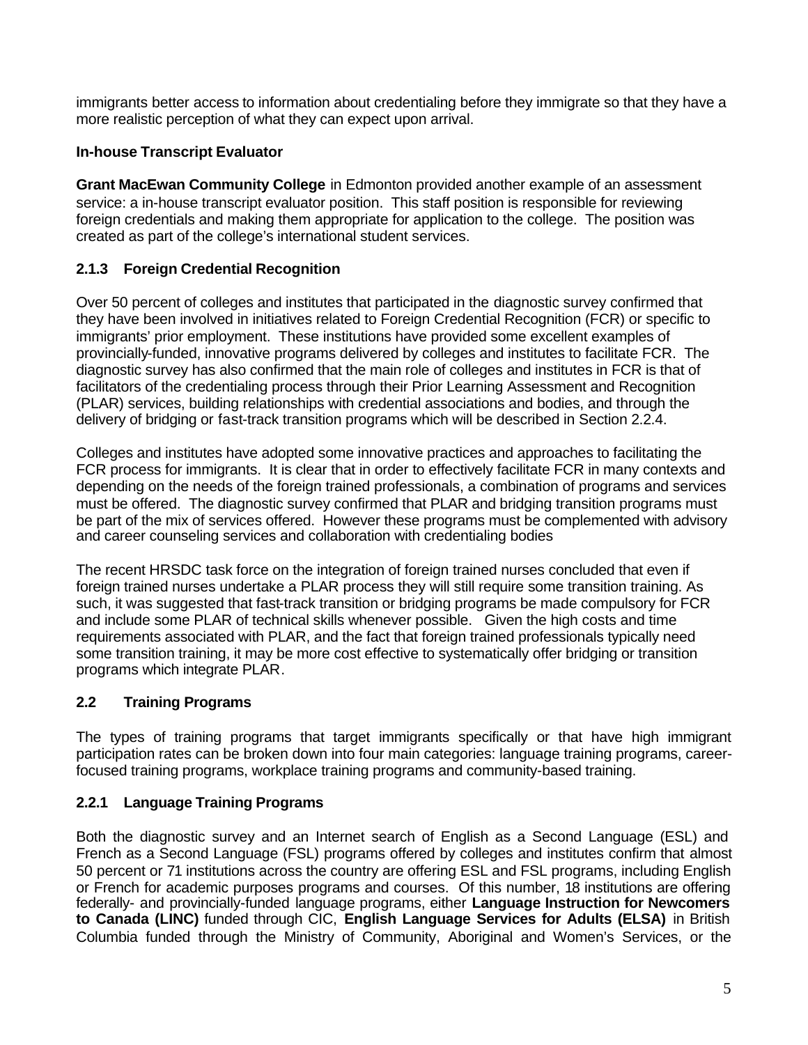immigrants better access to information about credentialing before they immigrate so that they have a more realistic perception of what they can expect upon arrival.

**In-house Transcript Evaluator**

**Grant MacEwan Community College** in Edmonton provided another example of an assessment service: a in-house transcript evaluator position. This staff position is responsible for reviewing foreign credentials and making them appropriate for application to the college. The position was created as part of the college's international student services.

### 2.1.3 Foreign Credential Recognition

Over 50 percent of colleges and institutes that participated in the diagnostic survey confirmed that they have been involved in initiatives related to Foreign Credential Recognition (FCR) or specific to immigrants' prior employment. These institutions have provided some excellent examples of provincially-funded, innovative programs delivered by colleges and institutes to facilitate FCR. The diagnostic survey has also confirmed that the main role of colleges and institutes in FCR is that of facilitators of the credentialing process through their Prior Learning Assessment and Recognition (PLAR) services, building relationships with credential associations and bodies, and through the delivery of bridging or fast-track transition programs which will be described in Section 2.2.4.

Colleges and institutes have adopted some innovative practices and approaches to facilitating the FCR process for immigrants. It is clear that in order to effectively facilitate FCR in many contexts and depending on the needs of the foreign trained professionals, a combination of programs and services must be offered. The diagnostic survey confirmed that PLAR and bridging transition programs must be part of the mix of services offered. However these programs must be complemented with advisory and career counseling services and collaboration with credentialing bodies

The recent HRSDC task force on the integration of foreign trained nurses concluded that even if foreign trained nurses undertake a PLAR process they will still require some transition training. As such, it was suggested that fast-track transition or bridging programs be made compulsory for FCR and include some PLAR of technical skills whenever possible. Given the high costs and time requirements associated with PLAR, and the fact that foreign trained professionals typically need some transition training, it may be more cost effective to systematically offer bridging or transition programs which integrate PLAR.

## 2.2 Training Programs

The types of training programs that target immigrants specifically or that have high immigrant participation rates can be broken down into four main categories: language training programs, career-focused training programs, workplace training programs and community-based training.

### 2.2.1 Language Training Programs

Both the diagnostic survey and an Internet search of English as a Second Language (ESL) and French as a Second Language (FSL) programs offered by colleges and institutes confirm that almost 50 percent or 71 institutions across the country are offering ESL and FSL programs, including English or French for academic purposes programs and courses. Of this number, 18 institutions are offering federally- and provincially-funded language programs, either **Language Instruction for Newcomers to Canada (LINC)** funded through CIC, **English Language Services for Adults (ELSA)** in British Columbia funded through the Ministry of Community, Aboriginal and Women's Services, or the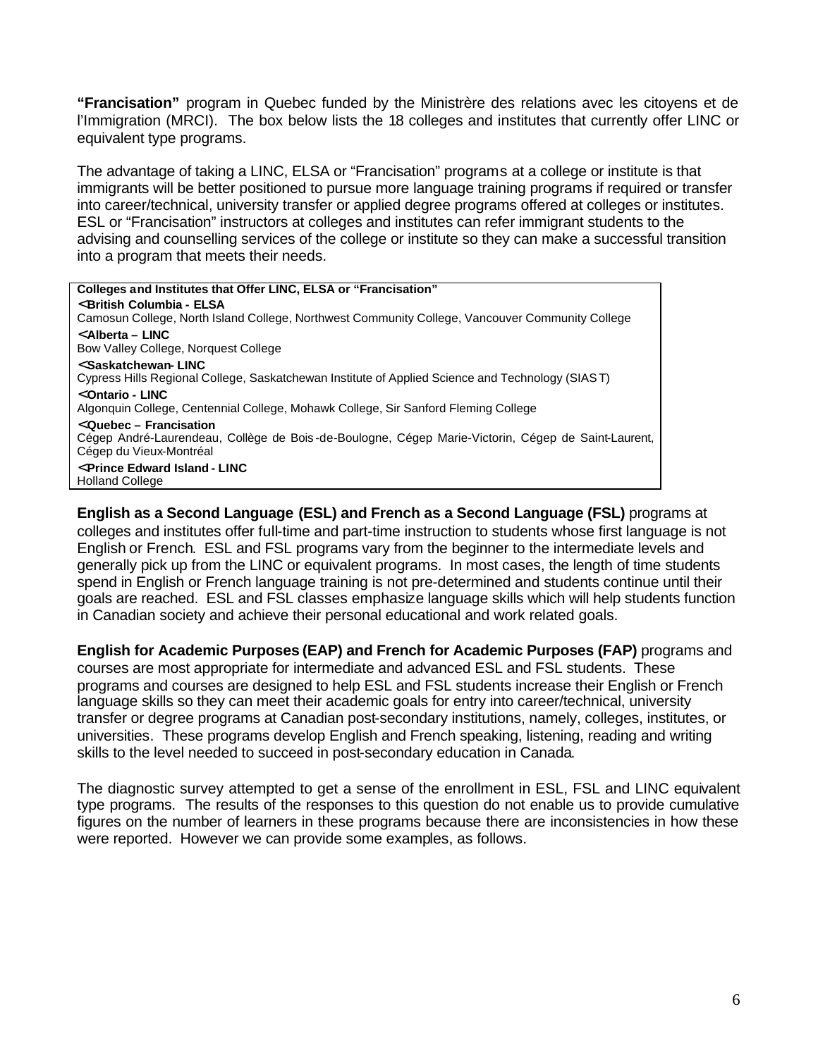**"Francisation"** program in Quebec funded by the Ministrère des relations avec les citoyens et de l'Immigration (MRCI). The box below lists the 18 colleges and institutes that currently offer LINC or equivalent type programs.

The advantage of taking a LINC, ELSA or "Francisation" programs at a college or institute is that immigrants will be better positioned to pursue more language training programs if required or transfer into career/technical, university transfer or applied degree programs offered at colleges or institutes. ESL or "Francisation" instructors at colleges and institutes can refer immigrant students to the advising and counselling services of the college or institute so they can make a successful transition into a program that meets their needs.

**Colleges and Institutes that Offer LINC, ELSA or "Francisation"**

- **British Columbia - ELSA**
  Camosun College, North Island College, Northwest Community College, Vancouver Community College
- **Alberta – LINC**
  Bow Valley College, Norquest College
- **Saskatchewan- LINC**
  Cypress Hills Regional College, Saskatchewan Institute of Applied Science and Technology (SIAST)
- **Ontario - LINC**
  Algonquin College, Centennial College, Mohawk College, Sir Sanford Fleming College
- **Quebec – Francisation**
  Cégep André-Laurendeau, Collège de Bois-de-Boulogne, Cégep Marie-Victorin, Cégep de Saint-Laurent, Cégep du Vieux-Montréal
- **Prince Edward Island - LINC**
  Holland College

**English as a Second Language (ESL) and French as a Second Language (FSL)** programs at colleges and institutes offer full-time and part-time instruction to students whose first language is not English or French. ESL and FSL programs vary from the beginner to the intermediate levels and generally pick up from the LINC or equivalent programs. In most cases, the length of time students spend in English or French language training is not pre-determined and students continue until their goals are reached. ESL and FSL classes emphasize language skills which will help students function in Canadian society and achieve their personal educational and work related goals.

**English for Academic Purposes (EAP) and French for Academic Purposes (FAP)** programs and courses are most appropriate for intermediate and advanced ESL and FSL students. These programs and courses are designed to help ESL and FSL students increase their English or French language skills so they can meet their academic goals for entry into career/technical, university transfer or degree programs at Canadian post-secondary institutions, namely, colleges, institutes, or universities. These programs develop English and French speaking, listening, reading and writing skills to the level needed to succeed in post-secondary education in Canada.

The diagnostic survey attempted to get a sense of the enrollment in ESL, FSL and LINC equivalent type programs. The results of the responses to this question do not enable us to provide cumulative figures on the number of learners in these programs because there are inconsistencies in how these were reported. However we can provide some examples, as follows.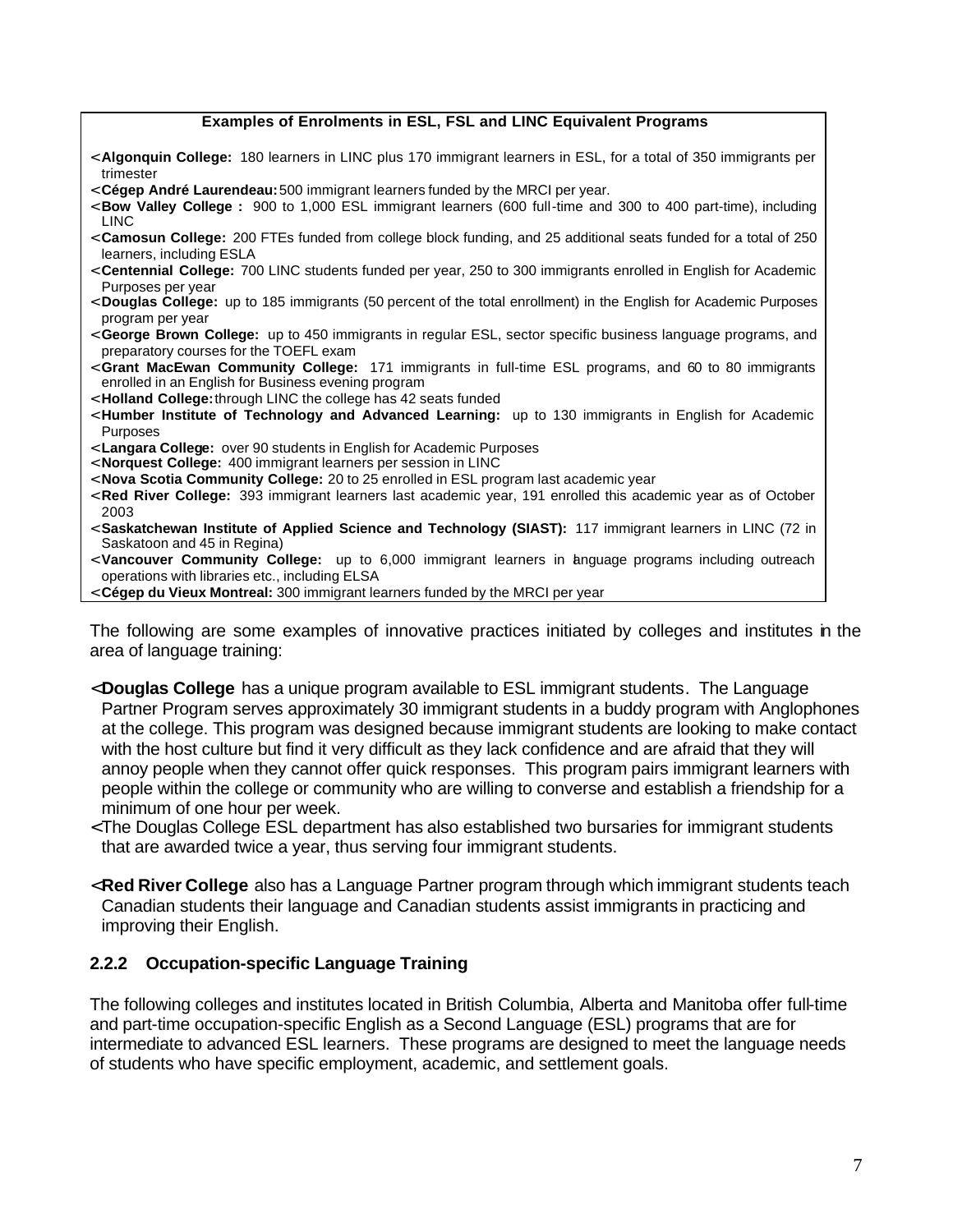**Examples of Enrolments in ESL, FSL and LINC Equivalent Programs**

- **Algonquin College:** 180 learners in LINC plus 170 immigrant learners in ESL, for a total of 350 immigrants per trimester
- **Cégep André Laurendeau:** 500 immigrant learners funded by the MRCI per year.
- **Bow Valley College :** 900 to 1,000 ESL immigrant learners (600 full-time and 300 to 400 part-time), including LINC
- **Camosun College:** 200 FTEs funded from college block funding, and 25 additional seats funded for a total of 250 learners, including ESLA
- **Centennial College:** 700 LINC students funded per year, 250 to 300 immigrants enrolled in English for Academic Purposes per year
- **Douglas College:** up to 185 immigrants (50 percent of the total enrollment) in the English for Academic Purposes program per year
- **George Brown College:** up to 450 immigrants in regular ESL, sector specific business language programs, and preparatory courses for the TOEFL exam
- **Grant MacEwan Community College:** 171 immigrants in full-time ESL programs, and 60 to 80 immigrants enrolled in an English for Business evening program
- **Holland College:** through LINC the college has 42 seats funded
- **Humber Institute of Technology and Advanced Learning:** up to 130 immigrants in English for Academic Purposes
- **Langara College:** over 90 students in English for Academic Purposes
- **Norquest College:** 400 immigrant learners per session in LINC
- **Nova Scotia Community College:** 20 to 25 enrolled in ESL program last academic year
- **Red River College:** 393 immigrant learners last academic year, 191 enrolled this academic year as of October 2003
- **Saskatchewan Institute of Applied Science and Technology (SIAST):** 117 immigrant learners in LINC (72 in Saskatoon and 45 in Regina)
- **Vancouver Community College:** up to 6,000 immigrant learners in language programs including outreach operations with libraries etc., including ELSA
- **Cégep du Vieux Montreal:** 300 immigrant learners funded by the MRCI per year

The following are some examples of innovative practices initiated by colleges and institutes in the area of language training:

- **Douglas College** has a unique program available to ESL immigrant students. The Language Partner Program serves approximately 30 immigrant students in a buddy program with Anglophones at the college. This program was designed because immigrant students are looking to make contact with the host culture but find it very difficult as they lack confidence and are afraid that they will annoy people when they cannot offer quick responses. This program pairs immigrant learners with people within the college or community who are willing to converse and establish a friendship for a minimum of one hour per week.
- The Douglas College ESL department has also established two bursaries for immigrant students that are awarded twice a year, thus serving four immigrant students.

- **Red River College** also has a Language Partner program through which immigrant students teach Canadian students their language and Canadian students assist immigrants in practicing and improving their English.

### 2.2.2 Occupation-specific Language Training

The following colleges and institutes located in British Columbia, Alberta and Manitoba offer full-time and part-time occupation-specific English as a Second Language (ESL) programs that are for intermediate to advanced ESL learners. These programs are designed to meet the language needs of students who have specific employment, academic, and settlement goals.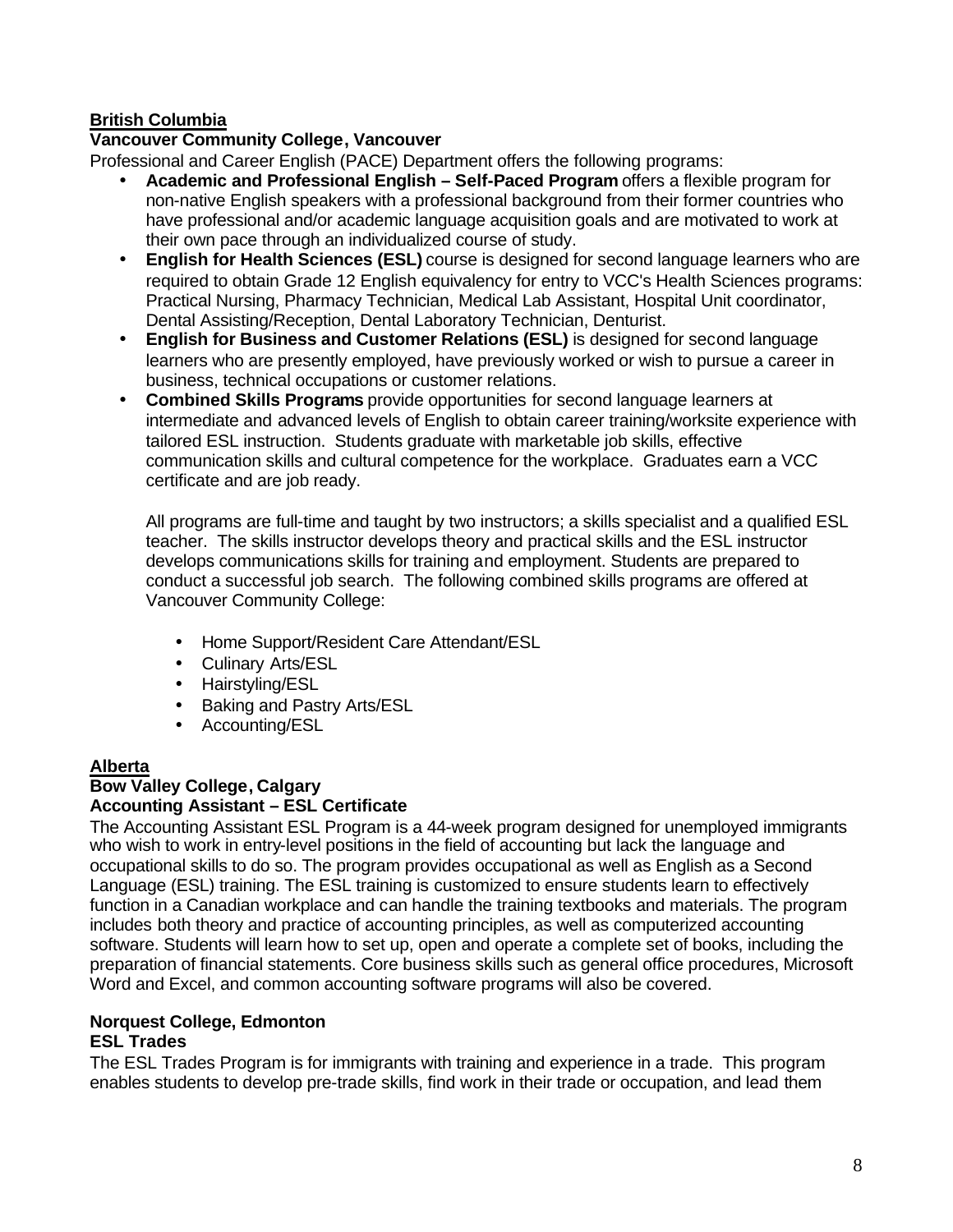**British Columbia**

**Vancouver Community College, Vancouver**

Professional and Career English (PACE) Department offers the following programs:

- **Academic and Professional English – Self-Paced Program** offers a flexible program for non-native English speakers with a professional background from their former countries who have professional and/or academic language acquisition goals and are motivated to work at their own pace through an individualized course of study.
- **English for Health Sciences (ESL)** course is designed for second language learners who are required to obtain Grade 12 English equivalency for entry to VCC's Health Sciences programs: Practical Nursing, Pharmacy Technician, Medical Lab Assistant, Hospital Unit coordinator, Dental Assisting/Reception, Dental Laboratory Technician, Denturist.
- **English for Business and Customer Relations (ESL)** is designed for second language learners who are presently employed, have previously worked or wish to pursue a career in business, technical occupations or customer relations.
- **Combined Skills Programs** provide opportunities for second language learners at intermediate and advanced levels of English to obtain career training/worksite experience with tailored ESL instruction. Students graduate with marketable job skills, effective communication skills and cultural competence for the workplace. Graduates earn a VCC certificate and are job ready.

  All programs are full-time and taught by two instructors; a skills specialist and a qualified ESL teacher. The skills instructor develops theory and practical skills and the ESL instructor develops communications skills for training and employment. Students are prepared to conduct a successful job search. The following combined skills programs are offered at Vancouver Community College:

  - Home Support/Resident Care Attendant/ESL
  - Culinary Arts/ESL
  - Hairstyling/ESL
  - Baking and Pastry Arts/ESL
  - Accounting/ESL

**Alberta**

**Bow Valley College, Calgary**

**Accounting Assistant – ESL Certificate**

The Accounting Assistant ESL Program is a 44-week program designed for unemployed immigrants who wish to work in entry-level positions in the field of accounting but lack the language and occupational skills to do so. The program provides occupational as well as English as a Second Language (ESL) training. The ESL training is customized to ensure students learn to effectively function in a Canadian workplace and can handle the training textbooks and materials. The program includes both theory and practice of accounting principles, as well as computerized accounting software. Students will learn how to set up, open and operate a complete set of books, including the preparation of financial statements. Core business skills such as general office procedures, Microsoft Word and Excel, and common accounting software programs will also be covered.

**Norquest College, Edmonton**

**ESL Trades**

The ESL Trades Program is for immigrants with training and experience in a trade. This program enables students to develop pre-trade skills, find work in their trade or occupation, and lead them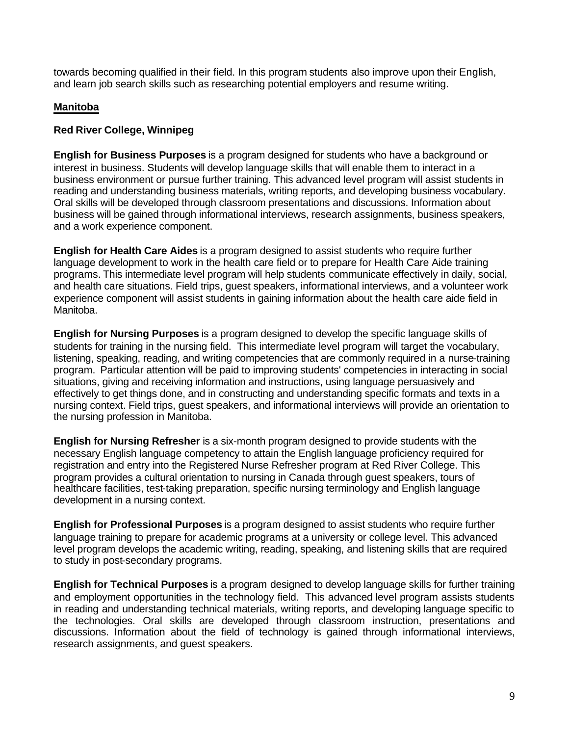towards becoming qualified in their field. In this program students also improve upon their English, and learn job search skills such as researching potential employers and resume writing.

## Manitoba

### Red River College, Winnipeg

**English for Business Purposes** is a program designed for students who have a background or interest in business. Students will develop language skills that will enable them to interact in a business environment or pursue further training. This advanced level program will assist students in reading and understanding business materials, writing reports, and developing business vocabulary. Oral skills will be developed through classroom presentations and discussions. Information about business will be gained through informational interviews, research assignments, business speakers, and a work experience component.

**English for Health Care Aides** is a program designed to assist students who require further language development to work in the health care field or to prepare for Health Care Aide training programs. This intermediate level program will help students communicate effectively in daily, social, and health care situations. Field trips, guest speakers, informational interviews, and a volunteer work experience component will assist students in gaining information about the health care aide field in Manitoba.

**English for Nursing Purposes** is a program designed to develop the specific language skills of students for training in the nursing field. This intermediate level program will target the vocabulary, listening, speaking, reading, and writing competencies that are commonly required in a nurse-training program. Particular attention will be paid to improving students' competencies in interacting in social situations, giving and receiving information and instructions, using language persuasively and effectively to get things done, and in constructing and understanding specific formats and texts in a nursing context. Field trips, guest speakers, and informational interviews will provide an orientation to the nursing profession in Manitoba.

**English for Nursing Refresher** is a six-month program designed to provide students with the necessary English language competency to attain the English language proficiency required for registration and entry into the Registered Nurse Refresher program at Red River College. This program provides a cultural orientation to nursing in Canada through guest speakers, tours of healthcare facilities, test-taking preparation, specific nursing terminology and English language development in a nursing context.

**English for Professional Purposes** is a program designed to assist students who require further language training to prepare for academic programs at a university or college level. This advanced level program develops the academic writing, reading, speaking, and listening skills that are required to study in post-secondary programs.

**English for Technical Purposes** is a program designed to develop language skills for further training and employment opportunities in the technology field. This advanced level program assists students in reading and understanding technical materials, writing reports, and developing language specific to the technologies. Oral skills are developed through classroom instruction, presentations and discussions. Information about the field of technology is gained through informational interviews, research assignments, and guest speakers.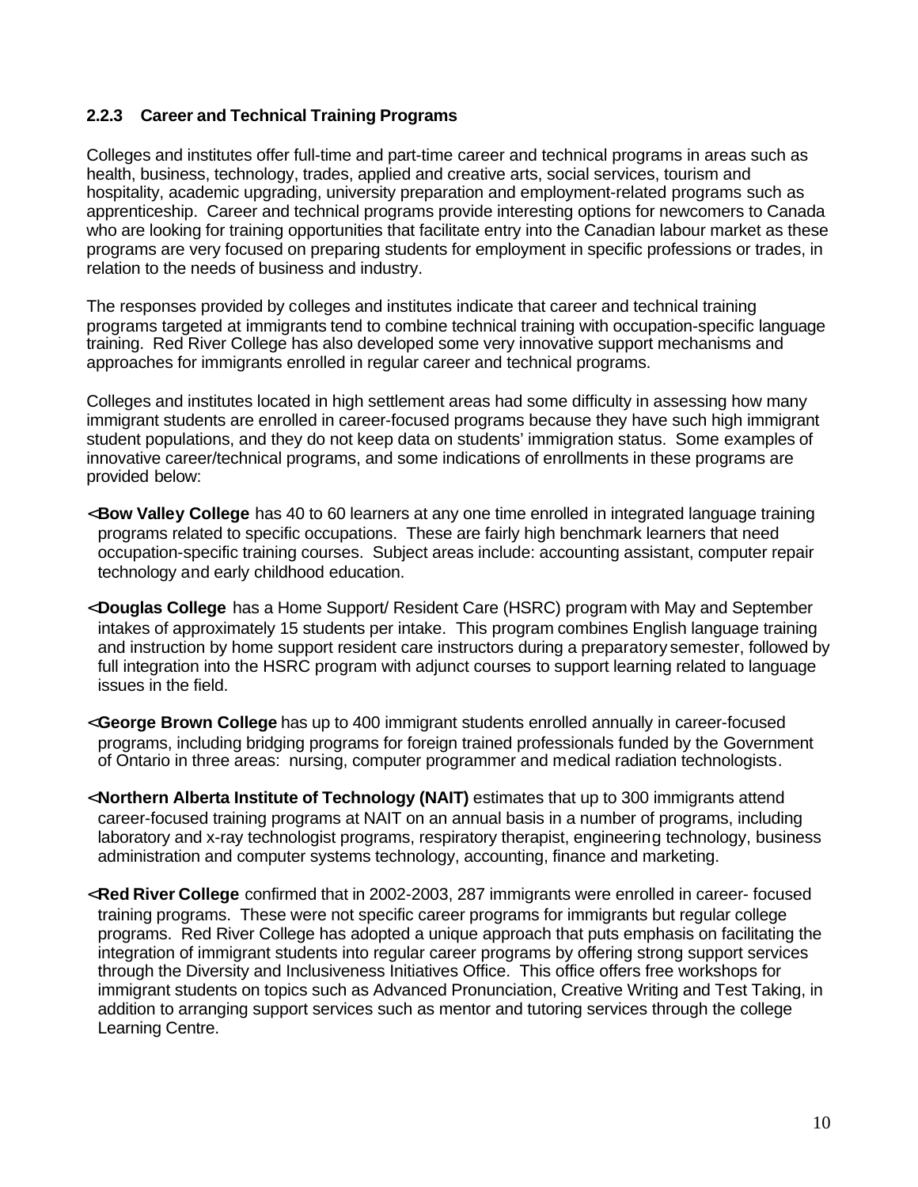### 2.2.3 Career and Technical Training Programs

Colleges and institutes offer full-time and part-time career and technical programs in areas such as health, business, technology, trades, applied and creative arts, social services, tourism and hospitality, academic upgrading, university preparation and employment-related programs such as apprenticeship. Career and technical programs provide interesting options for newcomers to Canada who are looking for training opportunities that facilitate entry into the Canadian labour market as these programs are very focused on preparing students for employment in specific professions or trades, in relation to the needs of business and industry.

The responses provided by colleges and institutes indicate that career and technical training programs targeted at immigrants tend to combine technical training with occupation-specific language training. Red River College has also developed some very innovative support mechanisms and approaches for immigrants enrolled in regular career and technical programs.

Colleges and institutes located in high settlement areas had some difficulty in assessing how many immigrant students are enrolled in career-focused programs because they have such high immigrant student populations, and they do not keep data on students' immigration status. Some examples of innovative career/technical programs, and some indications of enrollments in these programs are provided below:

- **Bow Valley College** has 40 to 60 learners at any one time enrolled in integrated language training programs related to specific occupations. These are fairly high benchmark learners that need occupation-specific training courses. Subject areas include: accounting assistant, computer repair technology and early childhood education.
- **Douglas College** has a Home Support/ Resident Care (HSRC) program with May and September intakes of approximately 15 students per intake. This program combines English language training and instruction by home support resident care instructors during a preparatory semester, followed by full integration into the HSRC program with adjunct courses to support learning related to language issues in the field.
- **George Brown College** has up to 400 immigrant students enrolled annually in career-focused programs, including bridging programs for foreign trained professionals funded by the Government of Ontario in three areas: nursing, computer programmer and medical radiation technologists.
- **Northern Alberta Institute of Technology (NAIT)** estimates that up to 300 immigrants attend career-focused training programs at NAIT on an annual basis in a number of programs, including laboratory and x-ray technologist programs, respiratory therapist, engineering technology, business administration and computer systems technology, accounting, finance and marketing.
- **Red River College** confirmed that in 2002-2003, 287 immigrants were enrolled in career- focused training programs. These were not specific career programs for immigrants but regular college programs. Red River College has adopted a unique approach that puts emphasis on facilitating the integration of immigrant students into regular career programs by offering strong support services through the Diversity and Inclusiveness Initiatives Office. This office offers free workshops for immigrant students on topics such as Advanced Pronunciation, Creative Writing and Test Taking, in addition to arranging support services such as mentor and tutoring services through the college Learning Centre.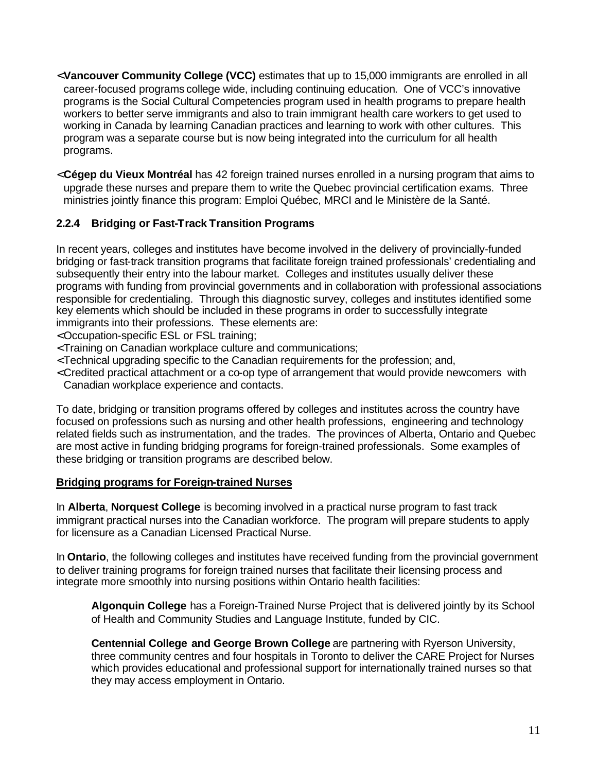- **Vancouver Community College (VCC)** estimates that up to 15,000 immigrants are enrolled in all career-focused programs college wide, including continuing education. One of VCC's innovative programs is the Social Cultural Competencies program used in health programs to prepare health workers to better serve immigrants and also to train immigrant health care workers to get used to working in Canada by learning Canadian practices and learning to work with other cultures. This program was a separate course but is now being integrated into the curriculum for all health programs.

- **Cégep du Vieux Montréal** has 42 foreign trained nurses enrolled in a nursing program that aims to upgrade these nurses and prepare them to write the Quebec provincial certification exams. Three ministries jointly finance this program: Emploi Québec, MRCI and le Ministère de la Santé.

### 2.2.4 Bridging or Fast-Track Transition Programs

In recent years, colleges and institutes have become involved in the delivery of provincially-funded bridging or fast-track transition programs that facilitate foreign trained professionals' credentialing and subsequently their entry into the labour market. Colleges and institutes usually deliver these programs with funding from provincial governments and in collaboration with professional associations responsible for credentialing. Through this diagnostic survey, colleges and institutes identified some key elements which should be included in these programs in order to successfully integrate immigrants into their professions. These elements are:

- Occupation-specific ESL or FSL training;
- Training on Canadian workplace culture and communications;
- Technical upgrading specific to the Canadian requirements for the profession; and,
- Credited practical attachment or a co-op type of arrangement that would provide newcomers with Canadian workplace experience and contacts.

To date, bridging or transition programs offered by colleges and institutes across the country have focused on professions such as nursing and other health professions, engineering and technology related fields such as instrumentation, and the trades. The provinces of Alberta, Ontario and Quebec are most active in funding bridging programs for foreign-trained professionals. Some examples of these bridging or transition programs are described below.

**Bridging programs for Foreign-trained Nurses**

In **Alberta**, **Norquest College** is becoming involved in a practical nurse program to fast track immigrant practical nurses into the Canadian workforce. The program will prepare students to apply for licensure as a Canadian Licensed Practical Nurse.

In **Ontario**, the following colleges and institutes have received funding from the provincial government to deliver training programs for foreign trained nurses that facilitate their licensing process and integrate more smoothly into nursing positions within Ontario health facilities:

> **Algonquin College** has a Foreign-Trained Nurse Project that is delivered jointly by its School of Health and Community Studies and Language Institute, funded by CIC.
>
> **Centennial College and George Brown College** are partnering with Ryerson University, three community centres and four hospitals in Toronto to deliver the CARE Project for Nurses which provides educational and professional support for internationally trained nurses so that they may access employment in Ontario.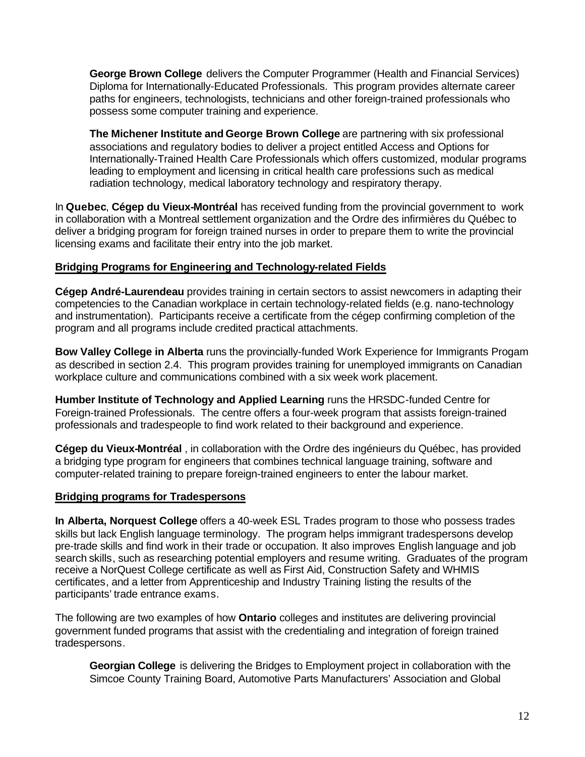**George Brown College** delivers the Computer Programmer (Health and Financial Services) Diploma for Internationally-Educated Professionals. This program provides alternate career paths for engineers, technologists, technicians and other foreign-trained professionals who possess some computer training and experience.

**The Michener Institute and George Brown College** are partnering with six professional associations and regulatory bodies to deliver a project entitled Access and Options for Internationally-Trained Health Care Professionals which offers customized, modular programs leading to employment and licensing in critical health care professions such as medical radiation technology, medical laboratory technology and respiratory therapy.

In **Quebec**, **Cégep du Vieux-Montréal** has received funding from the provincial government to work in collaboration with a Montreal settlement organization and the Ordre des infirmières du Québec to deliver a bridging program for foreign trained nurses in order to prepare them to write the provincial licensing exams and facilitate their entry into the job market.

**Bridging Programs for Engineering and Technology-related Fields**

**Cégep André-Laurendeau** provides training in certain sectors to assist newcomers in adapting their competencies to the Canadian workplace in certain technology-related fields (e.g. nano-technology and instrumentation). Participants receive a certificate from the cégep confirming completion of the program and all programs include credited practical attachments.

**Bow Valley College in Alberta** runs the provincially-funded Work Experience for Immigrants Progam as described in section 2.4. This program provides training for unemployed immigrants on Canadian workplace culture and communications combined with a six week work placement.

**Humber Institute of Technology and Applied Learning** runs the HRSDC-funded Centre for Foreign-trained Professionals. The centre offers a four-week program that assists foreign-trained professionals and tradespeople to find work related to their background and experience.

**Cégep du Vieux-Montréal** , in collaboration with the Ordre des ingénieurs du Québec, has provided a bridging type program for engineers that combines technical language training, software and computer-related training to prepare foreign-trained engineers to enter the labour market.

**Bridging programs for Tradespersons**

**In Alberta, Norquest College** offers a 40-week ESL Trades program to those who possess trades skills but lack English language terminology. The program helps immigrant tradespersons develop pre-trade skills and find work in their trade or occupation. It also improves English language and job search skills, such as researching potential employers and resume writing. Graduates of the program receive a NorQuest College certificate as well as First Aid, Construction Safety and WHMIS certificates, and a letter from Apprenticeship and Industry Training listing the results of the participants' trade entrance exams.

The following are two examples of how **Ontario** colleges and institutes are delivering provincial government funded programs that assist with the credentialing and integration of foreign trained tradespersons.

**Georgian College** is delivering the Bridges to Employment project in collaboration with the Simcoe County Training Board, Automotive Parts Manufacturers' Association and Global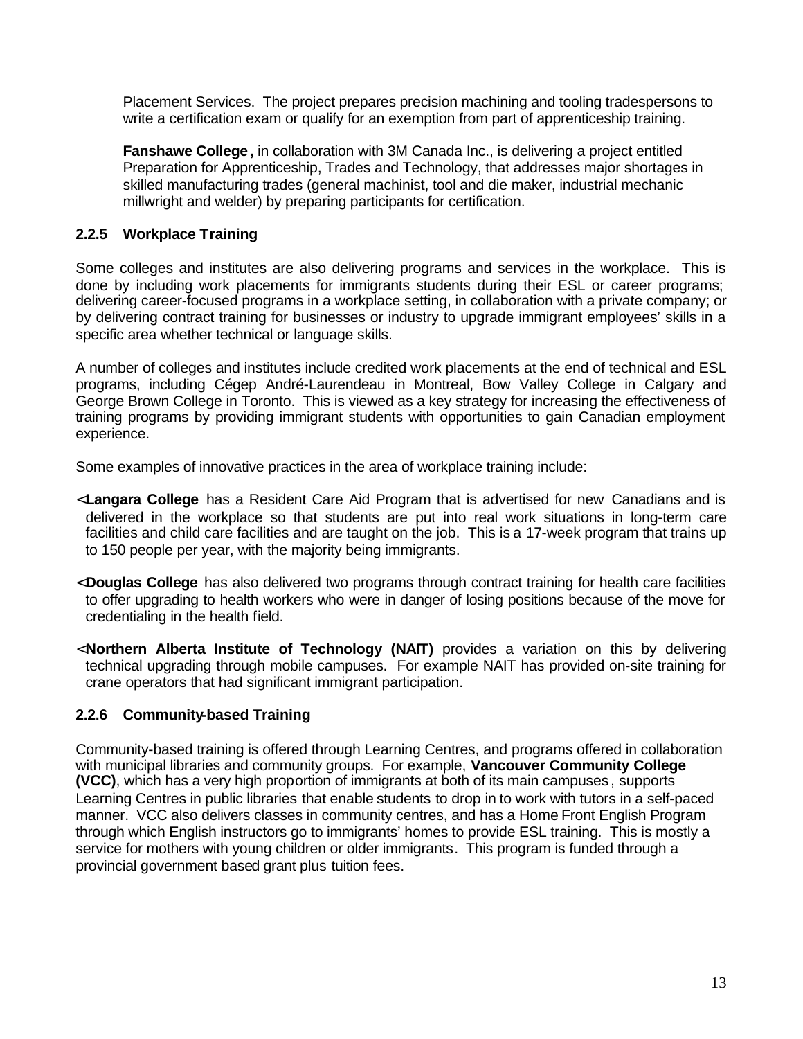Placement Services. The project prepares precision machining and tooling tradespersons to write a certification exam or qualify for an exemption from part of apprenticeship training.

**Fanshawe College,** in collaboration with 3M Canada Inc., is delivering a project entitled Preparation for Apprenticeship, Trades and Technology, that addresses major shortages in skilled manufacturing trades (general machinist, tool and die maker, industrial mechanic millwright and welder) by preparing participants for certification.

### 2.2.5 Workplace Training

Some colleges and institutes are also delivering programs and services in the workplace. This is done by including work placements for immigrants students during their ESL or career programs; delivering career-focused programs in a workplace setting, in collaboration with a private company; or by delivering contract training for businesses or industry to upgrade immigrant employees' skills in a specific area whether technical or language skills.

A number of colleges and institutes include credited work placements at the end of technical and ESL programs, including Cégep André-Laurendeau in Montreal, Bow Valley College in Calgary and George Brown College in Toronto. This is viewed as a key strategy for increasing the effectiveness of training programs by providing immigrant students with opportunities to gain Canadian employment experience.

Some examples of innovative practices in the area of workplace training include:

- **Langara College** has a Resident Care Aid Program that is advertised for new Canadians and is delivered in the workplace so that students are put into real work situations in long-term care facilities and child care facilities and are taught on the job. This is a 17-week program that trains up to 150 people per year, with the majority being immigrants.

- **Douglas College** has also delivered two programs through contract training for health care facilities to offer upgrading to health workers who were in danger of losing positions because of the move for credentialing in the health field.

- **Northern Alberta Institute of Technology (NAIT)** provides a variation on this by delivering technical upgrading through mobile campuses. For example NAIT has provided on-site training for crane operators that had significant immigrant participation.

### 2.2.6 Community-based Training

Community-based training is offered through Learning Centres, and programs offered in collaboration with municipal libraries and community groups. For example, **Vancouver Community College (VCC)**, which has a very high proportion of immigrants at both of its main campuses, supports Learning Centres in public libraries that enable students to drop in to work with tutors in a self-paced manner. VCC also delivers classes in community centres, and has a Home Front English Program through which English instructors go to immigrants' homes to provide ESL training. This is mostly a service for mothers with young children or older immigrants. This program is funded through a provincial government based grant plus tuition fees.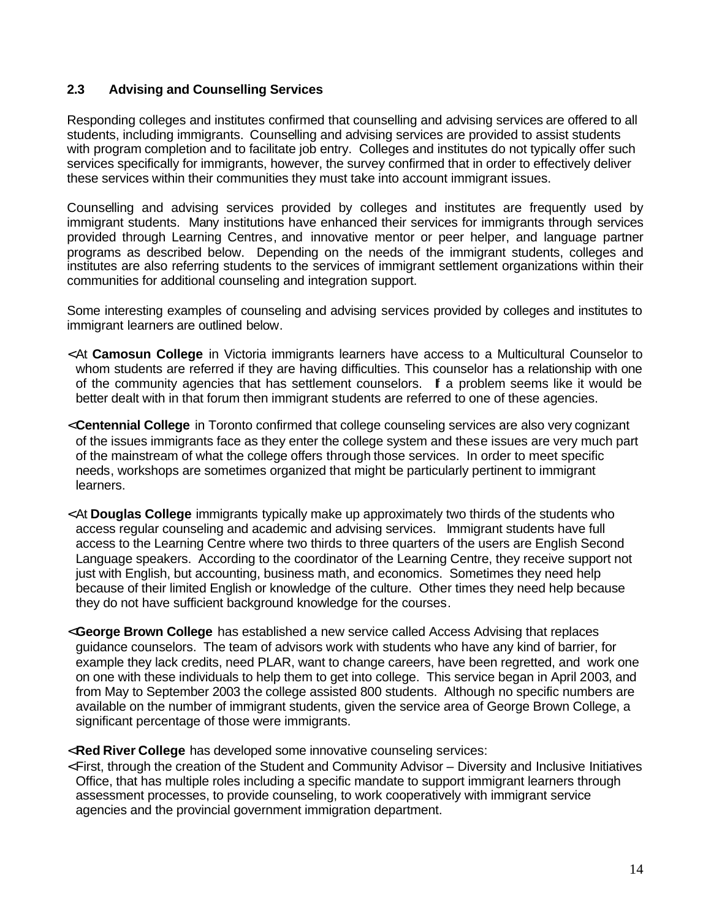## 2.3 Advising and Counselling Services

Responding colleges and institutes confirmed that counselling and advising services are offered to all students, including immigrants. Counselling and advising services are provided to assist students with program completion and to facilitate job entry. Colleges and institutes do not typically offer such services specifically for immigrants, however, the survey confirmed that in order to effectively deliver these services within their communities they must take into account immigrant issues.

Counselling and advising services provided by colleges and institutes are frequently used by immigrant students. Many institutions have enhanced their services for immigrants through services provided through Learning Centres, and innovative mentor or peer helper, and language partner programs as described below. Depending on the needs of the immigrant students, colleges and institutes are also referring students to the services of immigrant settlement organizations within their communities for additional counseling and integration support.

Some interesting examples of counseling and advising services provided by colleges and institutes to immigrant learners are outlined below.

- At **Camosun College** in Victoria immigrants learners have access to a Multicultural Counselor to whom students are referred if they are having difficulties. This counselor has a relationship with one of the community agencies that has settlement counselors. If a problem seems like it would be better dealt with in that forum then immigrant students are referred to one of these agencies.
- **Centennial College** in Toronto confirmed that college counseling services are also very cognizant of the issues immigrants face as they enter the college system and these issues are very much part of the mainstream of what the college offers through those services. In order to meet specific needs, workshops are sometimes organized that might be particularly pertinent to immigrant learners.
- At **Douglas College** immigrants typically make up approximately two thirds of the students who access regular counseling and academic and advising services. Immigrant students have full access to the Learning Centre where two thirds to three quarters of the users are English Second Language speakers. According to the coordinator of the Learning Centre, they receive support not just with English, but accounting, business math, and economics. Sometimes they need help because of their limited English or knowledge of the culture. Other times they need help because they do not have sufficient background knowledge for the courses.
- **George Brown College** has established a new service called Access Advising that replaces guidance counselors. The team of advisors work with students who have any kind of barrier, for example they lack credits, need PLAR, want to change careers, have been regretted, and work one on one with these individuals to help them to get into college. This service began in April 2003, and from May to September 2003 the college assisted 800 students. Although no specific numbers are available on the number of immigrant students, given the service area of George Brown College, a significant percentage of those were immigrants.
- **Red River College** has developed some innovative counseling services:
- First, through the creation of the Student and Community Advisor – Diversity and Inclusive Initiatives Office, that has multiple roles including a specific mandate to support immigrant learners through assessment processes, to provide counseling, to work cooperatively with immigrant service agencies and the provincial government immigration department.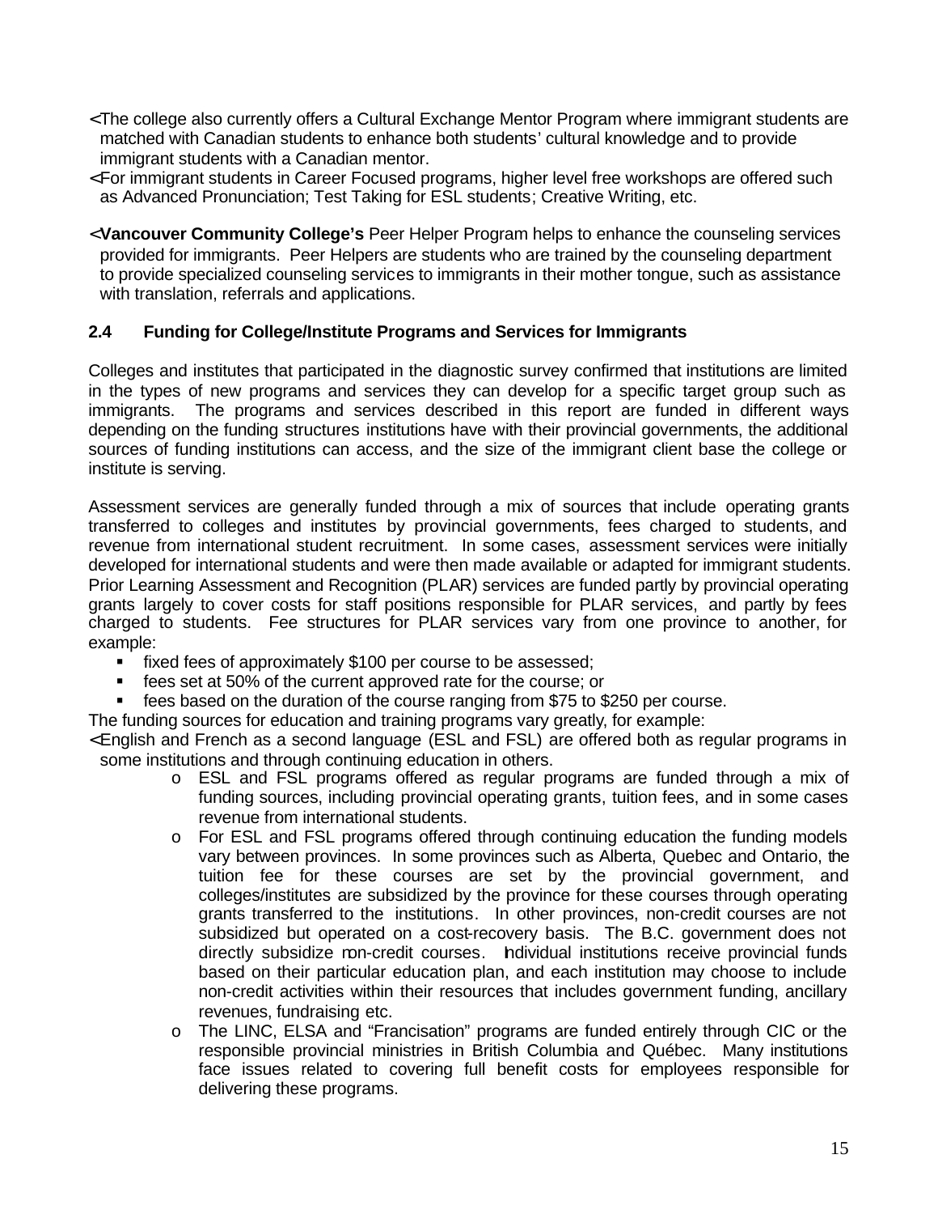- The college also currently offers a Cultural Exchange Mentor Program where immigrant students are matched with Canadian students to enhance both students' cultural knowledge and to provide immigrant students with a Canadian mentor.
- For immigrant students in Career Focused programs, higher level free workshops are offered such as Advanced Pronunciation; Test Taking for ESL students; Creative Writing, etc.

- **Vancouver Community College's** Peer Helper Program helps to enhance the counseling services provided for immigrants. Peer Helpers are students who are trained by the counseling department to provide specialized counseling services to immigrants in their mother tongue, such as assistance with translation, referrals and applications.

## 2.4 Funding for College/Institute Programs and Services for Immigrants

Colleges and institutes that participated in the diagnostic survey confirmed that institutions are limited in the types of new programs and services they can develop for a specific target group such as immigrants. The programs and services described in this report are funded in different ways depending on the funding structures institutions have with their provincial governments, the additional sources of funding institutions can access, and the size of the immigrant client base the college or institute is serving.

Assessment services are generally funded through a mix of sources that include operating grants transferred to colleges and institutes by provincial governments, fees charged to students, and revenue from international student recruitment. In some cases, assessment services were initially developed for international students and were then made available or adapted for immigrant students. Prior Learning Assessment and Recognition (PLAR) services are funded partly by provincial operating grants largely to cover costs for staff positions responsible for PLAR services, and partly by fees charged to students. Fee structures for PLAR services vary from one province to another, for example:

- fixed fees of approximately $100 per course to be assessed;
- fees set at 50% of the current approved rate for the course; or
- fees based on the duration of the course ranging from $75 to $250 per course.

The funding sources for education and training programs vary greatly, for example:

- English and French as a second language (ESL and FSL) are offered both as regular programs in some institutions and through continuing education in others.
  - ESL and FSL programs offered as regular programs are funded through a mix of funding sources, including provincial operating grants, tuition fees, and in some cases revenue from international students.
  - For ESL and FSL programs offered through continuing education the funding models vary between provinces. In some provinces such as Alberta, Quebec and Ontario, the tuition fee for these courses are set by the provincial government, and colleges/institutes are subsidized by the province for these courses through operating grants transferred to the institutions. In other provinces, non-credit courses are not subsidized but operated on a cost-recovery basis. The B.C. government does not directly subsidize non-credit courses. Individual institutions receive provincial funds based on their particular education plan, and each institution may choose to include non-credit activities within their resources that includes government funding, ancillary revenues, fundraising etc.
  - The LINC, ELSA and "Francisation" programs are funded entirely through CIC or the responsible provincial ministries in British Columbia and Québec. Many institutions face issues related to covering full benefit costs for employees responsible for delivering these programs.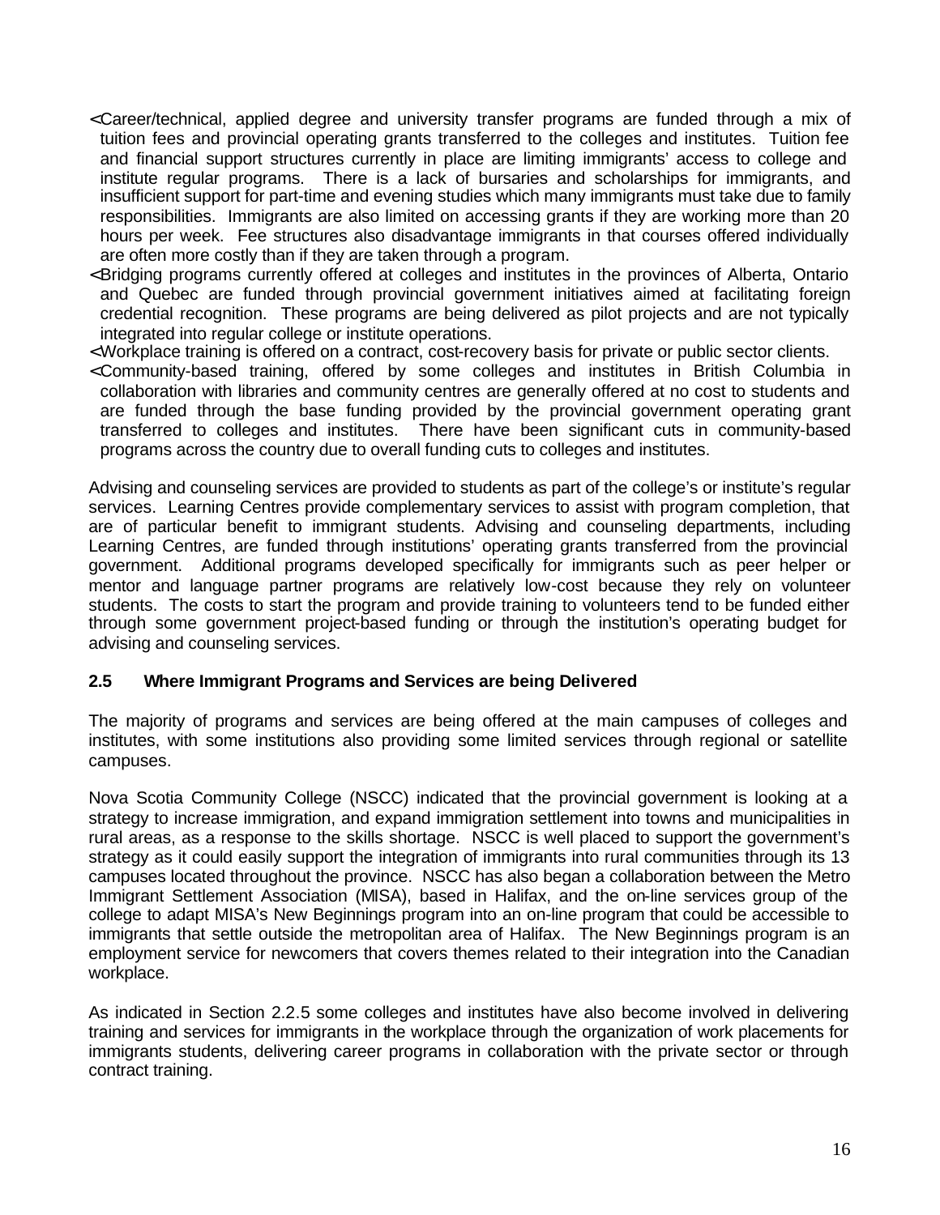- Career/technical, applied degree and university transfer programs are funded through a mix of tuition fees and provincial operating grants transferred to the colleges and institutes. Tuition fee and financial support structures currently in place are limiting immigrants' access to college and institute regular programs. There is a lack of bursaries and scholarships for immigrants, and insufficient support for part-time and evening studies which many immigrants must take due to family responsibilities. Immigrants are also limited on accessing grants if they are working more than 20 hours per week. Fee structures also disadvantage immigrants in that courses offered individually are often more costly than if they are taken through a program.
- Bridging programs currently offered at colleges and institutes in the provinces of Alberta, Ontario and Quebec are funded through provincial government initiatives aimed at facilitating foreign credential recognition. These programs are being delivered as pilot projects and are not typically integrated into regular college or institute operations.
- Workplace training is offered on a contract, cost-recovery basis for private or public sector clients.
- Community-based training, offered by some colleges and institutes in British Columbia in collaboration with libraries and community centres are generally offered at no cost to students and are funded through the base funding provided by the provincial government operating grant transferred to colleges and institutes. There have been significant cuts in community-based programs across the country due to overall funding cuts to colleges and institutes.

Advising and counseling services are provided to students as part of the college's or institute's regular services. Learning Centres provide complementary services to assist with program completion, that are of particular benefit to immigrant students. Advising and counseling departments, including Learning Centres, are funded through institutions' operating grants transferred from the provincial government. Additional programs developed specifically for immigrants such as peer helper or mentor and language partner programs are relatively low-cost because they rely on volunteer students. The costs to start the program and provide training to volunteers tend to be funded either through some government project-based funding or through the institution's operating budget for advising and counseling services.

### 2.5 Where Immigrant Programs and Services are being Delivered

The majority of programs and services are being offered at the main campuses of colleges and institutes, with some institutions also providing some limited services through regional or satellite campuses.

Nova Scotia Community College (NSCC) indicated that the provincial government is looking at a strategy to increase immigration, and expand immigration settlement into towns and municipalities in rural areas, as a response to the skills shortage. NSCC is well placed to support the government's strategy as it could easily support the integration of immigrants into rural communities through its 13 campuses located throughout the province. NSCC has also began a collaboration between the Metro Immigrant Settlement Association (MISA), based in Halifax, and the on-line services group of the college to adapt MISA's New Beginnings program into an on-line program that could be accessible to immigrants that settle outside the metropolitan area of Halifax. The New Beginnings program is an employment service for newcomers that covers themes related to their integration into the Canadian workplace.

As indicated in Section 2.2.5 some colleges and institutes have also become involved in delivering training and services for immigrants in the workplace through the organization of work placements for immigrants students, delivering career programs in collaboration with the private sector or through contract training.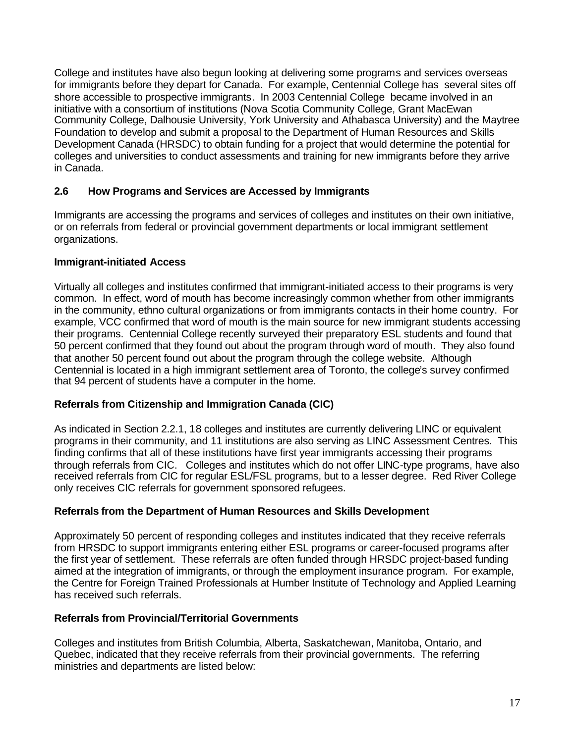College and institutes have also begun looking at delivering some programs and services overseas for immigrants before they depart for Canada. For example, Centennial College has several sites off shore accessible to prospective immigrants. In 2003 Centennial College became involved in an initiative with a consortium of institutions (Nova Scotia Community College, Grant MacEwan Community College, Dalhousie University, York University and Athabasca University) and the Maytree Foundation to develop and submit a proposal to the Department of Human Resources and Skills Development Canada (HRSDC) to obtain funding for a project that would determine the potential for colleges and universities to conduct assessments and training for new immigrants before they arrive in Canada.

## 2.6 How Programs and Services are Accessed by Immigrants

Immigrants are accessing the programs and services of colleges and institutes on their own initiative, or on referrals from federal or provincial government departments or local immigrant settlement organizations.

### Immigrant-initiated Access

Virtually all colleges and institutes confirmed that immigrant-initiated access to their programs is very common. In effect, word of mouth has become increasingly common whether from other immigrants in the community, ethno cultural organizations or from immigrants contacts in their home country. For example, VCC confirmed that word of mouth is the main source for new immigrant students accessing their programs. Centennial College recently surveyed their preparatory ESL students and found that 50 percent confirmed that they found out about the program through word of mouth. They also found that another 50 percent found out about the program through the college website. Although Centennial is located in a high immigrant settlement area of Toronto, the college's survey confirmed that 94 percent of students have a computer in the home.

### Referrals from Citizenship and Immigration Canada (CIC)

As indicated in Section 2.2.1, 18 colleges and institutes are currently delivering LINC or equivalent programs in their community, and 11 institutions are also serving as LINC Assessment Centres. This finding confirms that all of these institutions have first year immigrants accessing their programs through referrals from CIC. Colleges and institutes which do not offer LINC-type programs, have also received referrals from CIC for regular ESL/FSL programs, but to a lesser degree. Red River College only receives CIC referrals for government sponsored refugees.

### Referrals from the Department of Human Resources and Skills Development

Approximately 50 percent of responding colleges and institutes indicated that they receive referrals from HRSDC to support immigrants entering either ESL programs or career-focused programs after the first year of settlement. These referrals are often funded through HRSDC project-based funding aimed at the integration of immigrants, or through the employment insurance program. For example, the Centre for Foreign Trained Professionals at Humber Institute of Technology and Applied Learning has received such referrals.

### Referrals from Provincial/Territorial Governments

Colleges and institutes from British Columbia, Alberta, Saskatchewan, Manitoba, Ontario, and Quebec, indicated that they receive referrals from their provincial governments. The referring ministries and departments are listed below: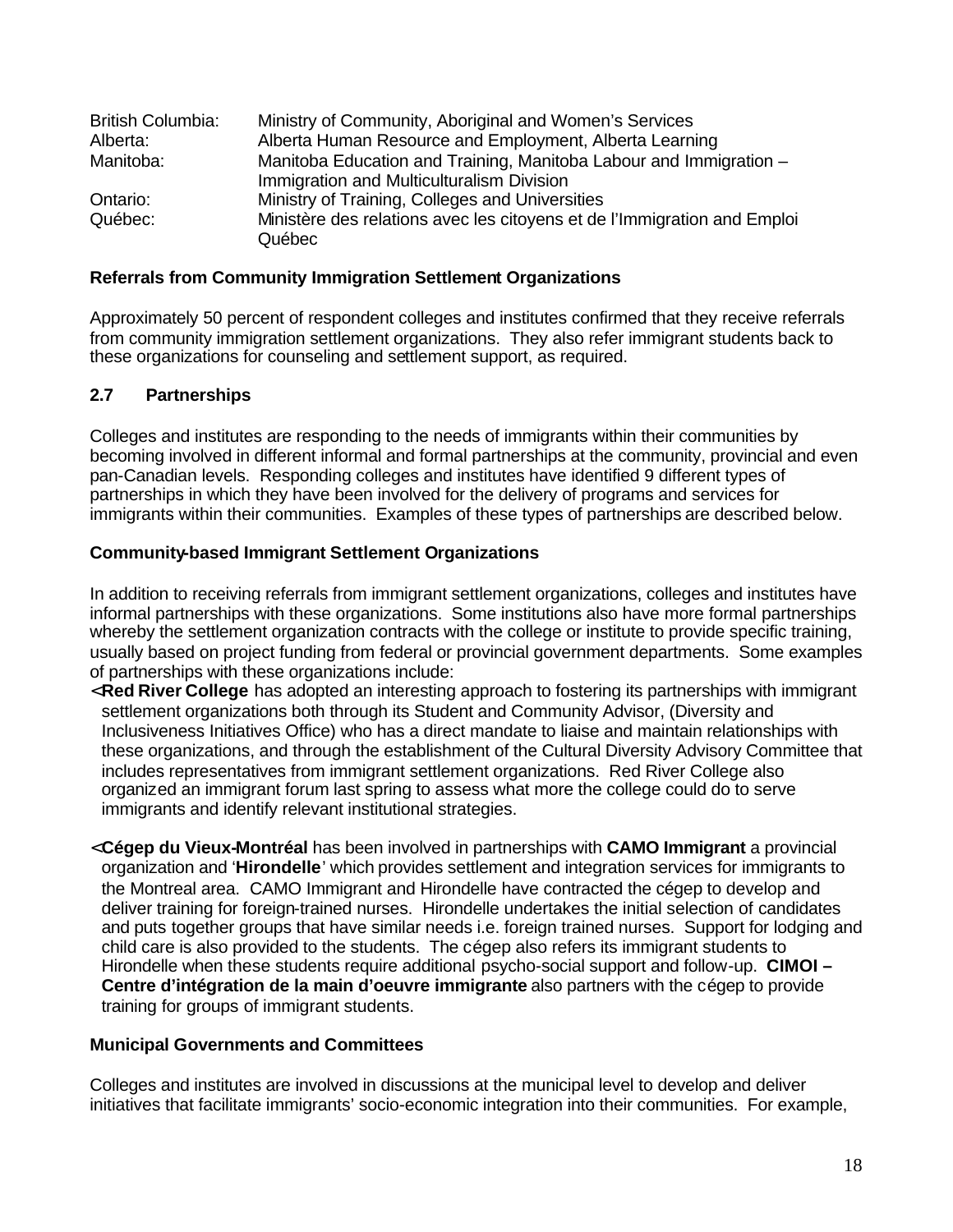| | |
|---|---|
| British Columbia: | Ministry of Community, Aboriginal and Women's Services |
| Alberta: | Alberta Human Resource and Employment, Alberta Learning |
| Manitoba: | Manitoba Education and Training, Manitoba Labour and Immigration – Immigration and Multiculturalism Division |
| Ontario: | Ministry of Training, Colleges and Universities |
| Québec: | Ministère des relations avec les citoyens et de l'Immigration and Emploi Québec |

**Referrals from Community Immigration Settlement Organizations**

Approximately 50 percent of respondent colleges and institutes confirmed that they receive referrals from community immigration settlement organizations. They also refer immigrant students back to these organizations for counseling and settlement support, as required.

## 2.7 Partnerships

Colleges and institutes are responding to the needs of immigrants within their communities by becoming involved in different informal and formal partnerships at the community, provincial and even pan-Canadian levels. Responding colleges and institutes have identified 9 different types of partnerships in which they have been involved for the delivery of programs and services for immigrants within their communities. Examples of these types of partnerships are described below.

**Community-based Immigrant Settlement Organizations**

In addition to receiving referrals from immigrant settlement organizations, colleges and institutes have informal partnerships with these organizations. Some institutions also have more formal partnerships whereby the settlement organization contracts with the college or institute to provide specific training, usually based on project funding from federal or provincial government departments. Some examples of partnerships with these organizations include:

- **Red River College** has adopted an interesting approach to fostering its partnerships with immigrant settlement organizations both through its Student and Community Advisor, (Diversity and Inclusiveness Initiatives Office) who has a direct mandate to liaise and maintain relationships with these organizations, and through the establishment of the Cultural Diversity Advisory Committee that includes representatives from immigrant settlement organizations. Red River College also organized an immigrant forum last spring to assess what more the college could do to serve immigrants and identify relevant institutional strategies.

- **Cégep du Vieux-Montréal** has been involved in partnerships with **CAMO Immigrant** a provincial organization and '**Hirondelle**' which provides settlement and integration services for immigrants to the Montreal area. CAMO Immigrant and Hirondelle have contracted the cégep to develop and deliver training for foreign-trained nurses. Hirondelle undertakes the initial selection of candidates and puts together groups that have similar needs i.e. foreign trained nurses. Support for lodging and child care is also provided to the students. The cégep also refers its immigrant students to Hirondelle when these students require additional psycho-social support and follow-up. **CIMOI – Centre d'intégration de la main d'oeuvre immigrante** also partners with the cégep to provide training for groups of immigrant students.

**Municipal Governments and Committees**

Colleges and institutes are involved in discussions at the municipal level to develop and deliver initiatives that facilitate immigrants' socio-economic integration into their communities. For example,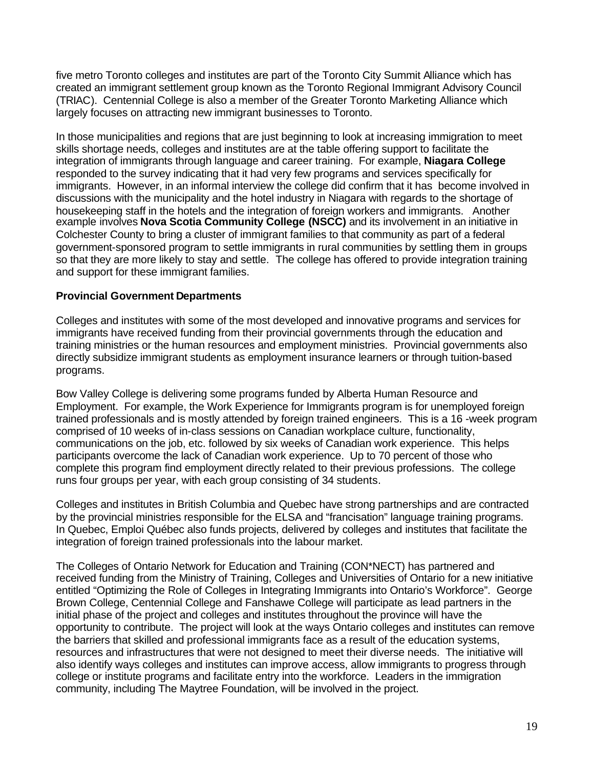five metro Toronto colleges and institutes are part of the Toronto City Summit Alliance which has created an immigrant settlement group known as the Toronto Regional Immigrant Advisory Council (TRIAC). Centennial College is also a member of the Greater Toronto Marketing Alliance which largely focuses on attracting new immigrant businesses to Toronto.

In those municipalities and regions that are just beginning to look at increasing immigration to meet skills shortage needs, colleges and institutes are at the table offering support to facilitate the integration of immigrants through language and career training. For example, **Niagara College** responded to the survey indicating that it had very few programs and services specifically for immigrants. However, in an informal interview the college did confirm that it has become involved in discussions with the municipality and the hotel industry in Niagara with regards to the shortage of housekeeping staff in the hotels and the integration of foreign workers and immigrants. Another example involves **Nova Scotia Community College (NSCC)** and its involvement in an initiative in Colchester County to bring a cluster of immigrant families to that community as part of a federal government-sponsored program to settle immigrants in rural communities by settling them in groups so that they are more likely to stay and settle. The college has offered to provide integration training and support for these immigrant families.

**Provincial Government Departments**

Colleges and institutes with some of the most developed and innovative programs and services for immigrants have received funding from their provincial governments through the education and training ministries or the human resources and employment ministries. Provincial governments also directly subsidize immigrant students as employment insurance learners or through tuition-based programs.

Bow Valley College is delivering some programs funded by Alberta Human Resource and Employment. For example, the Work Experience for Immigrants program is for unemployed foreign trained professionals and is mostly attended by foreign trained engineers. This is a 16 -week program comprised of 10 weeks of in-class sessions on Canadian workplace culture, functionality, communications on the job, etc. followed by six weeks of Canadian work experience. This helps participants overcome the lack of Canadian work experience. Up to 70 percent of those who complete this program find employment directly related to their previous professions. The college runs four groups per year, with each group consisting of 34 students.

Colleges and institutes in British Columbia and Quebec have strong partnerships and are contracted by the provincial ministries responsible for the ELSA and "francisation" language training programs. In Quebec, Emploi Québec also funds projects, delivered by colleges and institutes that facilitate the integration of foreign trained professionals into the labour market.

The Colleges of Ontario Network for Education and Training (CON*NECT) has partnered and received funding from the Ministry of Training, Colleges and Universities of Ontario for a new initiative entitled "Optimizing the Role of Colleges in Integrating Immigrants into Ontario's Workforce". George Brown College, Centennial College and Fanshawe College will participate as lead partners in the initial phase of the project and colleges and institutes throughout the province will have the opportunity to contribute. The project will look at the ways Ontario colleges and institutes can remove the barriers that skilled and professional immigrants face as a result of the education systems, resources and infrastructures that were not designed to meet their diverse needs. The initiative will also identify ways colleges and institutes can improve access, allow immigrants to progress through college or institute programs and facilitate entry into the workforce. Leaders in the immigration community, including The Maytree Foundation, will be involved in the project.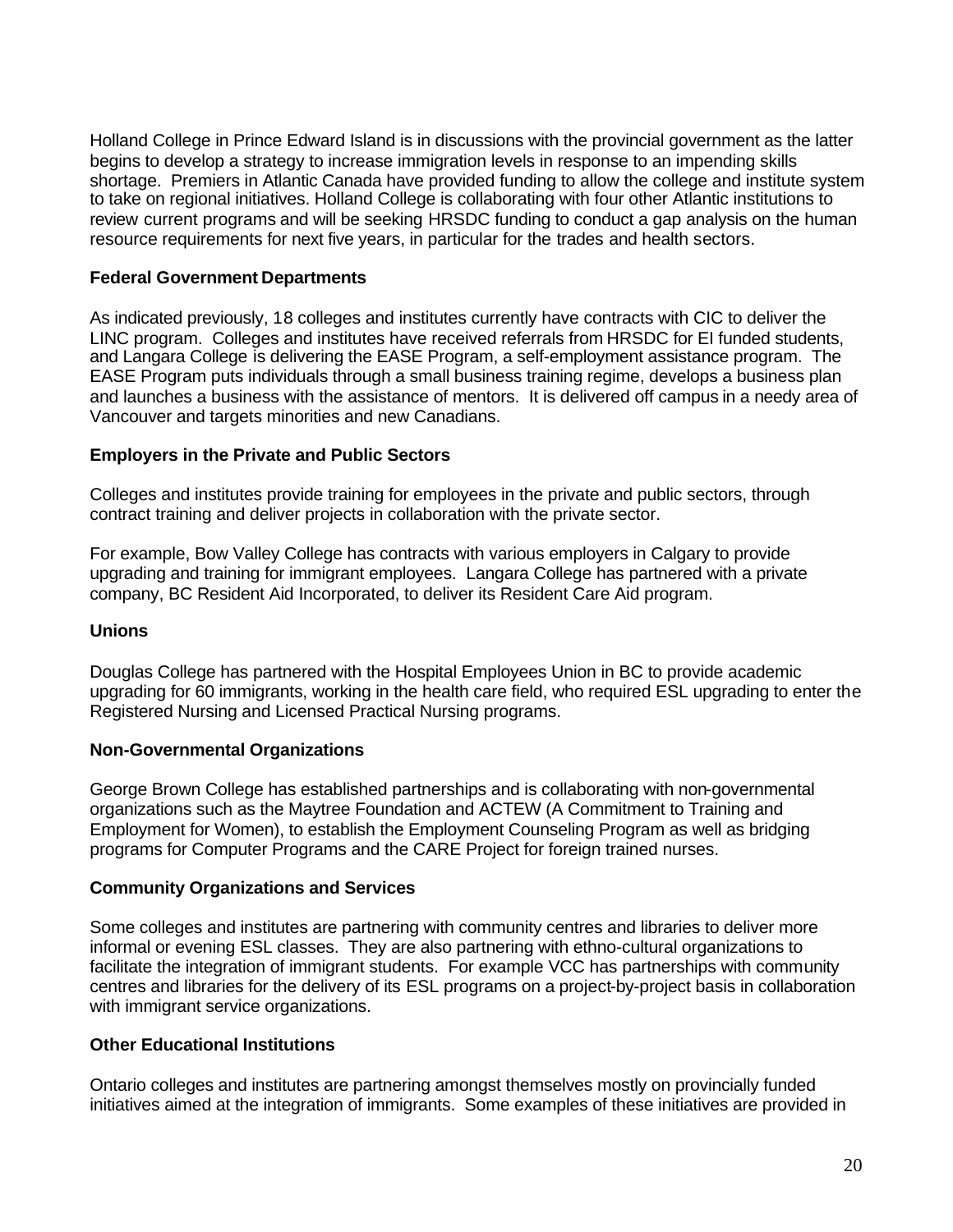Holland College in Prince Edward Island is in discussions with the provincial government as the latter begins to develop a strategy to increase immigration levels in response to an impending skills shortage. Premiers in Atlantic Canada have provided funding to allow the college and institute system to take on regional initiatives. Holland College is collaborating with four other Atlantic institutions to review current programs and will be seeking HRSDC funding to conduct a gap analysis on the human resource requirements for next five years, in particular for the trades and health sectors.

### Federal Government Departments

As indicated previously, 18 colleges and institutes currently have contracts with CIC to deliver the LINC program. Colleges and institutes have received referrals from HRSDC for EI funded students, and Langara College is delivering the EASE Program, a self-employment assistance program. The EASE Program puts individuals through a small business training regime, develops a business plan and launches a business with the assistance of mentors. It is delivered off campus in a needy area of Vancouver and targets minorities and new Canadians.

### Employers in the Private and Public Sectors

Colleges and institutes provide training for employees in the private and public sectors, through contract training and deliver projects in collaboration with the private sector.

For example, Bow Valley College has contracts with various employers in Calgary to provide upgrading and training for immigrant employees. Langara College has partnered with a private company, BC Resident Aid Incorporated, to deliver its Resident Care Aid program.

### Unions

Douglas College has partnered with the Hospital Employees Union in BC to provide academic upgrading for 60 immigrants, working in the health care field, who required ESL upgrading to enter the Registered Nursing and Licensed Practical Nursing programs.

### Non-Governmental Organizations

George Brown College has established partnerships and is collaborating with non-governmental organizations such as the Maytree Foundation and ACTEW (A Commitment to Training and Employment for Women), to establish the Employment Counseling Program as well as bridging programs for Computer Programs and the CARE Project for foreign trained nurses.

### Community Organizations and Services

Some colleges and institutes are partnering with community centres and libraries to deliver more informal or evening ESL classes. They are also partnering with ethno-cultural organizations to facilitate the integration of immigrant students. For example VCC has partnerships with community centres and libraries for the delivery of its ESL programs on a project-by-project basis in collaboration with immigrant service organizations.

### Other Educational Institutions

Ontario colleges and institutes are partnering amongst themselves mostly on provincially funded initiatives aimed at the integration of immigrants. Some examples of these initiatives are provided in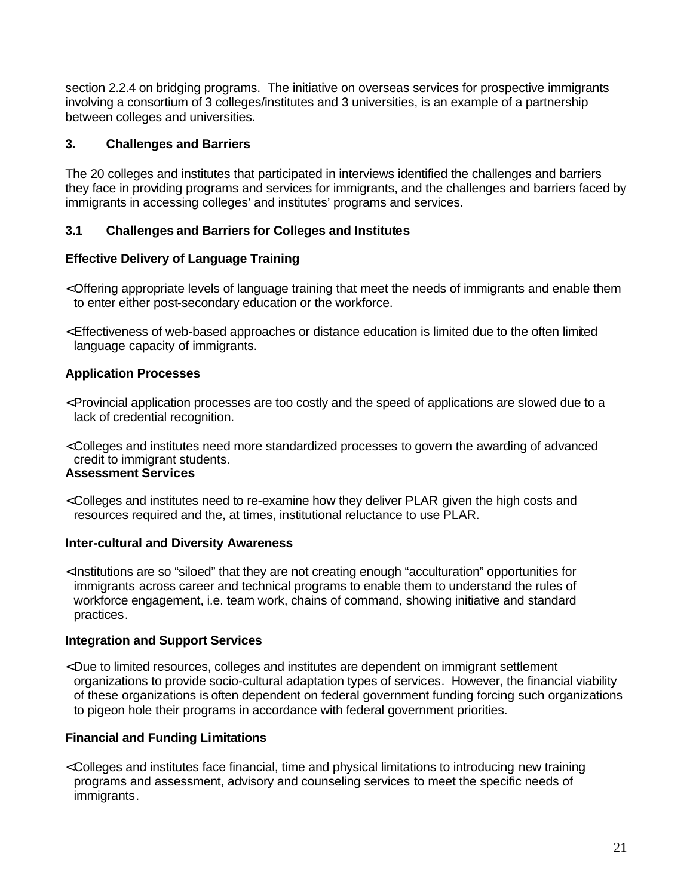section 2.2.4 on bridging programs. The initiative on overseas services for prospective immigrants involving a consortium of 3 colleges/institutes and 3 universities, is an example of a partnership between colleges and universities.

## 3. Challenges and Barriers

The 20 colleges and institutes that participated in interviews identified the challenges and barriers they face in providing programs and services for immigrants, and the challenges and barriers faced by immigrants in accessing colleges' and institutes' programs and services.

### 3.1 Challenges and Barriers for Colleges and Institutes

**Effective Delivery of Language Training**

- Offering appropriate levels of language training that meet the needs of immigrants and enable them to enter either post-secondary education or the workforce.

- Effectiveness of web-based approaches or distance education is limited due to the often limited language capacity of immigrants.

**Application Processes**

- Provincial application processes are too costly and the speed of applications are slowed due to a lack of credential recognition.

- Colleges and institutes need more standardized processes to govern the awarding of advanced credit to immigrant students.

**Assessment Services**

- Colleges and institutes need to re-examine how they deliver PLAR given the high costs and resources required and the, at times, institutional reluctance to use PLAR.

**Inter-cultural and Diversity Awareness**

- Institutions are so "siloed" that they are not creating enough "acculturation" opportunities for immigrants across career and technical programs to enable them to understand the rules of workforce engagement, i.e. team work, chains of command, showing initiative and standard practices.

**Integration and Support Services**

- Due to limited resources, colleges and institutes are dependent on immigrant settlement organizations to provide socio-cultural adaptation types of services. However, the financial viability of these organizations is often dependent on federal government funding forcing such organizations to pigeon hole their programs in accordance with federal government priorities.

**Financial and Funding Limitations**

- Colleges and institutes face financial, time and physical limitations to introducing new training programs and assessment, advisory and counseling services to meet the specific needs of immigrants.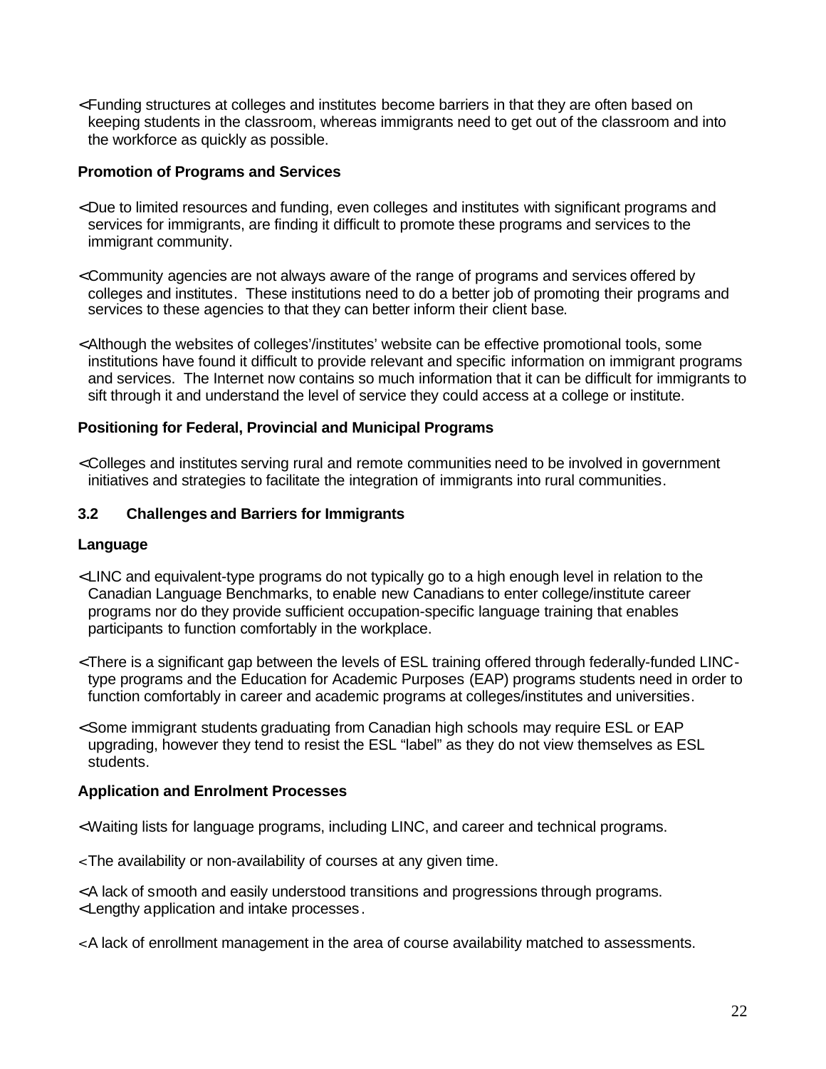- Funding structures at colleges and institutes become barriers in that they are often based on keeping students in the classroom, whereas immigrants need to get out of the classroom and into the workforce as quickly as possible.

**Promotion of Programs and Services**

- Due to limited resources and funding, even colleges and institutes with significant programs and services for immigrants, are finding it difficult to promote these programs and services to the immigrant community.

- Community agencies are not always aware of the range of programs and services offered by colleges and institutes. These institutions need to do a better job of promoting their programs and services to these agencies to that they can better inform their client base.

- Although the websites of colleges'/institutes' website can be effective promotional tools, some institutions have found it difficult to provide relevant and specific information on immigrant programs and services. The Internet now contains so much information that it can be difficult for immigrants to sift through it and understand the level of service they could access at a college or institute.

**Positioning for Federal, Provincial and Municipal Programs**

- Colleges and institutes serving rural and remote communities need to be involved in government initiatives and strategies to facilitate the integration of immigrants into rural communities.

### 3.2 Challenges and Barriers for Immigrants

**Language**

- LINC and equivalent-type programs do not typically go to a high enough level in relation to the Canadian Language Benchmarks, to enable new Canadians to enter college/institute career programs nor do they provide sufficient occupation-specific language training that enables participants to function comfortably in the workplace.

- There is a significant gap between the levels of ESL training offered through federally-funded LINC-type programs and the Education for Academic Purposes (EAP) programs students need in order to function comfortably in career and academic programs at colleges/institutes and universities.

- Some immigrant students graduating from Canadian high schools may require ESL or EAP upgrading, however they tend to resist the ESL "label" as they do not view themselves as ESL students.

**Application and Enrolment Processes**

- Waiting lists for language programs, including LINC, and career and technical programs.

- The availability or non-availability of courses at any given time.

- A lack of smooth and easily understood transitions and progressions through programs.
- Lengthy application and intake processes.

- A lack of enrollment management in the area of course availability matched to assessments.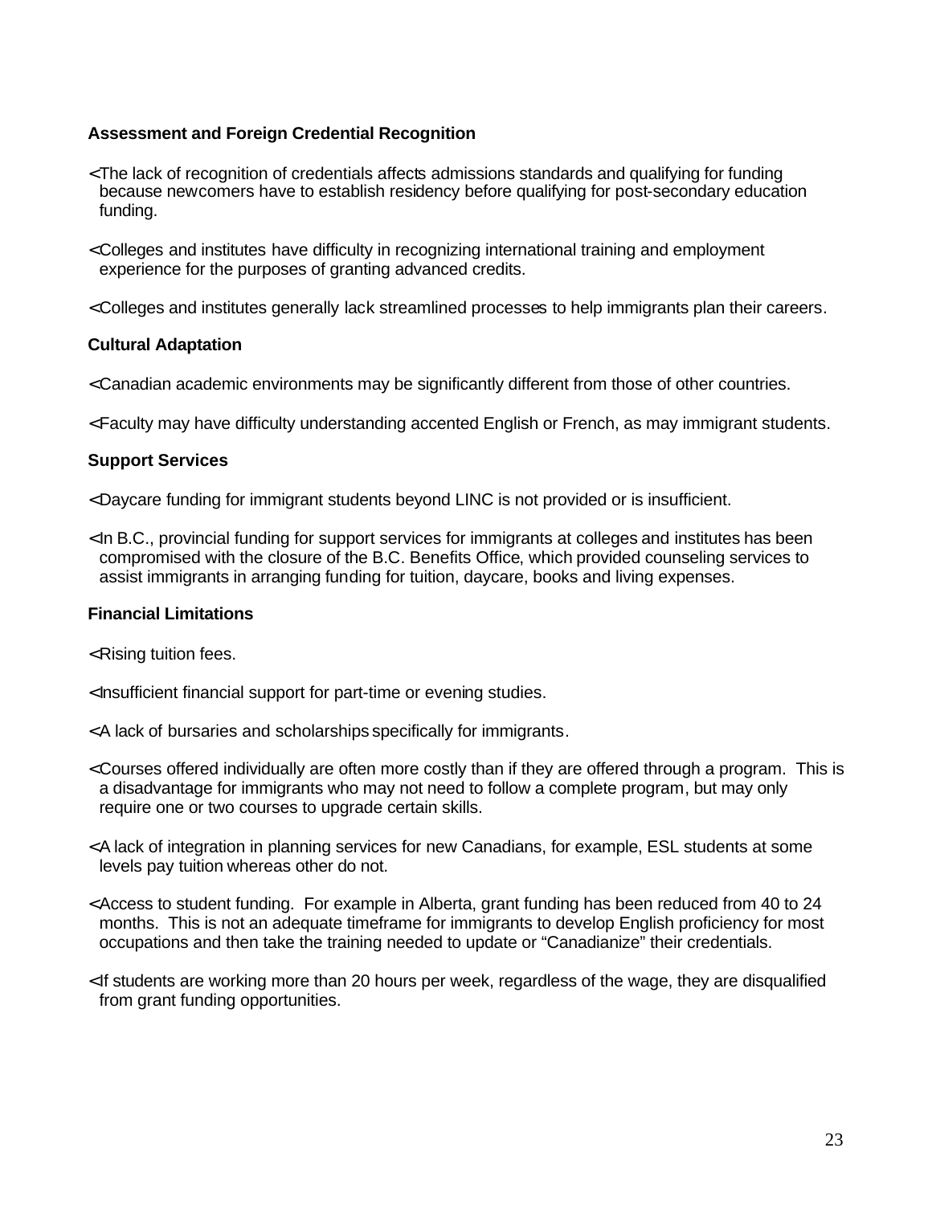**Assessment and Foreign Credential Recognition**

- The lack of recognition of credentials affects admissions standards and qualifying for funding because newcomers have to establish residency before qualifying for post-secondary education funding.

- Colleges and institutes have difficulty in recognizing international training and employment experience for the purposes of granting advanced credits.

- Colleges and institutes generally lack streamlined processes to help immigrants plan their careers.

**Cultural Adaptation**

- Canadian academic environments may be significantly different from those of other countries.

- Faculty may have difficulty understanding accented English or French, as may immigrant students.

**Support Services**

- Daycare funding for immigrant students beyond LINC is not provided or is insufficient.

- In B.C., provincial funding for support services for immigrants at colleges and institutes has been compromised with the closure of the B.C. Benefits Office, which provided counseling services to assist immigrants in arranging funding for tuition, daycare, books and living expenses.

**Financial Limitations**

- Rising tuition fees.

- Insufficient financial support for part-time or evening studies.

- A lack of bursaries and scholarships specifically for immigrants.

- Courses offered individually are often more costly than if they are offered through a program. This is a disadvantage for immigrants who may not need to follow a complete program, but may only require one or two courses to upgrade certain skills.

- A lack of integration in planning services for new Canadians, for example, ESL students at some levels pay tuition whereas other do not.

- Access to student funding. For example in Alberta, grant funding has been reduced from 40 to 24 months. This is not an adequate timeframe for immigrants to develop English proficiency for most occupations and then take the training needed to update or "Canadianize" their credentials.

- If students are working more than 20 hours per week, regardless of the wage, they are disqualified from grant funding opportunities.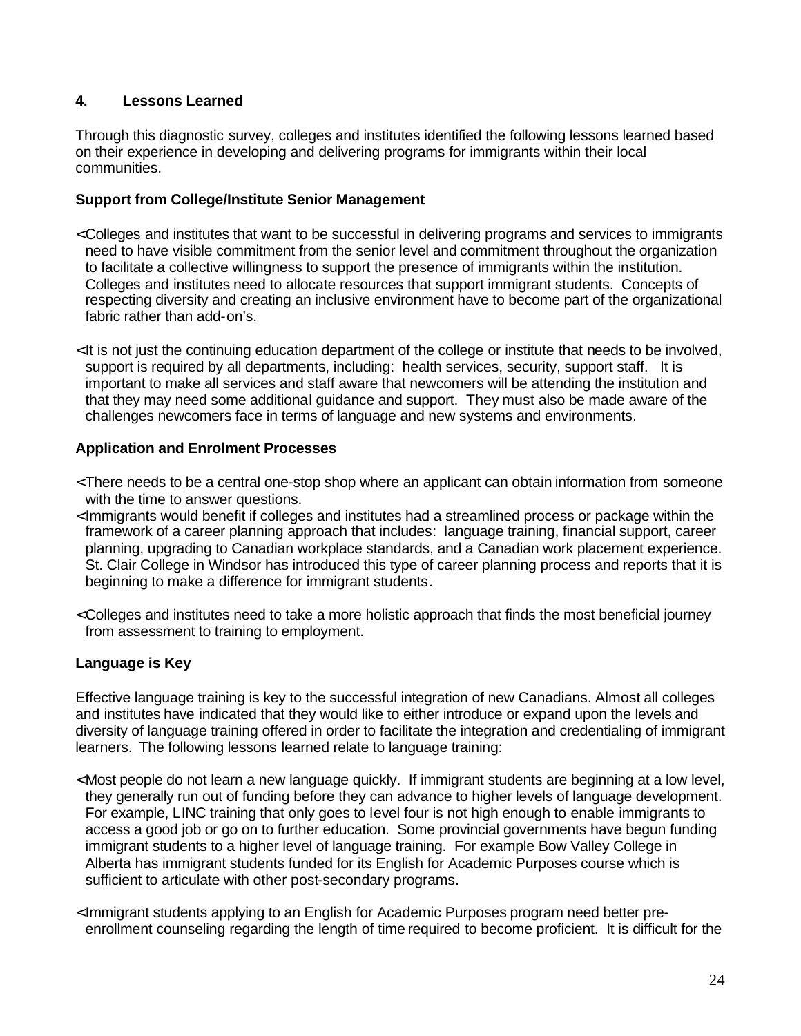## 4. Lessons Learned

Through this diagnostic survey, colleges and institutes identified the following lessons learned based on their experience in developing and delivering programs for immigrants within their local communities.

### Support from College/Institute Senior Management

- Colleges and institutes that want to be successful in delivering programs and services to immigrants need to have visible commitment from the senior level and commitment throughout the organization to facilitate a collective willingness to support the presence of immigrants within the institution. Colleges and institutes need to allocate resources that support immigrant students. Concepts of respecting diversity and creating an inclusive environment have to become part of the organizational fabric rather than add-on's.

- It is not just the continuing education department of the college or institute that needs to be involved, support is required by all departments, including: health services, security, support staff. It is important to make all services and staff aware that newcomers will be attending the institution and that they may need some additional guidance and support. They must also be made aware of the challenges newcomers face in terms of language and new systems and environments.

### Application and Enrolment Processes

- There needs to be a central one-stop shop where an applicant can obtain information from someone with the time to answer questions.
- Immigrants would benefit if colleges and institutes had a streamlined process or package within the framework of a career planning approach that includes: language training, financial support, career planning, upgrading to Canadian workplace standards, and a Canadian work placement experience. St. Clair College in Windsor has introduced this type of career planning process and reports that it is beginning to make a difference for immigrant students.

- Colleges and institutes need to take a more holistic approach that finds the most beneficial journey from assessment to training to employment.

### Language is Key

Effective language training is key to the successful integration of new Canadians. Almost all colleges and institutes have indicated that they would like to either introduce or expand upon the levels and diversity of language training offered in order to facilitate the integration and credentialing of immigrant learners. The following lessons learned relate to language training:

- Most people do not learn a new language quickly. If immigrant students are beginning at a low level, they generally run out of funding before they can advance to higher levels of language development. For example, LINC training that only goes to level four is not high enough to enable immigrants to access a good job or go on to further education. Some provincial governments have begun funding immigrant students to a higher level of language training. For example Bow Valley College in Alberta has immigrant students funded for its English for Academic Purposes course which is sufficient to articulate with other post-secondary programs.

- Immigrant students applying to an English for Academic Purposes program need better pre-enrollment counseling regarding the length of time required to become proficient. It is difficult for the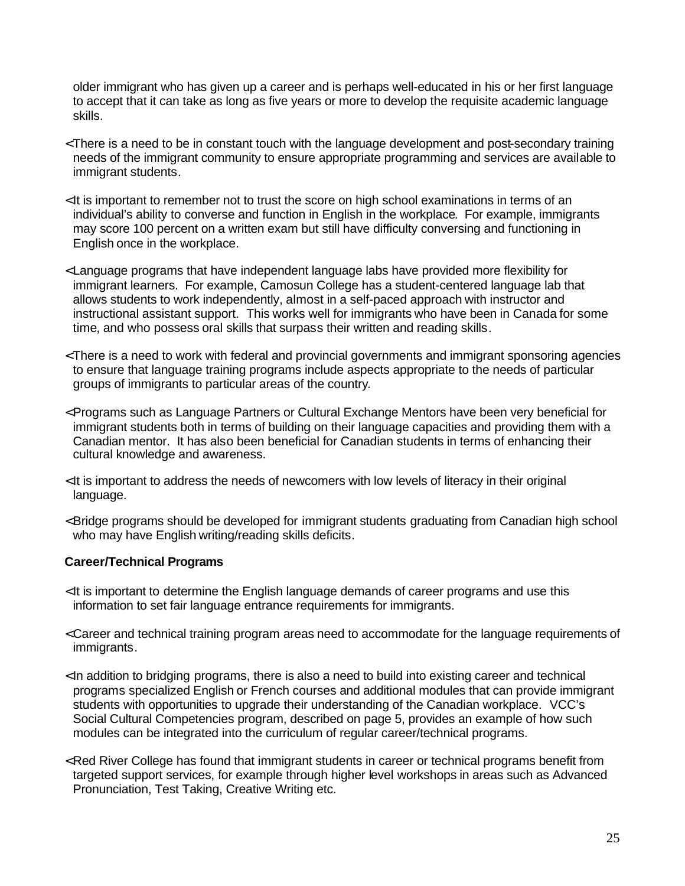older immigrant who has given up a career and is perhaps well-educated in his or her first language to accept that it can take as long as five years or more to develop the requisite academic language skills.

- There is a need to be in constant touch with the language development and post-secondary training needs of the immigrant community to ensure appropriate programming and services are available to immigrant students.

- It is important to remember not to trust the score on high school examinations in terms of an individual's ability to converse and function in English in the workplace. For example, immigrants may score 100 percent on a written exam but still have difficulty conversing and functioning in English once in the workplace.

- Language programs that have independent language labs have provided more flexibility for immigrant learners. For example, Camosun College has a student-centered language lab that allows students to work independently, almost in a self-paced approach with instructor and instructional assistant support. This works well for immigrants who have been in Canada for some time, and who possess oral skills that surpass their written and reading skills.

- There is a need to work with federal and provincial governments and immigrant sponsoring agencies to ensure that language training programs include aspects appropriate to the needs of particular groups of immigrants to particular areas of the country.

- Programs such as Language Partners or Cultural Exchange Mentors have been very beneficial for immigrant students both in terms of building on their language capacities and providing them with a Canadian mentor. It has also been beneficial for Canadian students in terms of enhancing their cultural knowledge and awareness.

- It is important to address the needs of newcomers with low levels of literacy in their original language.

- Bridge programs should be developed for immigrant students graduating from Canadian high school who may have English writing/reading skills deficits.

**Career/Technical Programs**

- It is important to determine the English language demands of career programs and use this information to set fair language entrance requirements for immigrants.

- Career and technical training program areas need to accommodate for the language requirements of immigrants.

- In addition to bridging programs, there is also a need to build into existing career and technical programs specialized English or French courses and additional modules that can provide immigrant students with opportunities to upgrade their understanding of the Canadian workplace. VCC's Social Cultural Competencies program, described on page 5, provides an example of how such modules can be integrated into the curriculum of regular career/technical programs.

- Red River College has found that immigrant students in career or technical programs benefit from targeted support services, for example through higher level workshops in areas such as Advanced Pronunciation, Test Taking, Creative Writing etc.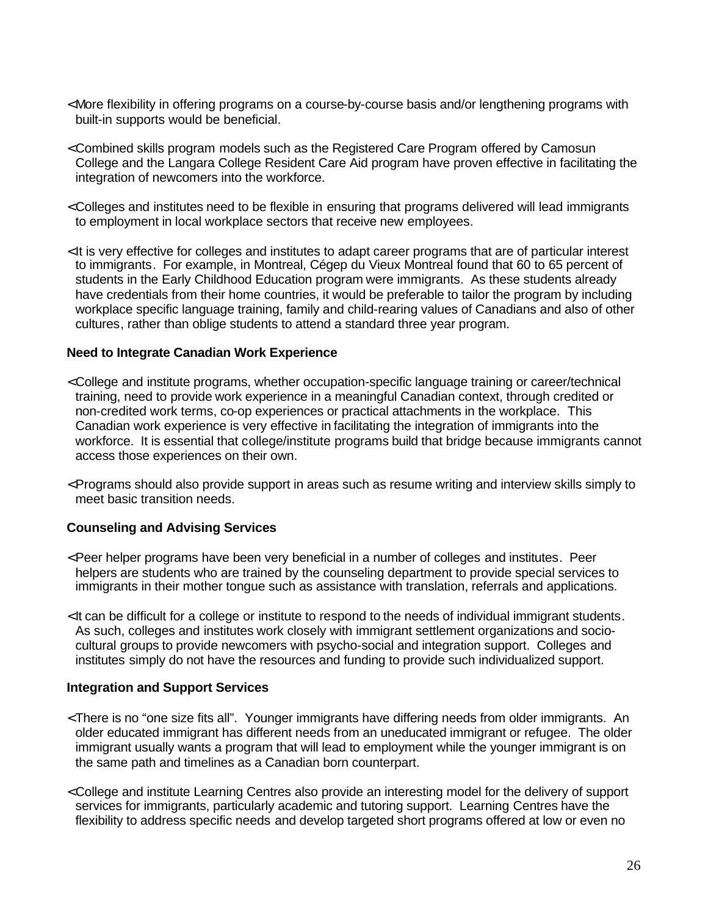- More flexibility in offering programs on a course-by-course basis and/or lengthening programs with built-in supports would be beneficial.

- Combined skills program models such as the Registered Care Program offered by Camosun College and the Langara College Resident Care Aid program have proven effective in facilitating the integration of newcomers into the workforce.

- Colleges and institutes need to be flexible in ensuring that programs delivered will lead immigrants to employment in local workplace sectors that receive new employees.

- It is very effective for colleges and institutes to adapt career programs that are of particular interest to immigrants. For example, in Montreal, Cégep du Vieux Montreal found that 60 to 65 percent of students in the Early Childhood Education program were immigrants. As these students already have credentials from their home countries, it would be preferable to tailor the program by including workplace specific language training, family and child-rearing values of Canadians and also of other cultures, rather than oblige students to attend a standard three year program.

**Need to Integrate Canadian Work Experience**

- College and institute programs, whether occupation-specific language training or career/technical training, need to provide work experience in a meaningful Canadian context, through credited or non-credited work terms, co-op experiences or practical attachments in the workplace. This Canadian work experience is very effective in facilitating the integration of immigrants into the workforce. It is essential that college/institute programs build that bridge because immigrants cannot access those experiences on their own.

- Programs should also provide support in areas such as resume writing and interview skills simply to meet basic transition needs.

**Counseling and Advising Services**

- Peer helper programs have been very beneficial in a number of colleges and institutes. Peer helpers are students who are trained by the counseling department to provide special services to immigrants in their mother tongue such as assistance with translation, referrals and applications.

- It can be difficult for a college or institute to respond to the needs of individual immigrant students. As such, colleges and institutes work closely with immigrant settlement organizations and socio-cultural groups to provide newcomers with psycho-social and integration support. Colleges and institutes simply do not have the resources and funding to provide such individualized support.

**Integration and Support Services**

- There is no "one size fits all". Younger immigrants have differing needs from older immigrants. An older educated immigrant has different needs from an uneducated immigrant or refugee. The older immigrant usually wants a program that will lead to employment while the younger immigrant is on the same path and timelines as a Canadian born counterpart.

- College and institute Learning Centres also provide an interesting model for the delivery of support services for immigrants, particularly academic and tutoring support. Learning Centres have the flexibility to address specific needs and develop targeted short programs offered at low or even no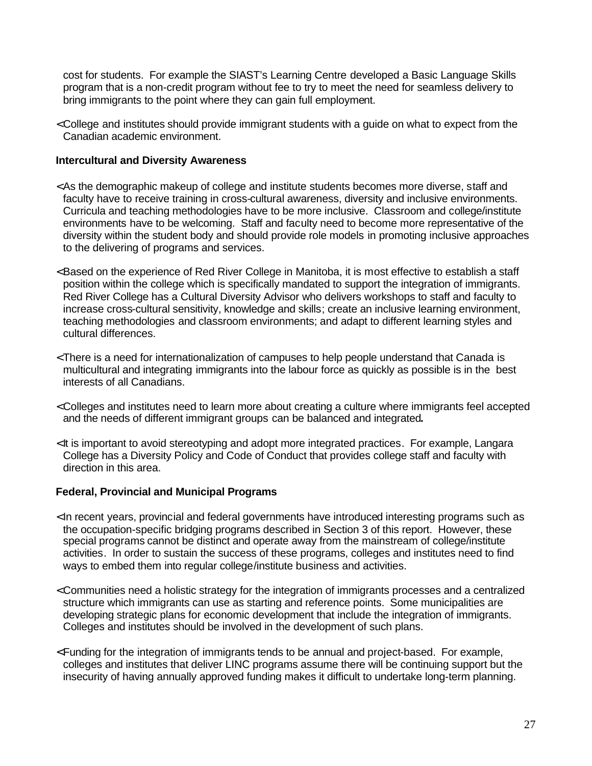cost for students. For example the SIAST's Learning Centre developed a Basic Language Skills program that is a non-credit program without fee to try to meet the need for seamless delivery to bring immigrants to the point where they can gain full employment.

- College and institutes should provide immigrant students with a guide on what to expect from the Canadian academic environment.

**Intercultural and Diversity Awareness**

- As the demographic makeup of college and institute students becomes more diverse, staff and faculty have to receive training in cross-cultural awareness, diversity and inclusive environments. Curricula and teaching methodologies have to be more inclusive. Classroom and college/institute environments have to be welcoming. Staff and faculty need to become more representative of the diversity within the student body and should provide role models in promoting inclusive approaches to the delivering of programs and services.

- Based on the experience of Red River College in Manitoba, it is most effective to establish a staff position within the college which is specifically mandated to support the integration of immigrants. Red River College has a Cultural Diversity Advisor who delivers workshops to staff and faculty to increase cross-cultural sensitivity, knowledge and skills; create an inclusive learning environment, teaching methodologies and classroom environments; and adapt to different learning styles and cultural differences.

- There is a need for internationalization of campuses to help people understand that Canada is multicultural and integrating immigrants into the labour force as quickly as possible is in the best interests of all Canadians.

- Colleges and institutes need to learn more about creating a culture where immigrants feel accepted and the needs of different immigrant groups can be balanced and integrated.

- It is important to avoid stereotyping and adopt more integrated practices. For example, Langara College has a Diversity Policy and Code of Conduct that provides college staff and faculty with direction in this area.

**Federal, Provincial and Municipal Programs**

- In recent years, provincial and federal governments have introduced interesting programs such as the occupation-specific bridging programs described in Section 3 of this report. However, these special programs cannot be distinct and operate away from the mainstream of college/institute activities. In order to sustain the success of these programs, colleges and institutes need to find ways to embed them into regular college/institute business and activities.

- Communities need a holistic strategy for the integration of immigrants processes and a centralized structure which immigrants can use as starting and reference points. Some municipalities are developing strategic plans for economic development that include the integration of immigrants. Colleges and institutes should be involved in the development of such plans.

- Funding for the integration of immigrants tends to be annual and project-based. For example, colleges and institutes that deliver LINC programs assume there will be continuing support but the insecurity of having annually approved funding makes it difficult to undertake long-term planning.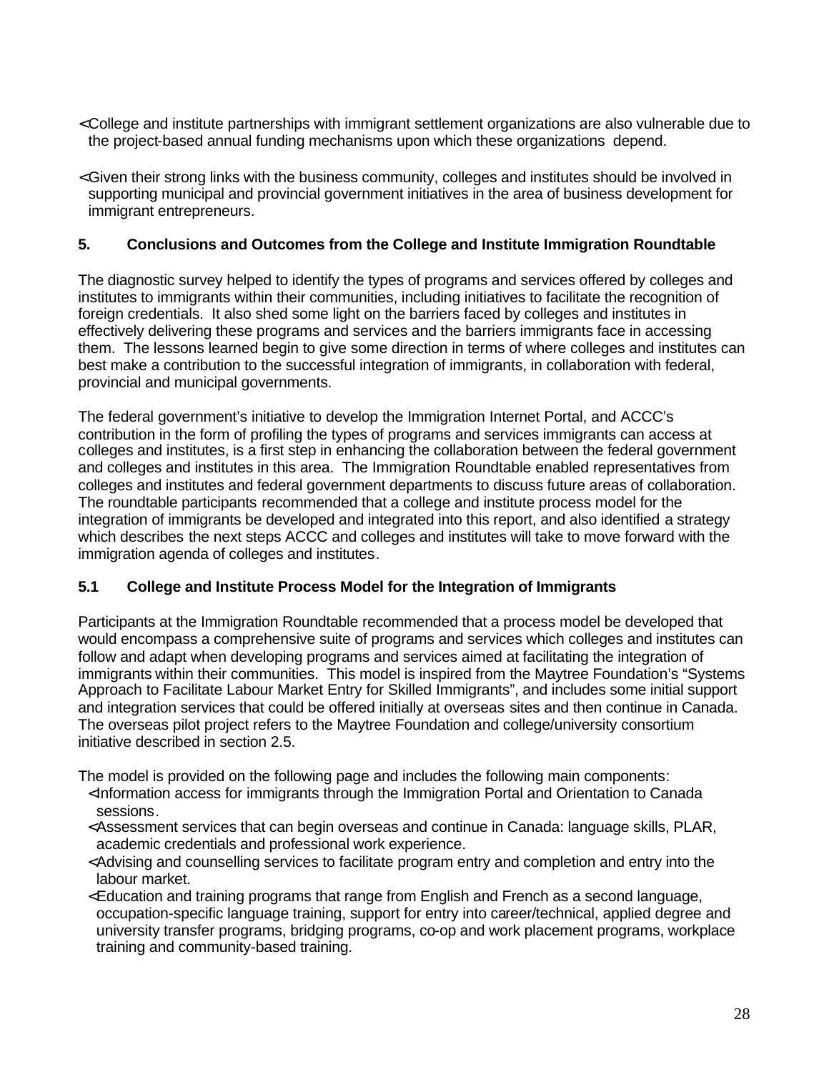- College and institute partnerships with immigrant settlement organizations are also vulnerable due to the project-based annual funding mechanisms upon which these organizations depend.

- Given their strong links with the business community, colleges and institutes should be involved in supporting municipal and provincial government initiatives in the area of business development for immigrant entrepreneurs.

## 5. Conclusions and Outcomes from the College and Institute Immigration Roundtable

The diagnostic survey helped to identify the types of programs and services offered by colleges and institutes to immigrants within their communities, including initiatives to facilitate the recognition of foreign credentials. It also shed some light on the barriers faced by colleges and institutes in effectively delivering these programs and services and the barriers immigrants face in accessing them. The lessons learned begin to give some direction in terms of where colleges and institutes can best make a contribution to the successful integration of immigrants, in collaboration with federal, provincial and municipal governments.

The federal government's initiative to develop the Immigration Internet Portal, and ACCC's contribution in the form of profiling the types of programs and services immigrants can access at colleges and institutes, is a first step in enhancing the collaboration between the federal government and colleges and institutes in this area. The Immigration Roundtable enabled representatives from colleges and institutes and federal government departments to discuss future areas of collaboration. The roundtable participants recommended that a college and institute process model for the integration of immigrants be developed and integrated into this report, and also identified a strategy which describes the next steps ACCC and colleges and institutes will take to move forward with the immigration agenda of colleges and institutes.

### 5.1 College and Institute Process Model for the Integration of Immigrants

Participants at the Immigration Roundtable recommended that a process model be developed that would encompass a comprehensive suite of programs and services which colleges and institutes can follow and adapt when developing programs and services aimed at facilitating the integration of immigrants within their communities. This model is inspired from the Maytree Foundation's "Systems Approach to Facilitate Labour Market Entry for Skilled Immigrants", and includes some initial support and integration services that could be offered initially at overseas sites and then continue in Canada. The overseas pilot project refers to the Maytree Foundation and college/university consortium initiative described in section 2.5.

The model is provided on the following page and includes the following main components:

- Information access for immigrants through the Immigration Portal and Orientation to Canada sessions.
- Assessment services that can begin overseas and continue in Canada: language skills, PLAR, academic credentials and professional work experience.
- Advising and counselling services to facilitate program entry and completion and entry into the labour market.
- Education and training programs that range from English and French as a second language, occupation-specific language training, support for entry into career/technical, applied degree and university transfer programs, bridging programs, co-op and work placement programs, workplace training and community-based training.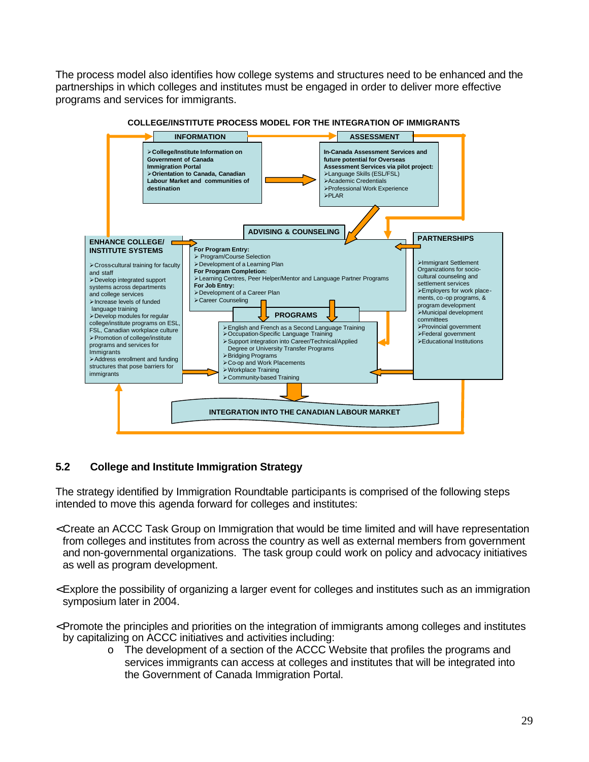The process model also identifies how college systems and structures need to be enhanced and the partnerships in which colleges and institutes must be engaged in order to deliver more effective programs and services for immigrants.

**COLLEGE/INSTITUTE PROCESS MODEL FOR THE INTEGRATION OF IMMIGRANTS**

**INFORMATION**

- **College/Institute Information on Government of Canada Immigration Portal**
- **Orientation to Canada, Canadian Labour Market and communities of destination**

**ASSESSMENT**

**In-Canada Assessment Services and future potential for Overseas Assessment Services via pilot project:**

- Language Skills (ESL/FSL)
- Academic Credentials
- Professional Work Experience
- PLAR

**ENHANCE COLLEGE/ INSTITUTE SYSTEMS**

- Cross-cultural training for faculty and staff
- Develop integrated support systems across departments and college services
- Increase levels of funded language training
- Develop modules for regular college/institute programs on ESL, FSL, Canadian workplace culture
- Promotion of college/institute programs and services for Immigrants
- Address enrollment and funding structures that pose barriers for immigrants

**ADVISING & COUNSELING**

**For Program Entry:**

- Program/Course Selection
- Development of a Learning Plan

**For Program Completion:**

- Learning Centres, Peer Helper/Mentor and Language Partner Programs

**For Job Entry:**

- Development of a Career Plan
- Career Counseling

**PARTNERSHIPS**

- Immigrant Settlement Organizations for socio-cultural counseling and settlement services
- Employers for work place-ments, co-op programs, & program development
- Municipal development committees
- Provincial government
- Federal government
- Educational Institutions

**PROGRAMS**

- English and French as a Second Language Training
- Occupation-Specific Language Training
- Support integration into Career/Technical/Applied Degree or University Transfer Programs
- Bridging Programs
- Co-op and Work Placements
- Workplace Training
- Community-based Training

**INTEGRATION INTO THE CANADIAN LABOUR MARKET**

## 5.2 College and Institute Immigration Strategy

The strategy identified by Immigration Roundtable participants is comprised of the following steps intended to move this agenda forward for colleges and institutes:

- Create an ACCC Task Group on Immigration that would be time limited and will have representation from colleges and institutes from across the country as well as external members from government and non-governmental organizations. The task group could work on policy and advocacy initiatives as well as program development.

- Explore the possibility of organizing a larger event for colleges and institutes such as an immigration symposium later in 2004.

- Promote the principles and priorities on the integration of immigrants among colleges and institutes by capitalizing on ACCC initiatives and activities including:
    - The development of a section of the ACCC Website that profiles the programs and services immigrants can access at colleges and institutes that will be integrated into the Government of Canada Immigration Portal.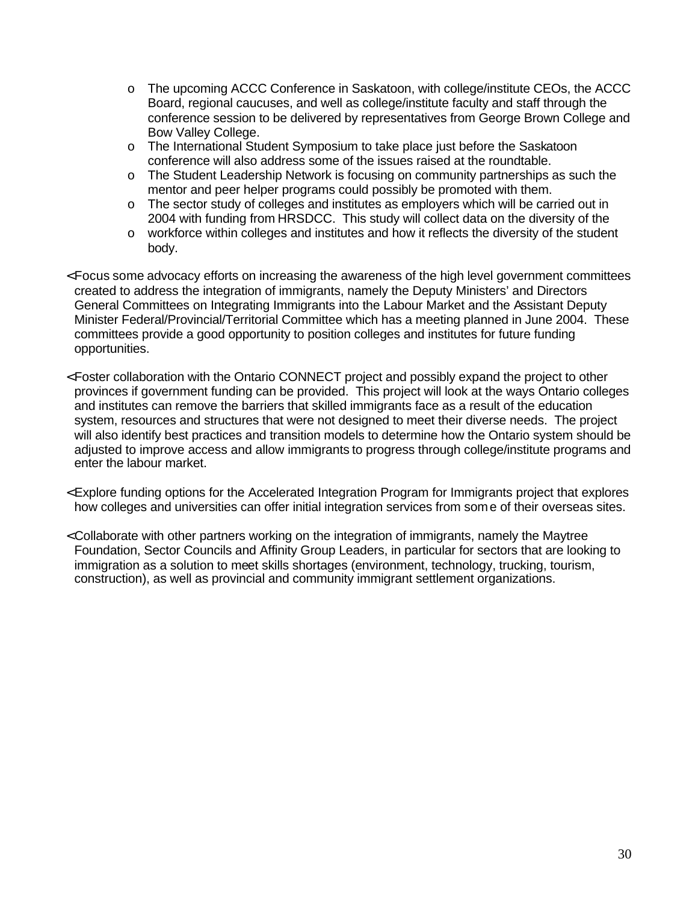- The upcoming ACCC Conference in Saskatoon, with college/institute CEOs, the ACCC Board, regional caucuses, and well as college/institute faculty and staff through the conference session to be delivered by representatives from George Brown College and Bow Valley College.
- The International Student Symposium to take place just before the Saskatoon conference will also address some of the issues raised at the roundtable.
- The Student Leadership Network is focusing on community partnerships as such the mentor and peer helper programs could possibly be promoted with them.
- The sector study of colleges and institutes as employers which will be carried out in 2004 with funding from HRSDCC. This study will collect data on the diversity of the
- workforce within colleges and institutes and how it reflects the diversity of the student body.

- Focus some advocacy efforts on increasing the awareness of the high level government committees created to address the integration of immigrants, namely the Deputy Ministers' and Directors General Committees on Integrating Immigrants into the Labour Market and the Assistant Deputy Minister Federal/Provincial/Territorial Committee which has a meeting planned in June 2004. These committees provide a good opportunity to position colleges and institutes for future funding opportunities.

- Foster collaboration with the Ontario CONNECT project and possibly expand the project to other provinces if government funding can be provided. This project will look at the ways Ontario colleges and institutes can remove the barriers that skilled immigrants face as a result of the education system, resources and structures that were not designed to meet their diverse needs. The project will also identify best practices and transition models to determine how the Ontario system should be adjusted to improve access and allow immigrants to progress through college/institute programs and enter the labour market.

- Explore funding options for the Accelerated Integration Program for Immigrants project that explores how colleges and universities can offer initial integration services from some of their overseas sites.

- Collaborate with other partners working on the integration of immigrants, namely the Maytree Foundation, Sector Councils and Affinity Group Leaders, in particular for sectors that are looking to immigration as a solution to meet skills shortages (environment, technology, trucking, tourism, construction), as well as provincial and community immigrant settlement organizations.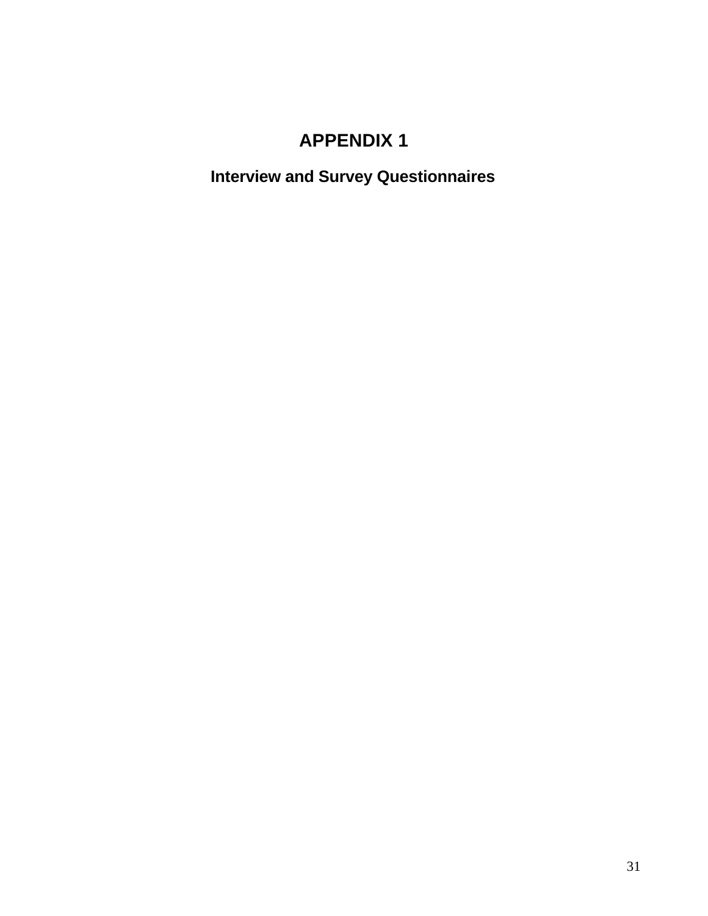# APPENDIX 1

## Interview and Survey Questionnaires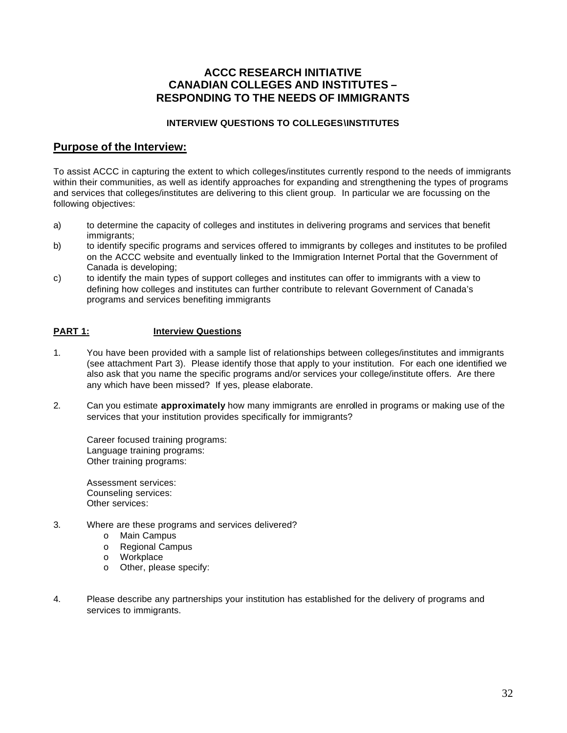# ACCC RESEARCH INITIATIVE
# CANADIAN COLLEGES AND INSTITUTES – RESPONDING TO THE NEEDS OF IMMIGRANTS

### INTERVIEW QUESTIONS TO COLLEGES\INSTITUTES

## Purpose of the Interview:

To assist ACCC in capturing the extent to which colleges/institutes currently respond to the needs of immigrants within their communities, as well as identify approaches for expanding and strengthening the types of programs and services that colleges/institutes are delivering to this client group. In particular we are focussing on the following objectives:

a) to determine the capacity of colleges and institutes in delivering programs and services that benefit immigrants;
b) to identify specific programs and services offered to immigrants by colleges and institutes to be profiled on the ACCC website and eventually linked to the Immigration Internet Portal that the Government of Canada is developing;
c) to identify the main types of support colleges and institutes can offer to immigrants with a view to defining how colleges and institutes can further contribute to relevant Government of Canada's programs and services benefiting immigrants

**PART 1: Interview Questions**

1. You have been provided with a sample list of relationships between colleges/institutes and immigrants (see attachment Part 3). Please identify those that apply to your institution. For each one identified we also ask that you name the specific programs and/or services your college/institute offers. Are there any which have been missed? If yes, please elaborate.

2. Can you estimate **approximately** how many immigrants are enrolled in programs or making use of the services that your institution provides specifically for immigrants?

   Career focused training programs:
   Language training programs:
   Other training programs:

   Assessment services:
   Counseling services:
   Other services:

3. Where are these programs and services delivered?
   - Main Campus
   - Regional Campus
   - Workplace
   - Other, please specify:

4. Please describe any partnerships your institution has established for the delivery of programs and services to immigrants.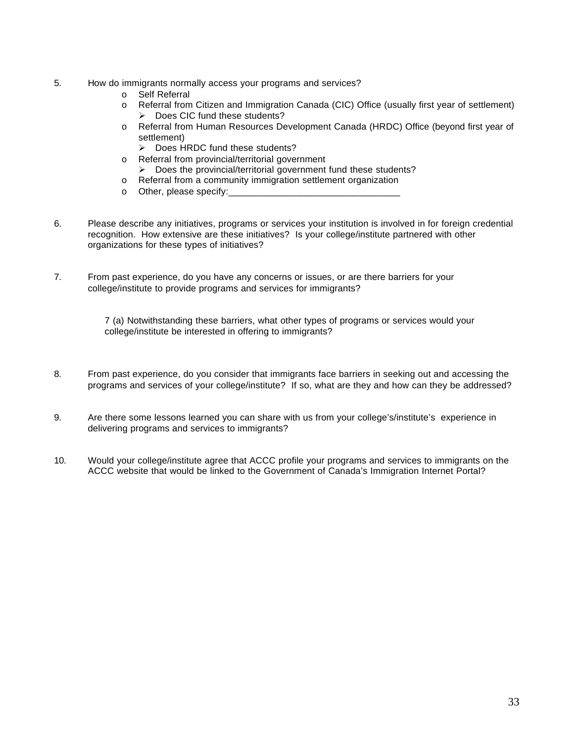5. How do immigrants normally access your programs and services?
   - o Self Referral
   - o Referral from Citizen and Immigration Canada (CIC) Office (usually first year of settlement)
     - ➢ Does CIC fund these students?
   - o Referral from Human Resources Development Canada (HRDC) Office (beyond first year of settlement)
     - ➢ Does HRDC fund these students?
   - o Referral from provincial/territorial government
     - ➢ Does the provincial/territorial government fund these students?
   - o Referral from a community immigration settlement organization
   - o Other, please specify:_________________________________

6. Please describe any initiatives, programs or services your institution is involved in for foreign credential recognition. How extensive are these initiatives? Is your college/institute partnered with other organizations for these types of initiatives?

7. From past experience, do you have any concerns or issues, or are there barriers for your college/institute to provide programs and services for immigrants?

   7 (a) Notwithstanding these barriers, what other types of programs or services would your college/institute be interested in offering to immigrants?

8. From past experience, do you consider that immigrants face barriers in seeking out and accessing the programs and services of your college/institute? If so, what are they and how can they be addressed?

9. Are there some lessons learned you can share with us from your college's/institute's experience in delivering programs and services to immigrants?

10. Would your college/institute agree that ACCC profile your programs and services to immigrants on the ACCC website that would be linked to the Government of Canada's Immigration Internet Portal?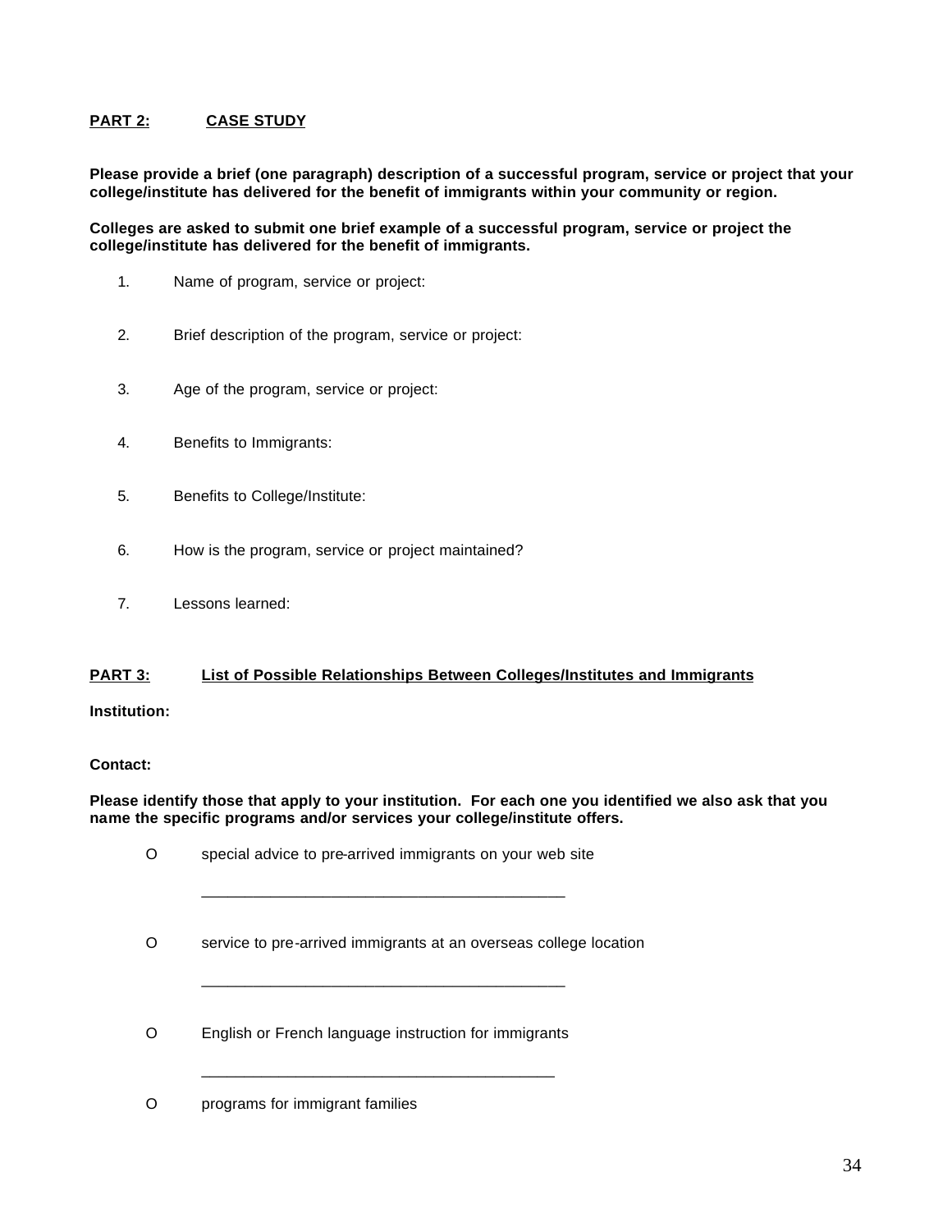## **PART 2: CASE STUDY**

**Please provide a brief (one paragraph) description of a successful program, service or project that your college/institute has delivered for the benefit of immigrants within your community or region.**

**Colleges are asked to submit one brief example of a successful program, service or project the college/institute has delivered for the benefit of immigrants.**

1. Name of program, service or project:

2. Brief description of the program, service or project:

3. Age of the program, service or project:

4. Benefits to Immigrants:

5. Benefits to College/Institute:

6. How is the program, service or project maintained?

7. Lessons learned:

## **PART 3: List of Possible Relationships Between Colleges/Institutes and Immigrants**

**Institution:**

**Contact:**

**Please identify those that apply to your institution. For each one you identified we also ask that you name the specific programs and/or services your college/institute offers.**

O special advice to pre-arrived immigrants on your web site

\_\_\_\_\_\_\_\_\_\_\_\_\_\_\_\_\_\_\_\_\_\_\_\_\_\_\_\_\_\_\_\_\_\_\_\_\_\_\_\_\_\_\_

O service to pre-arrived immigrants at an overseas college location

\_\_\_\_\_\_\_\_\_\_\_\_\_\_\_\_\_\_\_\_\_\_\_\_\_\_\_\_\_\_\_\_\_\_\_\_\_\_\_\_\_\_\_

O English or French language instruction for immigrants

\_\_\_\_\_\_\_\_\_\_\_\_\_\_\_\_\_\_\_\_\_\_\_\_\_\_\_\_\_\_\_\_\_\_\_\_\_\_\_\_\_\_

O programs for immigrant families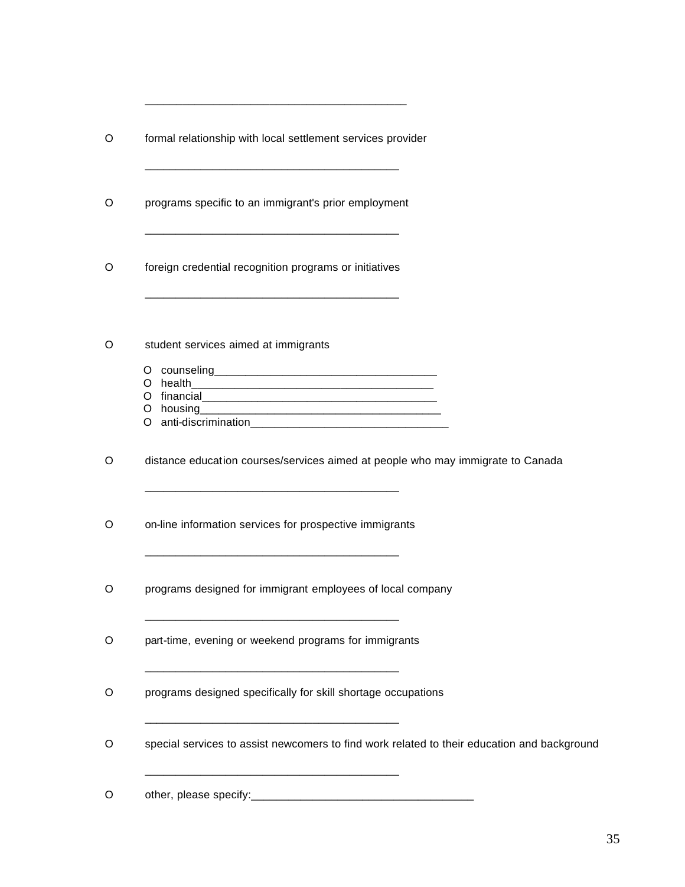\_\_\_\_\_\_\_\_\_\_\_\_\_\_\_\_\_\_\_\_\_\_\_\_\_\_\_\_\_\_\_\_\_\_\_\_\_\_\_\_

O formal relationship with local settlement services provider

\_\_\_\_\_\_\_\_\_\_\_\_\_\_\_\_\_\_\_\_\_\_\_\_\_\_\_\_\_\_\_\_\_\_\_\_\_\_\_\_

O programs specific to an immigrant's prior employment

\_\_\_\_\_\_\_\_\_\_\_\_\_\_\_\_\_\_\_\_\_\_\_\_\_\_\_\_\_\_\_\_\_\_\_\_\_\_\_\_

O foreign credential recognition programs or initiatives

\_\_\_\_\_\_\_\_\_\_\_\_\_\_\_\_\_\_\_\_\_\_\_\_\_\_\_\_\_\_\_\_\_\_\_\_\_\_\_\_

O student services aimed at immigrants

- O counseling\_\_\_\_\_\_\_\_\_\_\_\_\_\_\_\_\_\_\_\_\_\_\_\_\_\_\_\_\_\_\_\_\_\_\_\_
- O health\_\_\_\_\_\_\_\_\_\_\_\_\_\_\_\_\_\_\_\_\_\_\_\_\_\_\_\_\_\_\_\_\_\_\_\_\_\_\_
- O financial\_\_\_\_\_\_\_\_\_\_\_\_\_\_\_\_\_\_\_\_\_\_\_\_\_\_\_\_\_\_\_\_\_\_\_\_\_
- O housing\_\_\_\_\_\_\_\_\_\_\_\_\_\_\_\_\_\_\_\_\_\_\_\_\_\_\_\_\_\_\_\_\_\_\_\_\_\_\_
- O anti-discrimination\_\_\_\_\_\_\_\_\_\_\_\_\_\_\_\_\_\_\_\_\_\_\_\_\_\_\_\_\_\_\_\_

O distance education courses/services aimed at people who may immigrate to Canada

\_\_\_\_\_\_\_\_\_\_\_\_\_\_\_\_\_\_\_\_\_\_\_\_\_\_\_\_\_\_\_\_\_\_\_\_\_\_\_\_

O on-line information services for prospective immigrants

\_\_\_\_\_\_\_\_\_\_\_\_\_\_\_\_\_\_\_\_\_\_\_\_\_\_\_\_\_\_\_\_\_\_\_\_\_\_\_\_

O programs designed for immigrant employees of local company

\_\_\_\_\_\_\_\_\_\_\_\_\_\_\_\_\_\_\_\_\_\_\_\_\_\_\_\_\_\_\_\_\_\_\_\_\_\_\_\_

O part-time, evening or weekend programs for immigrants

\_\_\_\_\_\_\_\_\_\_\_\_\_\_\_\_\_\_\_\_\_\_\_\_\_\_\_\_\_\_\_\_\_\_\_\_\_\_\_\_

O programs designed specifically for skill shortage occupations

\_\_\_\_\_\_\_\_\_\_\_\_\_\_\_\_\_\_\_\_\_\_\_\_\_\_\_\_\_\_\_\_\_\_\_\_\_\_\_\_

O special services to assist newcomers to find work related to their education and background

\_\_\_\_\_\_\_\_\_\_\_\_\_\_\_\_\_\_\_\_\_\_\_\_\_\_\_\_\_\_\_\_\_\_\_\_\_\_\_\_

O other, please specify:\_\_\_\_\_\_\_\_\_\_\_\_\_\_\_\_\_\_\_\_\_\_\_\_\_\_\_\_\_\_\_\_\_\_\_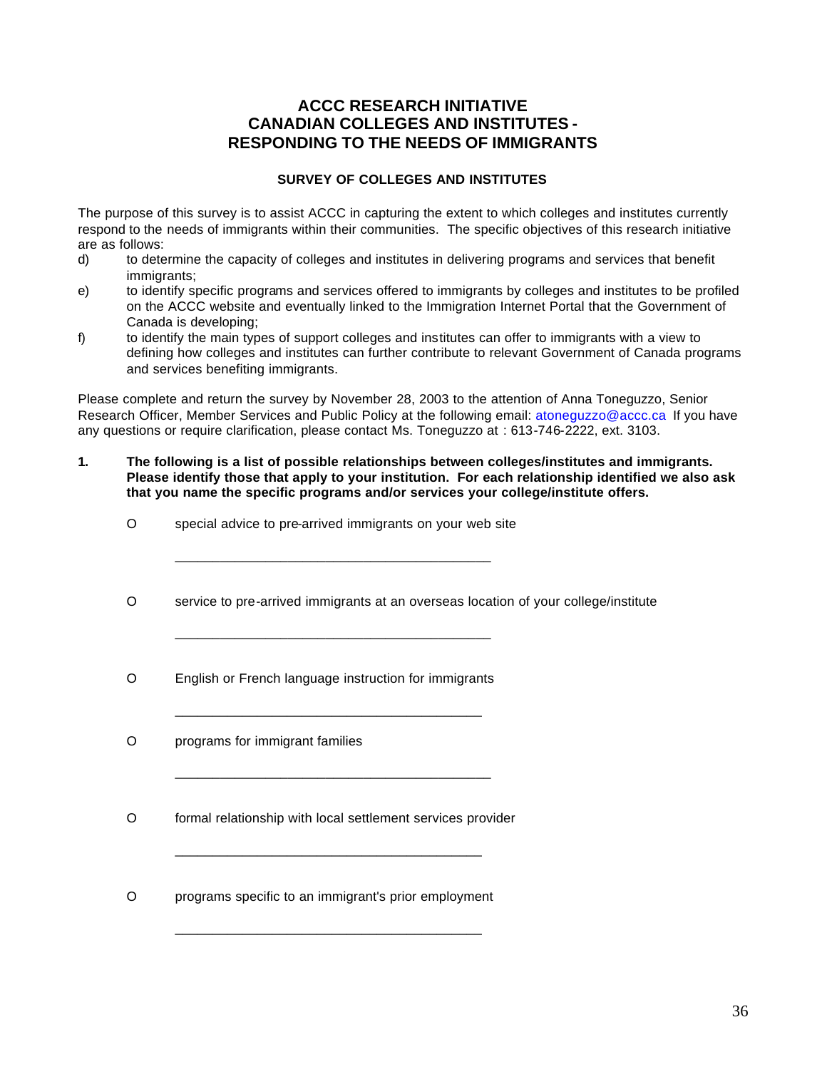# ACCC RESEARCH INITIATIVE
# CANADIAN COLLEGES AND INSTITUTES - RESPONDING TO THE NEEDS OF IMMIGRANTS

### SURVEY OF COLLEGES AND INSTITUTES

The purpose of this survey is to assist ACCC in capturing the extent to which colleges and institutes currently respond to the needs of immigrants within their communities. The specific objectives of this research initiative are as follows:

d) to determine the capacity of colleges and institutes in delivering programs and services that benefit immigrants;

e) to identify specific programs and services offered to immigrants by colleges and institutes to be profiled on the ACCC website and eventually linked to the Immigration Internet Portal that the Government of Canada is developing;

f) to identify the main types of support colleges and institutes can offer to immigrants with a view to defining how colleges and institutes can further contribute to relevant Government of Canada programs and services benefiting immigrants.

Please complete and return the survey by November 28, 2003 to the attention of Anna Toneguzzo, Senior Research Officer, Member Services and Public Policy at the following email: atoneguzzo@accc.ca If you have any questions or require clarification, please contact Ms. Toneguzzo at : 613-746-2222, ext. 3103.

**1. The following is a list of possible relationships between colleges/institutes and immigrants. Please identify those that apply to your institution. For each relationship identified we also ask that you name the specific programs and/or services your college/institute offers.**

O special advice to pre-arrived immigrants on your web site

\_\_\_\_\_\_\_\_\_\_\_\_\_\_\_\_\_\_\_\_\_\_\_\_\_\_\_\_\_\_\_\_\_\_\_\_\_\_\_\_\_\_

O service to pre-arrived immigrants at an overseas location of your college/institute

\_\_\_\_\_\_\_\_\_\_\_\_\_\_\_\_\_\_\_\_\_\_\_\_\_\_\_\_\_\_\_\_\_\_\_\_\_\_\_\_\_\_

O English or French language instruction for immigrants

\_\_\_\_\_\_\_\_\_\_\_\_\_\_\_\_\_\_\_\_\_\_\_\_\_\_\_\_\_\_\_\_\_\_\_\_\_\_\_\_\_\_

O programs for immigrant families

\_\_\_\_\_\_\_\_\_\_\_\_\_\_\_\_\_\_\_\_\_\_\_\_\_\_\_\_\_\_\_\_\_\_\_\_\_\_\_\_\_\_

O formal relationship with local settlement services provider

\_\_\_\_\_\_\_\_\_\_\_\_\_\_\_\_\_\_\_\_\_\_\_\_\_\_\_\_\_\_\_\_\_\_\_\_\_\_\_\_\_\_

O programs specific to an immigrant's prior employment

\_\_\_\_\_\_\_\_\_\_\_\_\_\_\_\_\_\_\_\_\_\_\_\_\_\_\_\_\_\_\_\_\_\_\_\_\_\_\_\_\_\_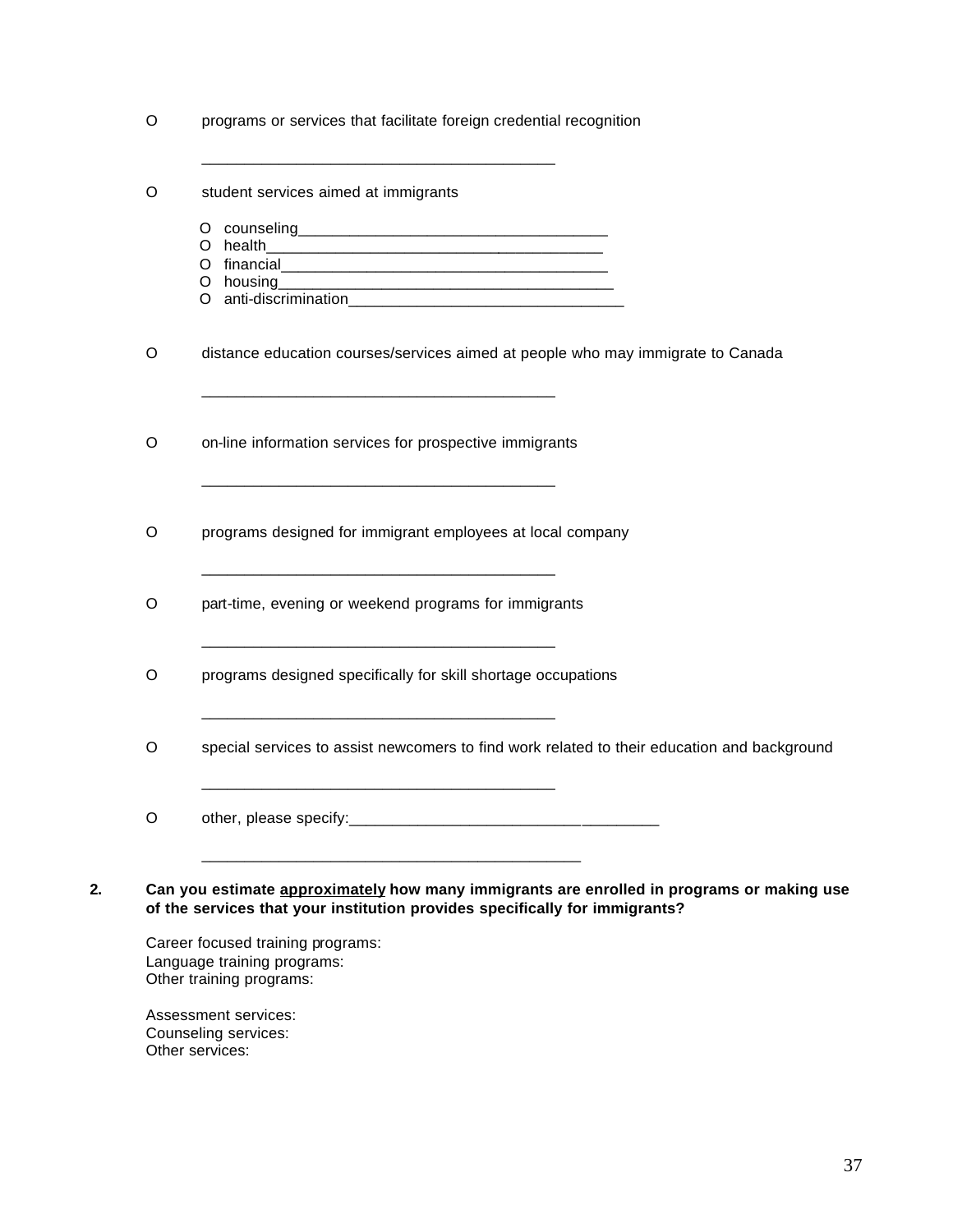O programs or services that facilitate foreign credential recognition

__________________________________________

O student services aimed at immigrants

- O counseling____________________________________
- O health________________________________________
- O financial______________________________________
- O housing_______________________________________
- O anti-discrimination________________________________

O distance education courses/services aimed at people who may immigrate to Canada

__________________________________________

O on-line information services for prospective immigrants

__________________________________________

O programs designed for immigrant employees at local company

__________________________________________

O part-time, evening or weekend programs for immigrants

__________________________________________

O programs designed specifically for skill shortage occupations

__________________________________________

O special services to assist newcomers to find work related to their education and background

__________________________________________

O other, please specify:____________________________________

_____________________________________________

**2. Can you estimate <u>approximately</u> how many immigrants are enrolled in programs or making use of the services that your institution provides specifically for immigrants?**

Career focused training programs:
Language training programs:
Other training programs:

Assessment services:
Counseling services:
Other services: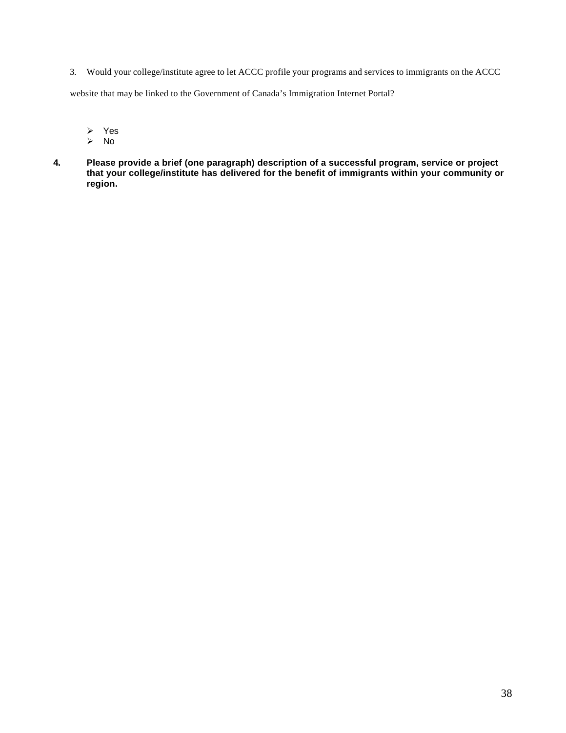3. Would your college/institute agree to let ACCC profile your programs and services to immigrants on the ACCC website that may be linked to the Government of Canada's Immigration Internet Portal?

- Yes
- No

**4. Please provide a brief (one paragraph) description of a successful program, service or project that your college/institute has delivered for the benefit of immigrants within your community or region.**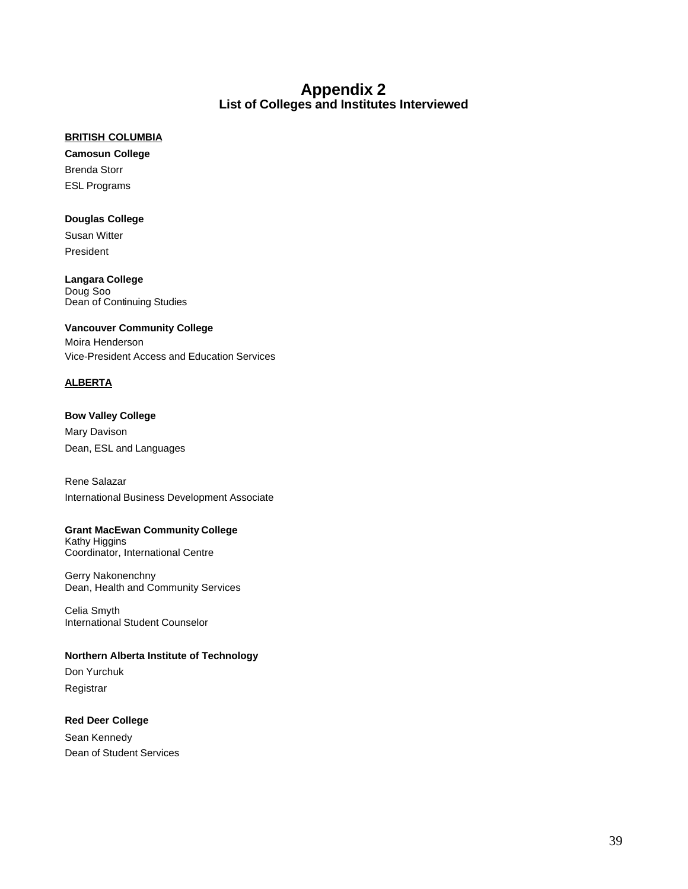# Appendix 2
## List of Colleges and Institutes Interviewed

**BRITISH COLUMBIA**

**Camosun College**

Brenda Storr

ESL Programs

**Douglas College**

Susan Witter

President

**Langara College**

Doug Soo

Dean of Continuing Studies

**Vancouver Community College**

Moira Henderson

Vice-President Access and Education Services

**ALBERTA**

**Bow Valley College**

Mary Davison

Dean, ESL and Languages

Rene Salazar

International Business Development Associate

**Grant MacEwan Community College**

Kathy Higgins

Coordinator, International Centre

Gerry Nakonenchny

Dean, Health and Community Services

Celia Smyth

International Student Counselor

**Northern Alberta Institute of Technology**

Don Yurchuk

Registrar

**Red Deer College**

Sean Kennedy

Dean of Student Services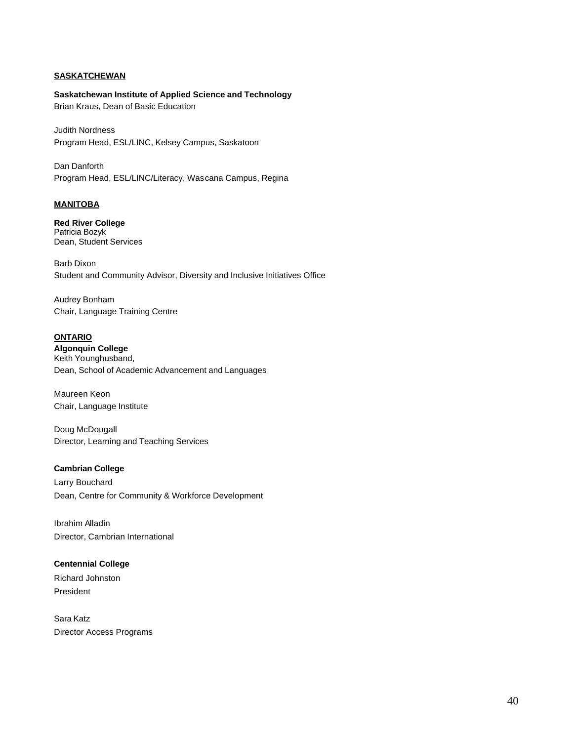**<u>SASKATCHEWAN</u>**

**Saskatchewan Institute of Applied Science and Technology**
Brian Kraus, Dean of Basic Education

Judith Nordness
Program Head, ESL/LINC, Kelsey Campus, Saskatoon

Dan Danforth
Program Head, ESL/LINC/Literacy, Wascana Campus, Regina

**<u>MANITOBA</u>**

**Red River College**
Patricia Bozyk
Dean, Student Services

Barb Dixon
Student and Community Advisor, Diversity and Inclusive Initiatives Office

Audrey Bonham
Chair, Language Training Centre

**<u>ONTARIO</u>**

**Algonquin College**
Keith Younghusband,
Dean, School of Academic Advancement and Languages

Maureen Keon
Chair, Language Institute

Doug McDougall
Director, Learning and Teaching Services

**Cambrian College**
Larry Bouchard
Dean, Centre for Community & Workforce Development

Ibrahim Alladin
Director, Cambrian International

**Centennial College**
Richard Johnston
President

Sara Katz
Director Access Programs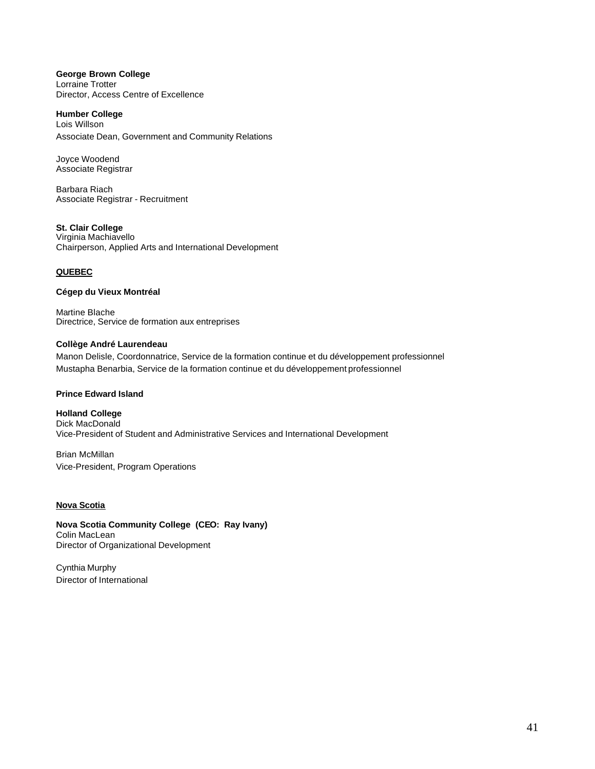**George Brown College**
Lorraine Trotter
Director, Access Centre of Excellence

**Humber College**
Lois Willson
Associate Dean, Government and Community Relations

Joyce Woodend
Associate Registrar

Barbara Riach
Associate Registrar - Recruitment

**St. Clair College**
Virginia Machiavello
Chairperson, Applied Arts and International Development

**QUEBEC**

**Cégep du Vieux Montréal**

Martine Blache
Directrice, Service de formation aux entreprises

**Collège André Laurendeau**
Manon Delisle, Coordonnatrice, Service de la formation continue et du développement professionnel
Mustapha Benarbia, Service de la formation continue et du développement professionnel

**Prince Edward Island**

**Holland College**
Dick MacDonald
Vice-President of Student and Administrative Services and International Development

Brian McMillan
Vice-President, Program Operations

**Nova Scotia**

**Nova Scotia Community College (CEO: Ray Ivany)**
Colin MacLean
Director of Organizational Development

Cynthia Murphy
Director of International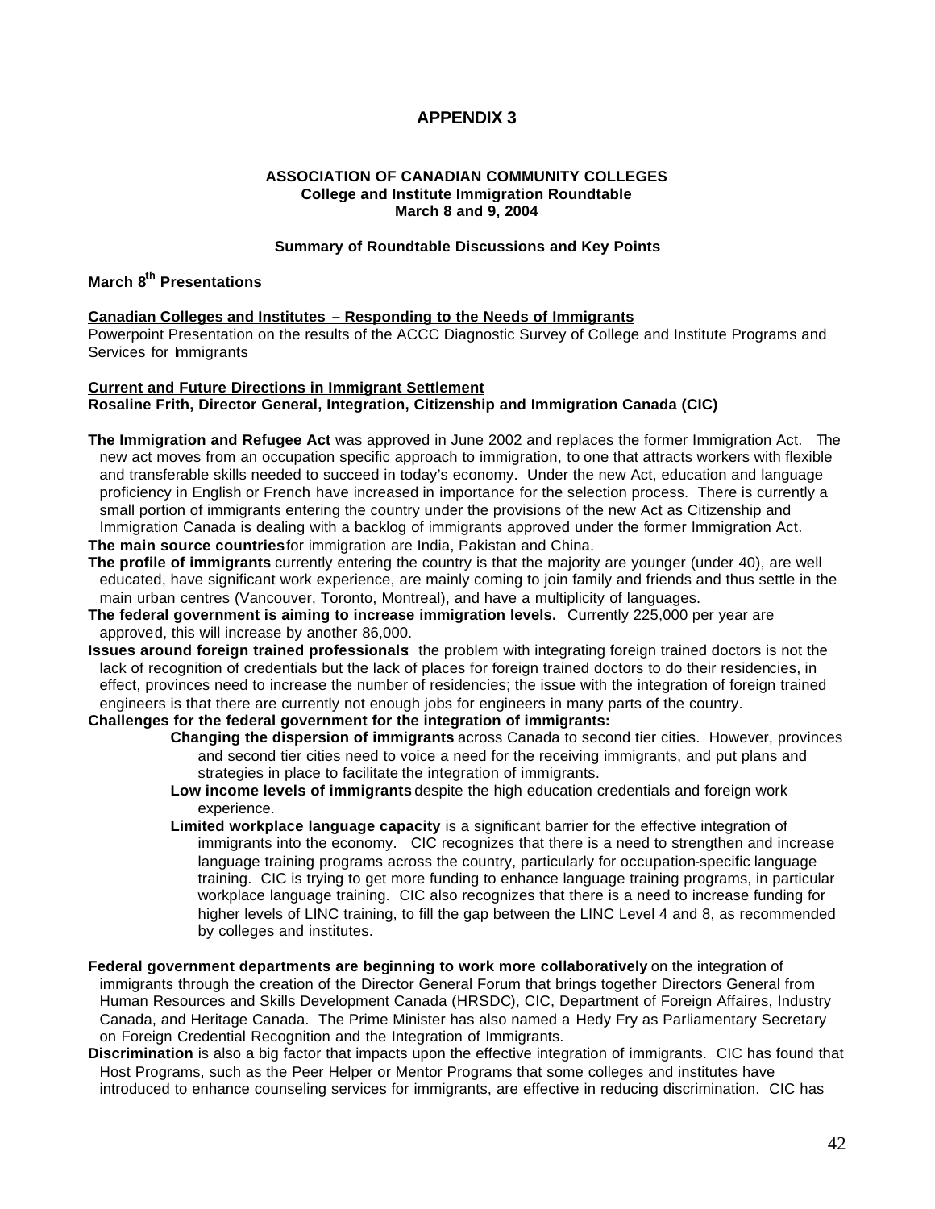# APPENDIX 3

**ASSOCIATION OF CANADIAN COMMUNITY COLLEGES**
**College and Institute Immigration Roundtable**
**March 8 and 9, 2004**

**Summary of Roundtable Discussions and Key Points**

## March 8th Presentations

**Canadian Colleges and Institutes – Responding to the Needs of Immigrants**
Powerpoint Presentation on the results of the ACCC Diagnostic Survey of College and Institute Programs and Services for Immigrants

**Current and Future Directions in Immigrant Settlement**
**Rosaline Frith, Director General, Integration, Citizenship and Immigration Canada (CIC)**

**The Immigration and Refugee Act** was approved in June 2002 and replaces the former Immigration Act. The new act moves from an occupation specific approach to immigration, to one that attracts workers with flexible and transferable skills needed to succeed in today's economy. Under the new Act, education and language proficiency in English or French have increased in importance for the selection process. There is currently a small portion of immigrants entering the country under the provisions of the new Act as Citizenship and Immigration Canada is dealing with a backlog of immigrants approved under the former Immigration Act.

**The main source countries** for immigration are India, Pakistan and China.

**The profile of immigrants** currently entering the country is that the majority are younger (under 40), are well educated, have significant work experience, are mainly coming to join family and friends and thus settle in the main urban centres (Vancouver, Toronto, Montreal), and have a multiplicity of languages.

**The federal government is aiming to increase immigration levels.** Currently 225,000 per year are approved, this will increase by another 86,000.

**Issues around foreign trained professionals** the problem with integrating foreign trained doctors is not the lack of recognition of credentials but the lack of places for foreign trained doctors to do their residencies, in effect, provinces need to increase the number of residencies; the issue with the integration of foreign trained engineers is that there are currently not enough jobs for engineers in many parts of the country.

**Challenges for the federal government for the integration of immigrants:**

- **Changing the dispersion of immigrants** across Canada to second tier cities. However, provinces and second tier cities need to voice a need for the receiving immigrants, and put plans and strategies in place to facilitate the integration of immigrants.
- **Low income levels of immigrants** despite the high education credentials and foreign work experience.
- **Limited workplace language capacity** is a significant barrier for the effective integration of immigrants into the economy. CIC recognizes that there is a need to strengthen and increase language training programs across the country, particularly for occupation-specific language training. CIC is trying to get more funding to enhance language training programs, in particular workplace language training. CIC also recognizes that there is a need to increase funding for higher levels of LINC training, to fill the gap between the LINC Level 4 and 8, as recommended by colleges and institutes.

**Federal government departments are beginning to work more collaboratively** on the integration of immigrants through the creation of the Director General Forum that brings together Directors General from Human Resources and Skills Development Canada (HRSDC), CIC, Department of Foreign Affaires, Industry Canada, and Heritage Canada. The Prime Minister has also named a Hedy Fry as Parliamentary Secretary on Foreign Credential Recognition and the Integration of Immigrants.

**Discrimination** is also a big factor that impacts upon the effective integration of immigrants. CIC has found that Host Programs, such as the Peer Helper or Mentor Programs that some colleges and institutes have introduced to enhance counseling services for immigrants, are effective in reducing discrimination. CIC has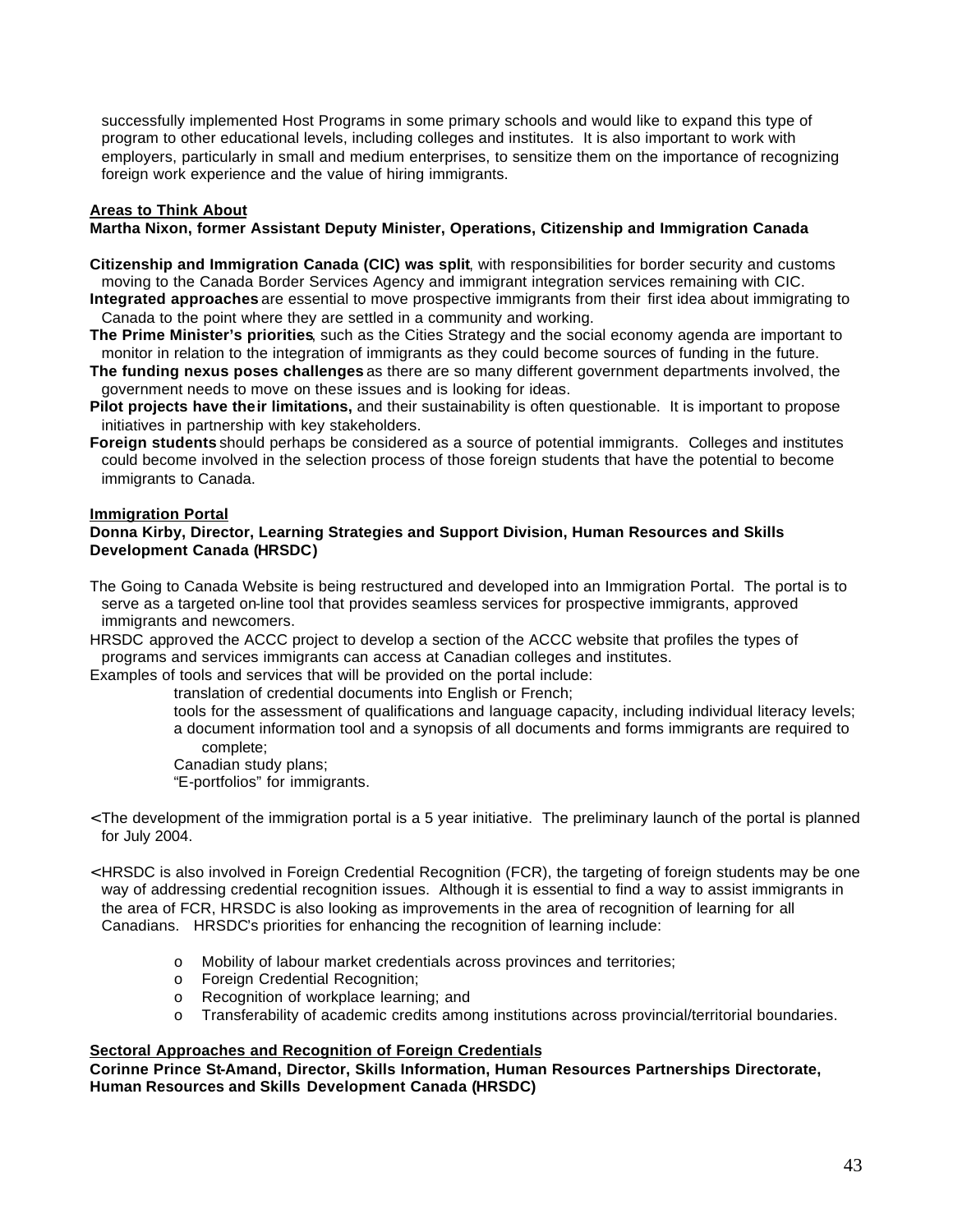successfully implemented Host Programs in some primary schools and would like to expand this type of program to other educational levels, including colleges and institutes. It is also important to work with employers, particularly in small and medium enterprises, to sensitize them on the importance of recognizing foreign work experience and the value of hiring immigrants.

**Areas to Think About**

**Martha Nixon, former Assistant Deputy Minister, Operations, Citizenship and Immigration Canada**

**Citizenship and Immigration Canada (CIC) was split**, with responsibilities for border security and customs moving to the Canada Border Services Agency and immigrant integration services remaining with CIC.

**Integrated approaches** are essential to move prospective immigrants from their first idea about immigrating to Canada to the point where they are settled in a community and working.

**The Prime Minister's priorities**, such as the Cities Strategy and the social economy agenda are important to monitor in relation to the integration of immigrants as they could become sources of funding in the future.

**The funding nexus poses challenges** as there are so many different government departments involved, the government needs to move on these issues and is looking for ideas.

**Pilot projects have their limitations,** and their sustainability is often questionable. It is important to propose initiatives in partnership with key stakeholders.

**Foreign students** should perhaps be considered as a source of potential immigrants. Colleges and institutes could become involved in the selection process of those foreign students that have the potential to become immigrants to Canada.

**Immigration Portal**

**Donna Kirby, Director, Learning Strategies and Support Division, Human Resources and Skills Development Canada (HRSDC)**

The Going to Canada Website is being restructured and developed into an Immigration Portal. The portal is to serve as a targeted on-line tool that provides seamless services for prospective immigrants, approved immigrants and newcomers.

HRSDC approved the ACCC project to develop a section of the ACCC website that profiles the types of programs and services immigrants can access at Canadian colleges and institutes.

Examples of tools and services that will be provided on the portal include:

- translation of credential documents into English or French;
- tools for the assessment of qualifications and language capacity, including individual literacy levels;
- a document information tool and a synopsis of all documents and forms immigrants are required to complete;
- Canadian study plans;
- "E-portfolios" for immigrants.

- The development of the immigration portal is a 5 year initiative. The preliminary launch of the portal is planned for July 2004.

- HRSDC is also involved in Foreign Credential Recognition (FCR), the targeting of foreign students may be one way of addressing credential recognition issues. Although it is essential to find a way to assist immigrants in the area of FCR, HRSDC is also looking as improvements in the area of recognition of learning for all Canadians. HRSDC's priorities for enhancing the recognition of learning include:

  - Mobility of labour market credentials across provinces and territories;
  - Foreign Credential Recognition;
  - Recognition of workplace learning; and
  - Transferability of academic credits among institutions across provincial/territorial boundaries.

**Sectoral Approaches and Recognition of Foreign Credentials**

**Corinne Prince St-Amand, Director, Skills Information, Human Resources Partnerships Directorate, Human Resources and Skills Development Canada (HRSDC)**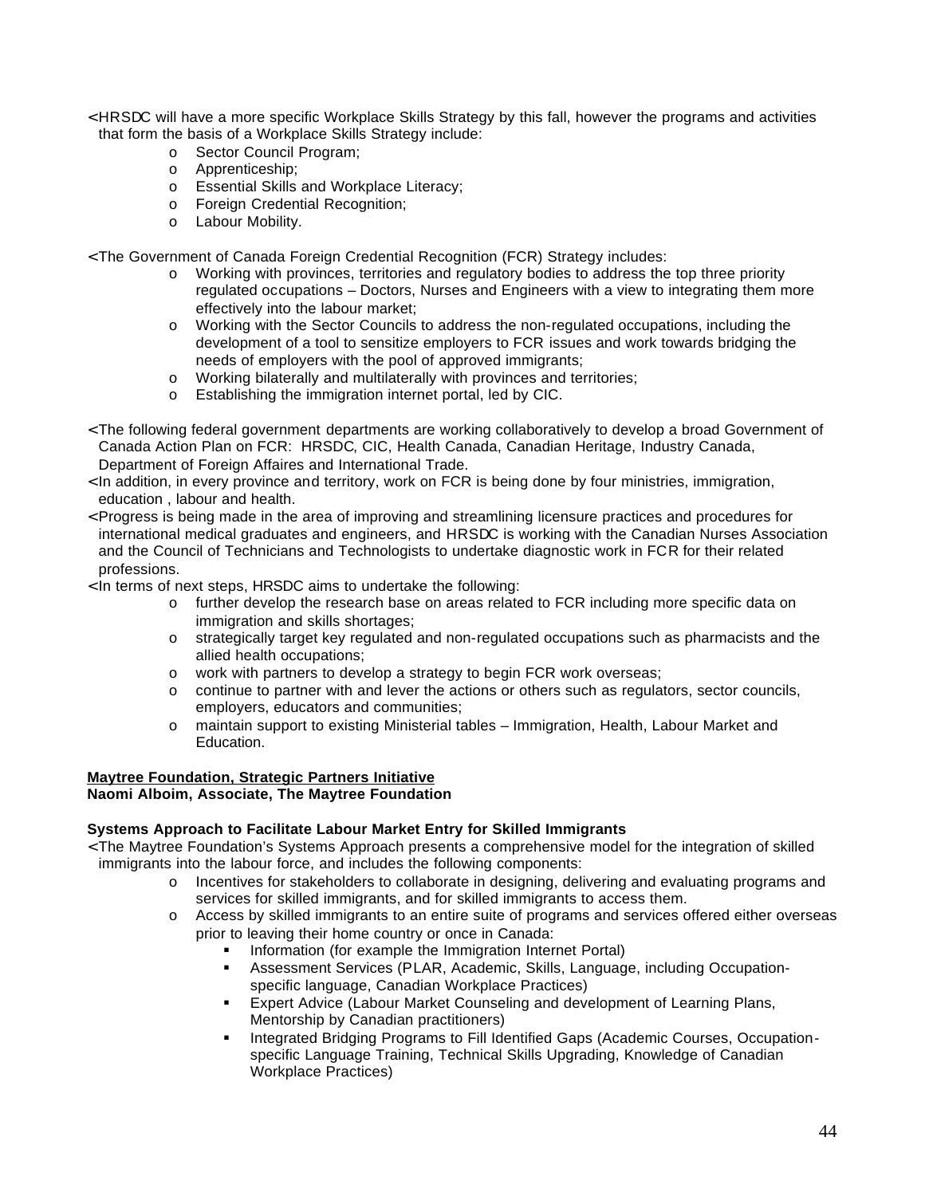- HRSDC will have a more specific Workplace Skills Strategy by this fall, however the programs and activities that form the basis of a Workplace Skills Strategy include:
  - Sector Council Program;
  - Apprenticeship;
  - Essential Skills and Workplace Literacy;
  - Foreign Credential Recognition;
  - Labour Mobility.

- The Government of Canada Foreign Credential Recognition (FCR) Strategy includes:
  - Working with provinces, territories and regulatory bodies to address the top three priority regulated occupations – Doctors, Nurses and Engineers with a view to integrating them more effectively into the labour market;
  - Working with the Sector Councils to address the non-regulated occupations, including the development of a tool to sensitize employers to FCR issues and work towards bridging the needs of employers with the pool of approved immigrants;
  - Working bilaterally and multilaterally with provinces and territories;
  - Establishing the immigration internet portal, led by CIC.

- The following federal government departments are working collaboratively to develop a broad Government of Canada Action Plan on FCR: HRSDC, CIC, Health Canada, Canadian Heritage, Industry Canada, Department of Foreign Affaires and International Trade.
- In addition, in every province and territory, work on FCR is being done by four ministries, immigration, education , labour and health.
- Progress is being made in the area of improving and streamlining licensure practices and procedures for international medical graduates and engineers, and HRSDC is working with the Canadian Nurses Association and the Council of Technicians and Technologists to undertake diagnostic work in FCR for their related professions.
- In terms of next steps, HRSDC aims to undertake the following:
  - further develop the research base on areas related to FCR including more specific data on immigration and skills shortages;
  - strategically target key regulated and non-regulated occupations such as pharmacists and the allied health occupations;
  - work with partners to develop a strategy to begin FCR work overseas;
  - continue to partner with and lever the actions or others such as regulators, sector councils, employers, educators and communities;
  - maintain support to existing Ministerial tables – Immigration, Health, Labour Market and Education.

**Maytree Foundation, Strategic Partners Initiative**
**Naomi Alboim, Associate, The Maytree Foundation**

**Systems Approach to Facilitate Labour Market Entry for Skilled Immigrants**

- The Maytree Foundation's Systems Approach presents a comprehensive model for the integration of skilled immigrants into the labour force, and includes the following components:
  - Incentives for stakeholders to collaborate in designing, delivering and evaluating programs and services for skilled immigrants, and for skilled immigrants to access them.
  - Access by skilled immigrants to an entire suite of programs and services offered either overseas prior to leaving their home country or once in Canada:
    - Information (for example the Immigration Internet Portal)
    - Assessment Services (PLAR, Academic, Skills, Language, including Occupation-specific language, Canadian Workplace Practices)
    - Expert Advice (Labour Market Counseling and development of Learning Plans, Mentorship by Canadian practitioners)
    - Integrated Bridging Programs to Fill Identified Gaps (Academic Courses, Occupation-specific Language Training, Technical Skills Upgrading, Knowledge of Canadian Workplace Practices)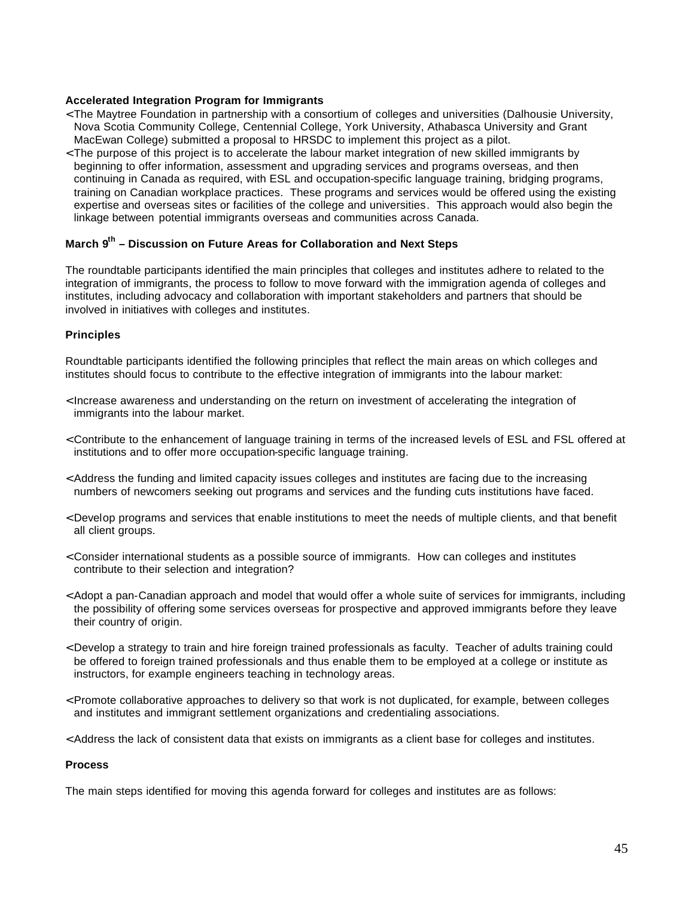**Accelerated Integration Program for Immigrants**

- The Maytree Foundation in partnership with a consortium of colleges and universities (Dalhousie University, Nova Scotia Community College, Centennial College, York University, Athabasca University and Grant MacEwan College) submitted a proposal to HRSDC to implement this project as a pilot.
- The purpose of this project is to accelerate the labour market integration of new skilled immigrants by beginning to offer information, assessment and upgrading services and programs overseas, and then continuing in Canada as required, with ESL and occupation-specific language training, bridging programs, training on Canadian workplace practices. These programs and services would be offered using the existing expertise and overseas sites or facilities of the college and universities. This approach would also begin the linkage between potential immigrants overseas and communities across Canada.

**March 9th – Discussion on Future Areas for Collaboration and Next Steps**

The roundtable participants identified the main principles that colleges and institutes adhere to related to the integration of immigrants, the process to follow to move forward with the immigration agenda of colleges and institutes, including advocacy and collaboration with important stakeholders and partners that should be involved in initiatives with colleges and institutes.

**Principles**

Roundtable participants identified the following principles that reflect the main areas on which colleges and institutes should focus to contribute to the effective integration of immigrants into the labour market:

- Increase awareness and understanding on the return on investment of accelerating the integration of immigrants into the labour market.

- Contribute to the enhancement of language training in terms of the increased levels of ESL and FSL offered at institutions and to offer more occupation-specific language training.

- Address the funding and limited capacity issues colleges and institutes are facing due to the increasing numbers of newcomers seeking out programs and services and the funding cuts institutions have faced.

- Develop programs and services that enable institutions to meet the needs of multiple clients, and that benefit all client groups.

- Consider international students as a possible source of immigrants. How can colleges and institutes contribute to their selection and integration?

- Adopt a pan-Canadian approach and model that would offer a whole suite of services for immigrants, including the possibility of offering some services overseas for prospective and approved immigrants before they leave their country of origin.

- Develop a strategy to train and hire foreign trained professionals as faculty. Teacher of adults training could be offered to foreign trained professionals and thus enable them to be employed at a college or institute as instructors, for example engineers teaching in technology areas.

- Promote collaborative approaches to delivery so that work is not duplicated, for example, between colleges and institutes and immigrant settlement organizations and credentialing associations.

- Address the lack of consistent data that exists on immigrants as a client base for colleges and institutes.

**Process**

The main steps identified for moving this agenda forward for colleges and institutes are as follows: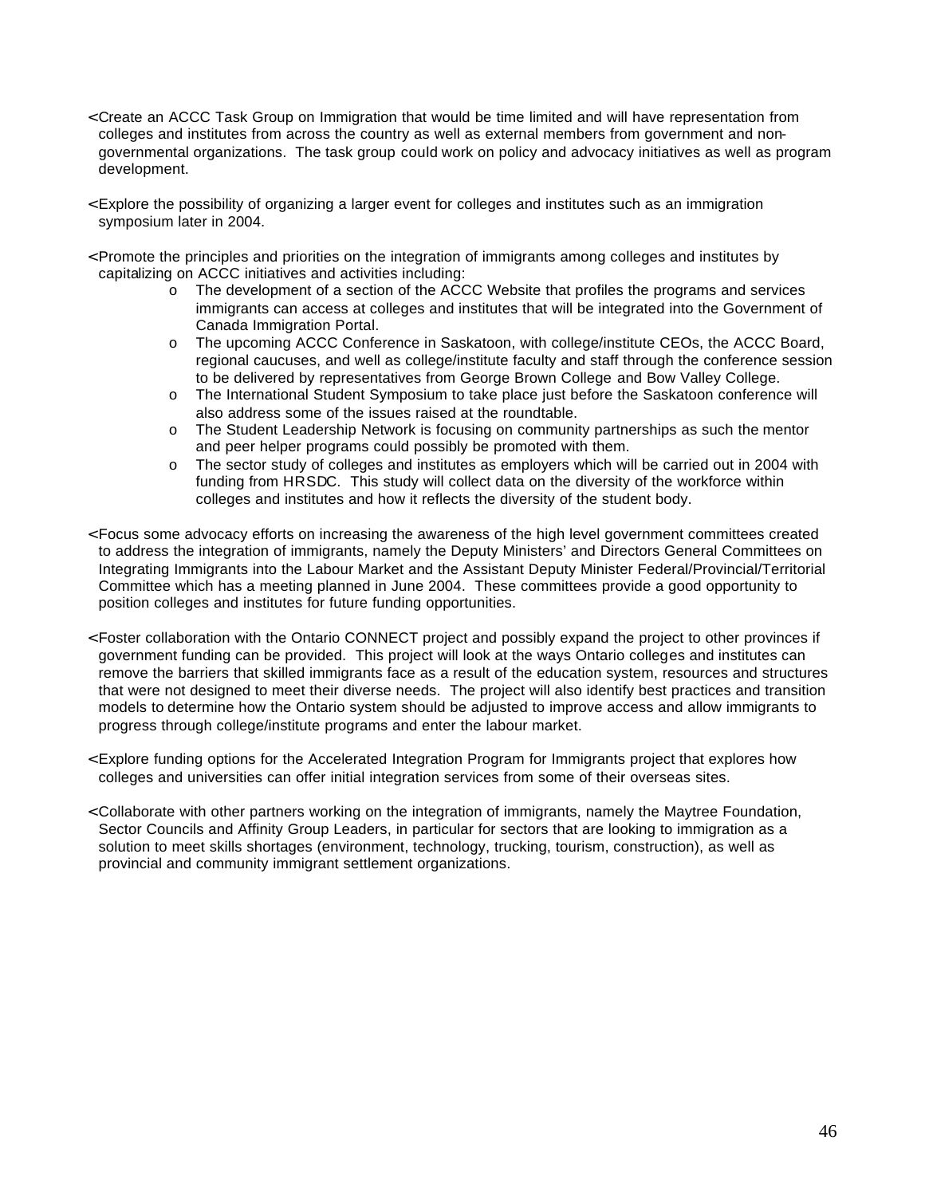- Create an ACCC Task Group on Immigration that would be time limited and will have representation from colleges and institutes from across the country as well as external members from government and non-governmental organizations. The task group could work on policy and advocacy initiatives as well as program development.

- Explore the possibility of organizing a larger event for colleges and institutes such as an immigration symposium later in 2004.

- Promote the principles and priorities on the integration of immigrants among colleges and institutes by capitalizing on ACCC initiatives and activities including:
  - The development of a section of the ACCC Website that profiles the programs and services immigrants can access at colleges and institutes that will be integrated into the Government of Canada Immigration Portal.
  - The upcoming ACCC Conference in Saskatoon, with college/institute CEOs, the ACCC Board, regional caucuses, and well as college/institute faculty and staff through the conference session to be delivered by representatives from George Brown College and Bow Valley College.
  - The International Student Symposium to take place just before the Saskatoon conference will also address some of the issues raised at the roundtable.
  - The Student Leadership Network is focusing on community partnerships as such the mentor and peer helper programs could possibly be promoted with them.
  - The sector study of colleges and institutes as employers which will be carried out in 2004 with funding from HRSDC. This study will collect data on the diversity of the workforce within colleges and institutes and how it reflects the diversity of the student body.

- Focus some advocacy efforts on increasing the awareness of the high level government committees created to address the integration of immigrants, namely the Deputy Ministers' and Directors General Committees on Integrating Immigrants into the Labour Market and the Assistant Deputy Minister Federal/Provincial/Territorial Committee which has a meeting planned in June 2004. These committees provide a good opportunity to position colleges and institutes for future funding opportunities.

- Foster collaboration with the Ontario CONNECT project and possibly expand the project to other provinces if government funding can be provided. This project will look at the ways Ontario colleges and institutes can remove the barriers that skilled immigrants face as a result of the education system, resources and structures that were not designed to meet their diverse needs. The project will also identify best practices and transition models to determine how the Ontario system should be adjusted to improve access and allow immigrants to progress through college/institute programs and enter the labour market.

- Explore funding options for the Accelerated Integration Program for Immigrants project that explores how colleges and universities can offer initial integration services from some of their overseas sites.

- Collaborate with other partners working on the integration of immigrants, namely the Maytree Foundation, Sector Councils and Affinity Group Leaders, in particular for sectors that are looking to immigration as a solution to meet skills shortages (environment, technology, trucking, tourism, construction), as well as provincial and community immigrant settlement organizations.